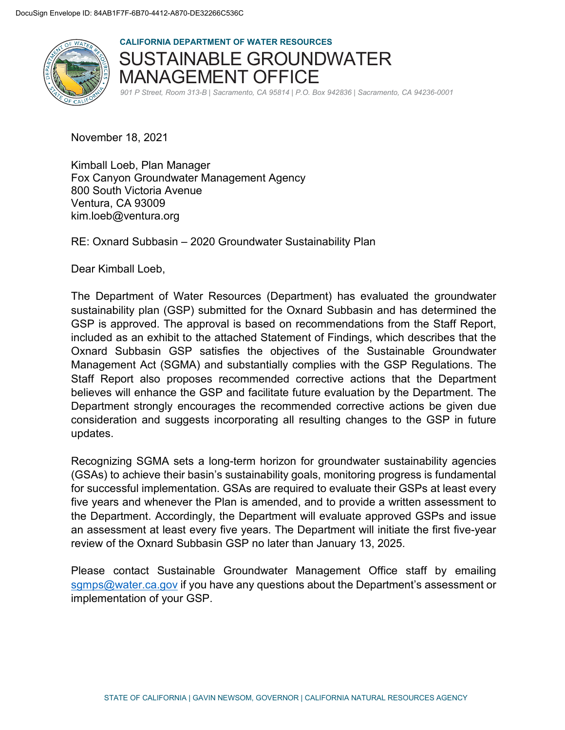DocuSign Envelope ID: 84AB1F7F-6B70-4412-A870-DE32266C536C

**CALIFORNIA DEPARTMENT OF WATER RESOURCES**

# SUSTAINABLE GROUNDWATER MANAGEMENT OFFICE

*901 P Street, Room 313-B | Sacramento, CA 95814 | P.O. Box 942836 | Sacramento, CA 94236-0001*

November 18, 2021

Kimball Loeb, Plan Manager
Fox Canyon Groundwater Management Agency
800 South Victoria Avenue
Ventura, CA 93009
kim.loeb@ventura.org

RE: Oxnard Subbasin – 2020 Groundwater Sustainability Plan

Dear Kimball Loeb,

The Department of Water Resources (Department) has evaluated the groundwater sustainability plan (GSP) submitted for the Oxnard Subbasin and has determined the GSP is approved. The approval is based on recommendations from the Staff Report, included as an exhibit to the attached Statement of Findings, which describes that the Oxnard Subbasin GSP satisfies the objectives of the Sustainable Groundwater Management Act (SGMA) and substantially complies with the GSP Regulations. The Staff Report also proposes recommended corrective actions that the Department believes will enhance the GSP and facilitate future evaluation by the Department. The Department strongly encourages the recommended corrective actions be given due consideration and suggests incorporating all resulting changes to the GSP in future updates.

Recognizing SGMA sets a long-term horizon for groundwater sustainability agencies (GSAs) to achieve their basin's sustainability goals, monitoring progress is fundamental for successful implementation. GSAs are required to evaluate their GSPs at least every five years and whenever the Plan is amended, and to provide a written assessment to the Department. Accordingly, the Department will evaluate approved GSPs and issue an assessment at least every five years. The Department will initiate the first five-year review of the Oxnard Subbasin GSP no later than January 13, 2025.

Please contact Sustainable Groundwater Management Office staff by emailing sgmps@water.ca.gov if you have any questions about the Department's assessment or implementation of your GSP.

STATE OF CALIFORNIA | GAVIN NEWSOM, GOVERNOR | CALIFORNIA NATURAL RESOURCES AGENCY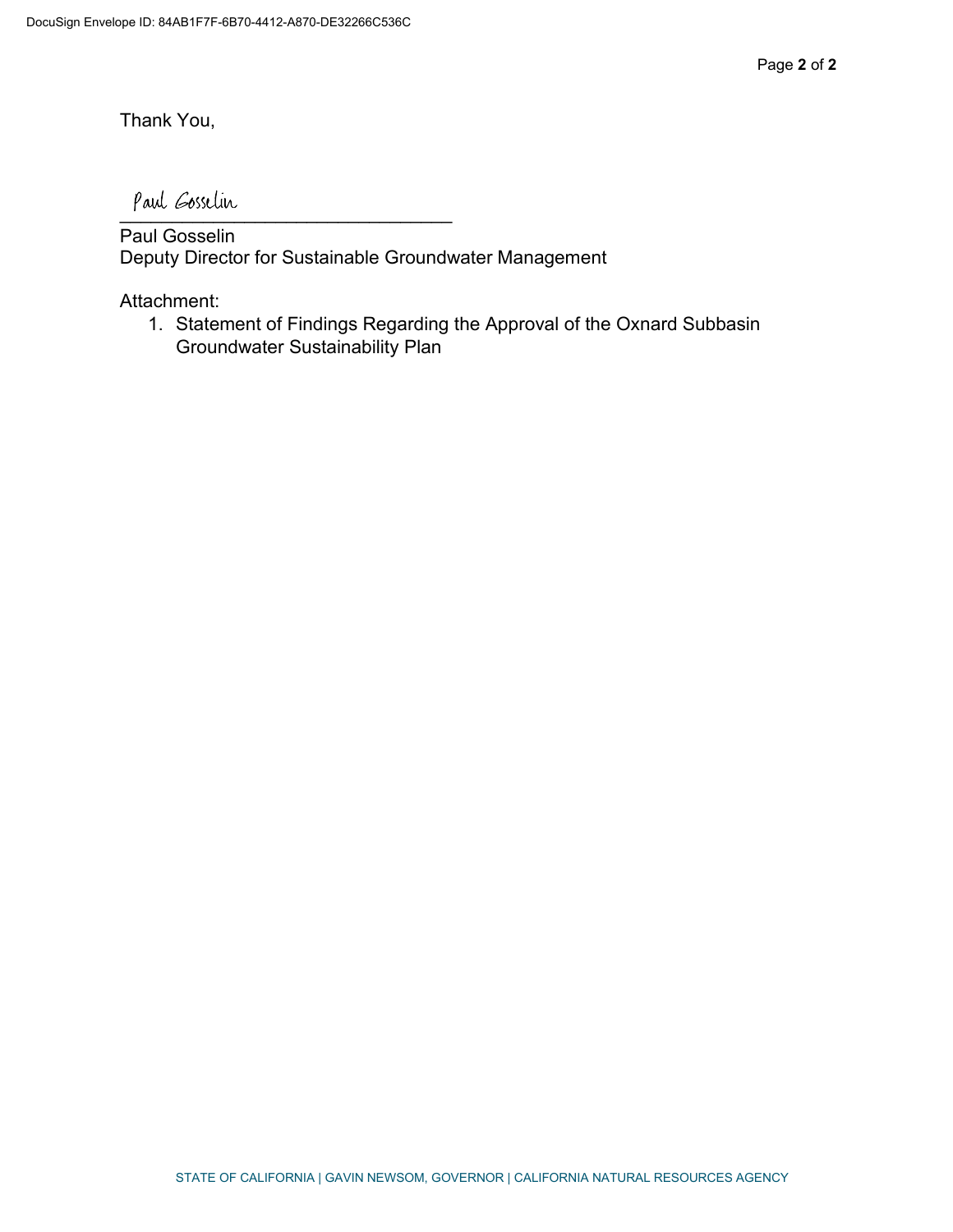Thank You,

Paul Gosselin

_________________________________

Paul Gosselin
Deputy Director for Sustainable Groundwater Management

Attachment:

1. Statement of Findings Regarding the Approval of the Oxnard Subbasin Groundwater Sustainability Plan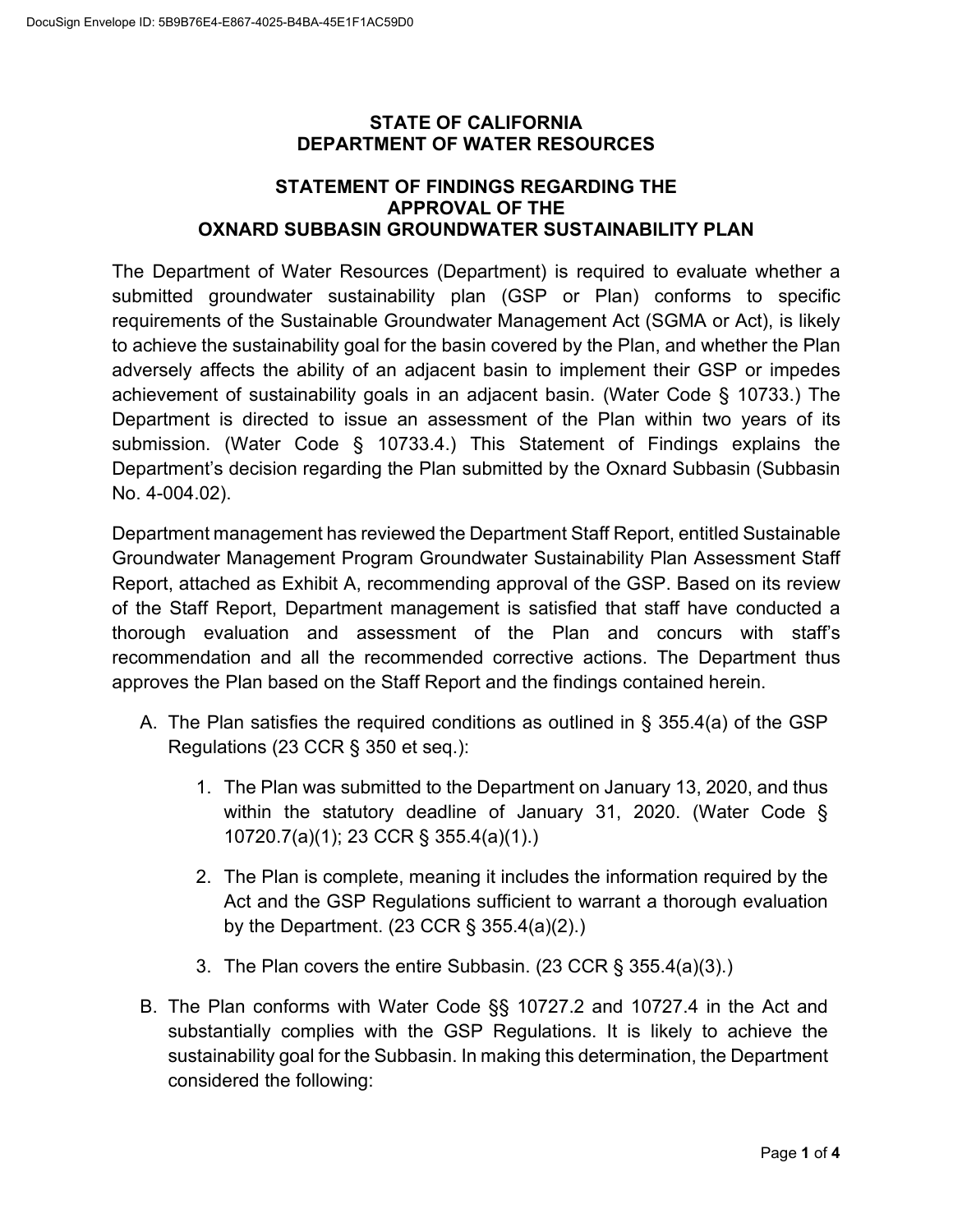**STATE OF CALIFORNIA**
**DEPARTMENT OF WATER RESOURCES**

# STATEMENT OF FINDINGS REGARDING THE APPROVAL OF THE OXNARD SUBBASIN GROUNDWATER SUSTAINABILITY PLAN

The Department of Water Resources (Department) is required to evaluate whether a submitted groundwater sustainability plan (GSP or Plan) conforms to specific requirements of the Sustainable Groundwater Management Act (SGMA or Act), is likely to achieve the sustainability goal for the basin covered by the Plan, and whether the Plan adversely affects the ability of an adjacent basin to implement their GSP or impedes achievement of sustainability goals in an adjacent basin. (Water Code § 10733.) The Department is directed to issue an assessment of the Plan within two years of its submission. (Water Code § 10733.4.) This Statement of Findings explains the Department's decision regarding the Plan submitted by the Oxnard Subbasin (Subbasin No. 4-004.02).

Department management has reviewed the Department Staff Report, entitled Sustainable Groundwater Management Program Groundwater Sustainability Plan Assessment Staff Report, attached as Exhibit A, recommending approval of the GSP. Based on its review of the Staff Report, Department management is satisfied that staff have conducted a thorough evaluation and assessment of the Plan and concurs with staff's recommendation and all the recommended corrective actions. The Department thus approves the Plan based on the Staff Report and the findings contained herein.

A. The Plan satisfies the required conditions as outlined in § 355.4(a) of the GSP Regulations (23 CCR § 350 et seq.):

   1. The Plan was submitted to the Department on January 13, 2020, and thus within the statutory deadline of January 31, 2020. (Water Code § 10720.7(a)(1); 23 CCR § 355.4(a)(1).)

   2. The Plan is complete, meaning it includes the information required by the Act and the GSP Regulations sufficient to warrant a thorough evaluation by the Department. (23 CCR § 355.4(a)(2).)

   3. The Plan covers the entire Subbasin. (23 CCR § 355.4(a)(3).)

B. The Plan conforms with Water Code §§ 10727.2 and 10727.4 in the Act and substantially complies with the GSP Regulations. It is likely to achieve the sustainability goal for the Subbasin. In making this determination, the Department considered the following: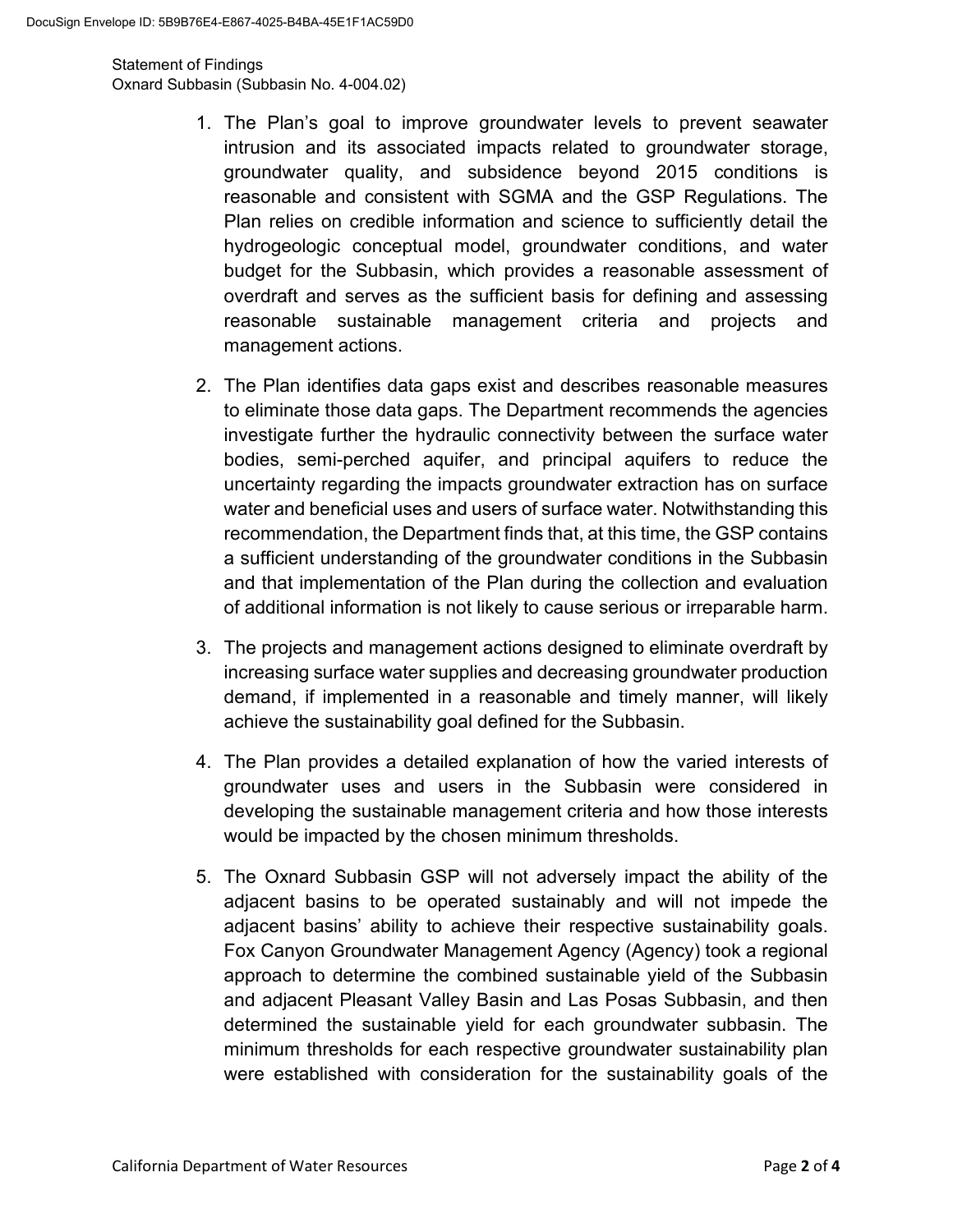1. The Plan's goal to improve groundwater levels to prevent seawater intrusion and its associated impacts related to groundwater storage, groundwater quality, and subsidence beyond 2015 conditions is reasonable and consistent with SGMA and the GSP Regulations. The Plan relies on credible information and science to sufficiently detail the hydrogeologic conceptual model, groundwater conditions, and water budget for the Subbasin, which provides a reasonable assessment of overdraft and serves as the sufficient basis for defining and assessing reasonable sustainable management criteria and projects and management actions.

2. The Plan identifies data gaps exist and describes reasonable measures to eliminate those data gaps. The Department recommends the agencies investigate further the hydraulic connectivity between the surface water bodies, semi-perched aquifer, and principal aquifers to reduce the uncertainty regarding the impacts groundwater extraction has on surface water and beneficial uses and users of surface water. Notwithstanding this recommendation, the Department finds that, at this time, the GSP contains a sufficient understanding of the groundwater conditions in the Subbasin and that implementation of the Plan during the collection and evaluation of additional information is not likely to cause serious or irreparable harm.

3. The projects and management actions designed to eliminate overdraft by increasing surface water supplies and decreasing groundwater production demand, if implemented in a reasonable and timely manner, will likely achieve the sustainability goal defined for the Subbasin.

4. The Plan provides a detailed explanation of how the varied interests of groundwater uses and users in the Subbasin were considered in developing the sustainable management criteria and how those interests would be impacted by the chosen minimum thresholds.

5. The Oxnard Subbasin GSP will not adversely impact the ability of the adjacent basins to be operated sustainably and will not impede the adjacent basins' ability to achieve their respective sustainability goals. Fox Canyon Groundwater Management Agency (Agency) took a regional approach to determine the combined sustainable yield of the Subbasin and adjacent Pleasant Valley Basin and Las Posas Subbasin, and then determined the sustainable yield for each groundwater subbasin. The minimum thresholds for each respective groundwater sustainability plan were established with consideration for the sustainability goals of the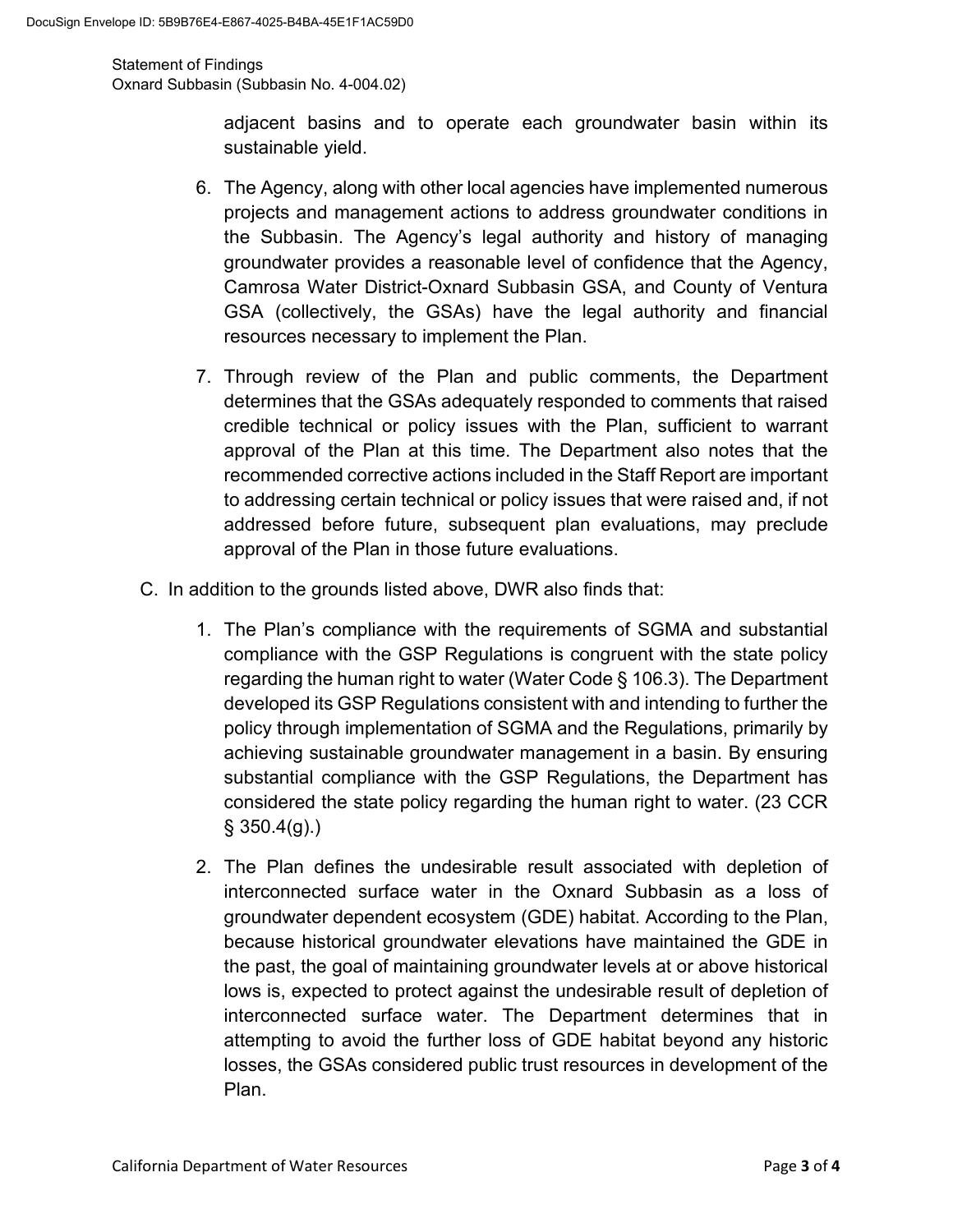adjacent basins and to operate each groundwater basin within its sustainable yield.

6. The Agency, along with other local agencies have implemented numerous projects and management actions to address groundwater conditions in the Subbasin. The Agency's legal authority and history of managing groundwater provides a reasonable level of confidence that the Agency, Camrosa Water District-Oxnard Subbasin GSA, and County of Ventura GSA (collectively, the GSAs) have the legal authority and financial resources necessary to implement the Plan.

7. Through review of the Plan and public comments, the Department determines that the GSAs adequately responded to comments that raised credible technical or policy issues with the Plan, sufficient to warrant approval of the Plan at this time. The Department also notes that the recommended corrective actions included in the Staff Report are important to addressing certain technical or policy issues that were raised and, if not addressed before future, subsequent plan evaluations, may preclude approval of the Plan in those future evaluations.

C. In addition to the grounds listed above, DWR also finds that:

1. The Plan's compliance with the requirements of SGMA and substantial compliance with the GSP Regulations is congruent with the state policy regarding the human right to water (Water Code § 106.3). The Department developed its GSP Regulations consistent with and intending to further the policy through implementation of SGMA and the Regulations, primarily by achieving sustainable groundwater management in a basin. By ensuring substantial compliance with the GSP Regulations, the Department has considered the state policy regarding the human right to water. (23 CCR § 350.4(g).)

2. The Plan defines the undesirable result associated with depletion of interconnected surface water in the Oxnard Subbasin as a loss of groundwater dependent ecosystem (GDE) habitat. According to the Plan, because historical groundwater elevations have maintained the GDE in the past, the goal of maintaining groundwater levels at or above historical lows is, expected to protect against the undesirable result of depletion of interconnected surface water. The Department determines that in attempting to avoid the further loss of GDE habitat beyond any historic losses, the GSAs considered public trust resources in development of the Plan.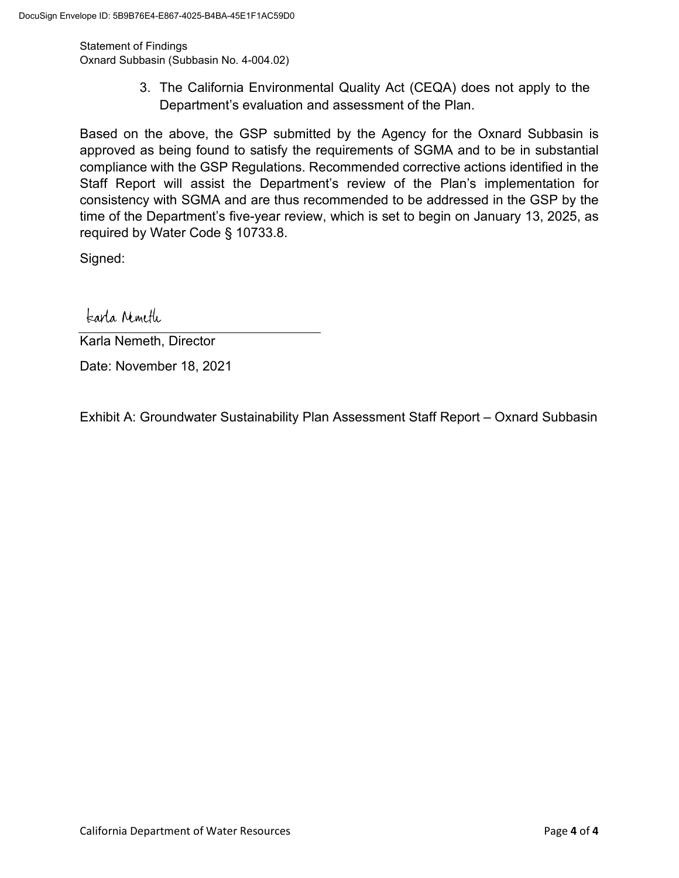3. The California Environmental Quality Act (CEQA) does not apply to the Department's evaluation and assessment of the Plan.

Based on the above, the GSP submitted by the Agency for the Oxnard Subbasin is approved as being found to satisfy the requirements of SGMA and to be in substantial compliance with the GSP Regulations. Recommended corrective actions identified in the Staff Report will assist the Department's review of the Plan's implementation for consistency with SGMA and are thus recommended to be addressed in the GSP by the time of the Department's five-year review, which is set to begin on January 13, 2025, as required by Water Code § 10733.8.

Signed:

Karla Nemeth

Karla Nemeth, Director

Date: November 18, 2021

Exhibit A: Groundwater Sustainability Plan Assessment Staff Report – Oxnard Subbasin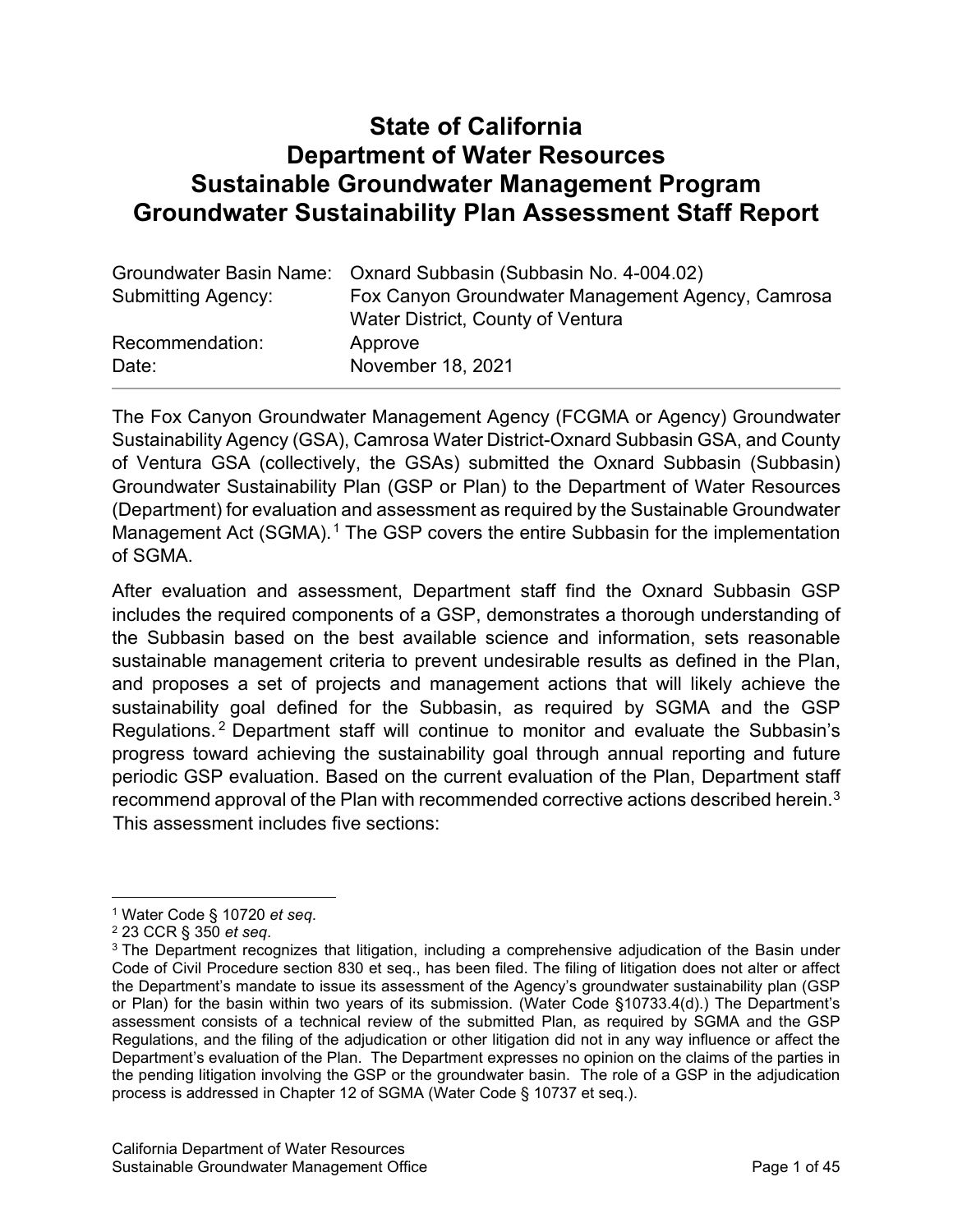# State of California
# Department of Water Resources
# Sustainable Groundwater Management Program
# Groundwater Sustainability Plan Assessment Staff Report

| | |
|---|---|
| Groundwater Basin Name: | Oxnard Subbasin (Subbasin No. 4-004.02) |
| Submitting Agency: | Fox Canyon Groundwater Management Agency, Camrosa Water District, County of Ventura |
| Recommendation: | Approve |
| Date: | November 18, 2021 |

The Fox Canyon Groundwater Management Agency (FCGMA or Agency) Groundwater Sustainability Agency (GSA), Camrosa Water District-Oxnard Subbasin GSA, and County of Ventura GSA (collectively, the GSAs) submitted the Oxnard Subbasin (Subbasin) Groundwater Sustainability Plan (GSP or Plan) to the Department of Water Resources (Department) for evaluation and assessment as required by the Sustainable Groundwater Management Act (SGMA).[1] The GSP covers the entire Subbasin for the implementation of SGMA.

After evaluation and assessment, Department staff find the Oxnard Subbasin GSP includes the required components of a GSP, demonstrates a thorough understanding of the Subbasin based on the best available science and information, sets reasonable sustainable management criteria to prevent undesirable results as defined in the Plan, and proposes a set of projects and management actions that will likely achieve the sustainability goal defined for the Subbasin, as required by SGMA and the GSP Regulations.[2] Department staff will continue to monitor and evaluate the Subbasin's progress toward achieving the sustainability goal through annual reporting and future periodic GSP evaluation. Based on the current evaluation of the Plan, Department staff recommend approval of the Plan with recommended corrective actions described herein.[3] This assessment includes five sections:

---

[1] Water Code § 10720 *et seq*.

[2] 23 CCR § 350 *et seq*.

[3] The Department recognizes that litigation, including a comprehensive adjudication of the Basin under Code of Civil Procedure section 830 et seq., has been filed. The filing of litigation does not alter or affect the Department's mandate to issue its assessment of the Agency's groundwater sustainability plan (GSP or Plan) for the basin within two years of its submission. (Water Code §10733.4(d).) The Department's assessment consists of a technical review of the submitted Plan, as required by SGMA and the GSP Regulations, and the filing of the adjudication or other litigation did not in any way influence or affect the Department's evaluation of the Plan. The Department expresses no opinion on the claims of the parties in the pending litigation involving the GSP or the groundwater basin. The role of a GSP in the adjudication process is addressed in Chapter 12 of SGMA (Water Code § 10737 et seq.).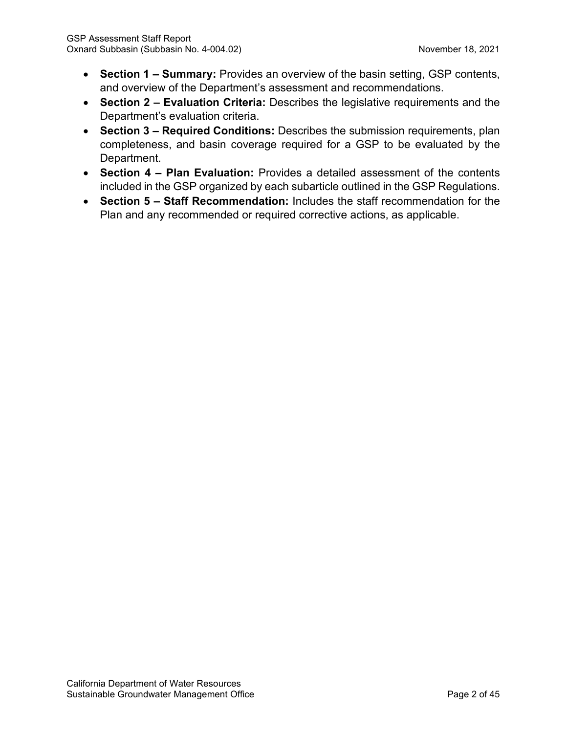- **Section 1 – Summary:** Provides an overview of the basin setting, GSP contents, and overview of the Department's assessment and recommendations.
- **Section 2 – Evaluation Criteria:** Describes the legislative requirements and the Department's evaluation criteria.
- **Section 3 – Required Conditions:** Describes the submission requirements, plan completeness, and basin coverage required for a GSP to be evaluated by the Department.
- **Section 4 – Plan Evaluation:** Provides a detailed assessment of the contents included in the GSP organized by each subarticle outlined in the GSP Regulations.
- **Section 5 – Staff Recommendation:** Includes the staff recommendation for the Plan and any recommended or required corrective actions, as applicable.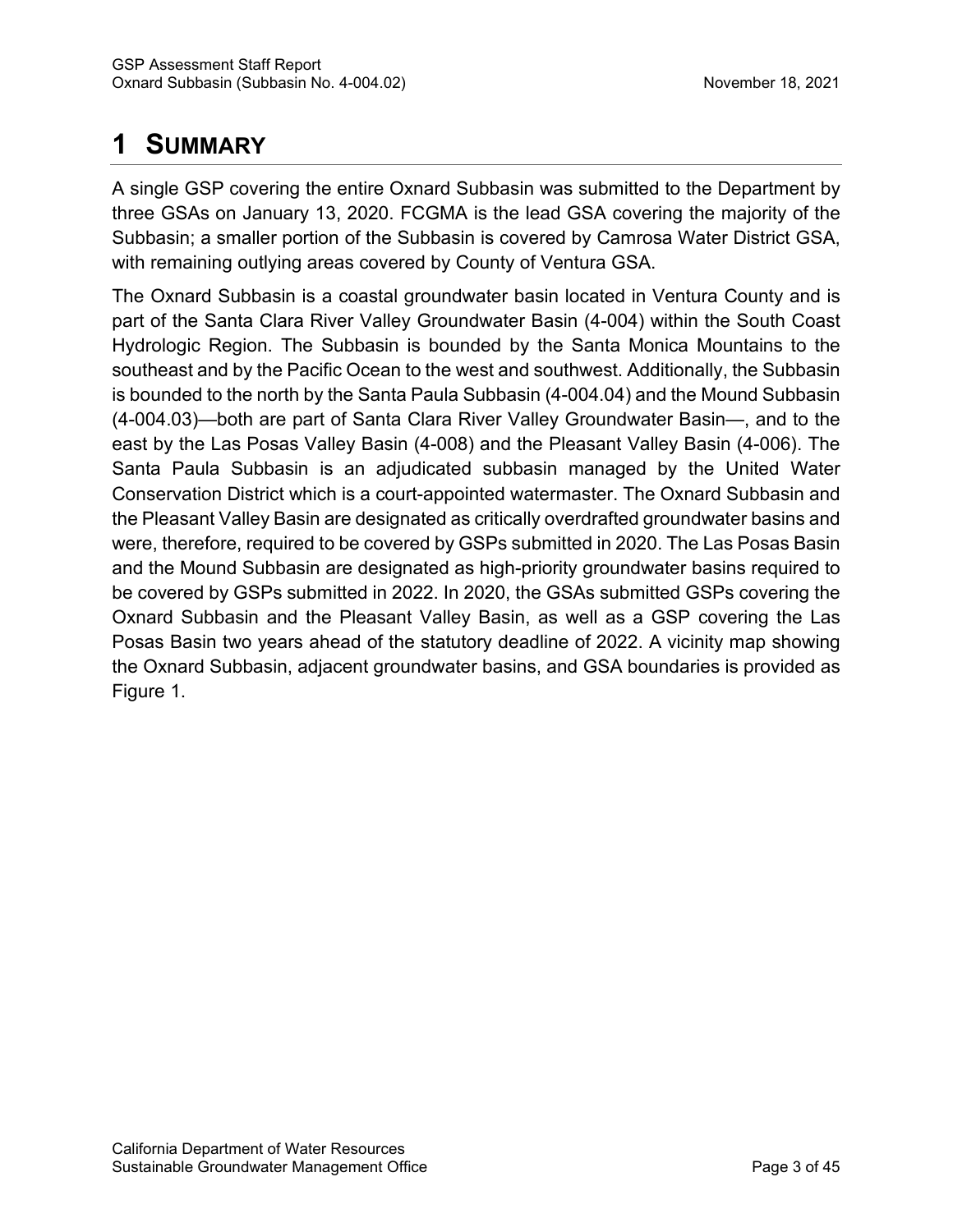# 1 SUMMARY

A single GSP covering the entire Oxnard Subbasin was submitted to the Department by three GSAs on January 13, 2020. FCGMA is the lead GSA covering the majority of the Subbasin; a smaller portion of the Subbasin is covered by Camrosa Water District GSA, with remaining outlying areas covered by County of Ventura GSA.

The Oxnard Subbasin is a coastal groundwater basin located in Ventura County and is part of the Santa Clara River Valley Groundwater Basin (4-004) within the South Coast Hydrologic Region. The Subbasin is bounded by the Santa Monica Mountains to the southeast and by the Pacific Ocean to the west and southwest. Additionally, the Subbasin is bounded to the north by the Santa Paula Subbasin (4-004.04) and the Mound Subbasin (4-004.03)—both are part of Santa Clara River Valley Groundwater Basin—, and to the east by the Las Posas Valley Basin (4-008) and the Pleasant Valley Basin (4-006). The Santa Paula Subbasin is an adjudicated subbasin managed by the United Water Conservation District which is a court-appointed watermaster. The Oxnard Subbasin and the Pleasant Valley Basin are designated as critically overdrafted groundwater basins and were, therefore, required to be covered by GSPs submitted in 2020. The Las Posas Basin and the Mound Subbasin are designated as high-priority groundwater basins required to be covered by GSPs submitted in 2022. In 2020, the GSAs submitted GSPs covering the Oxnard Subbasin and the Pleasant Valley Basin, as well as a GSP covering the Las Posas Basin two years ahead of the statutory deadline of 2022. A vicinity map showing the Oxnard Subbasin, adjacent groundwater basins, and GSA boundaries is provided as Figure 1.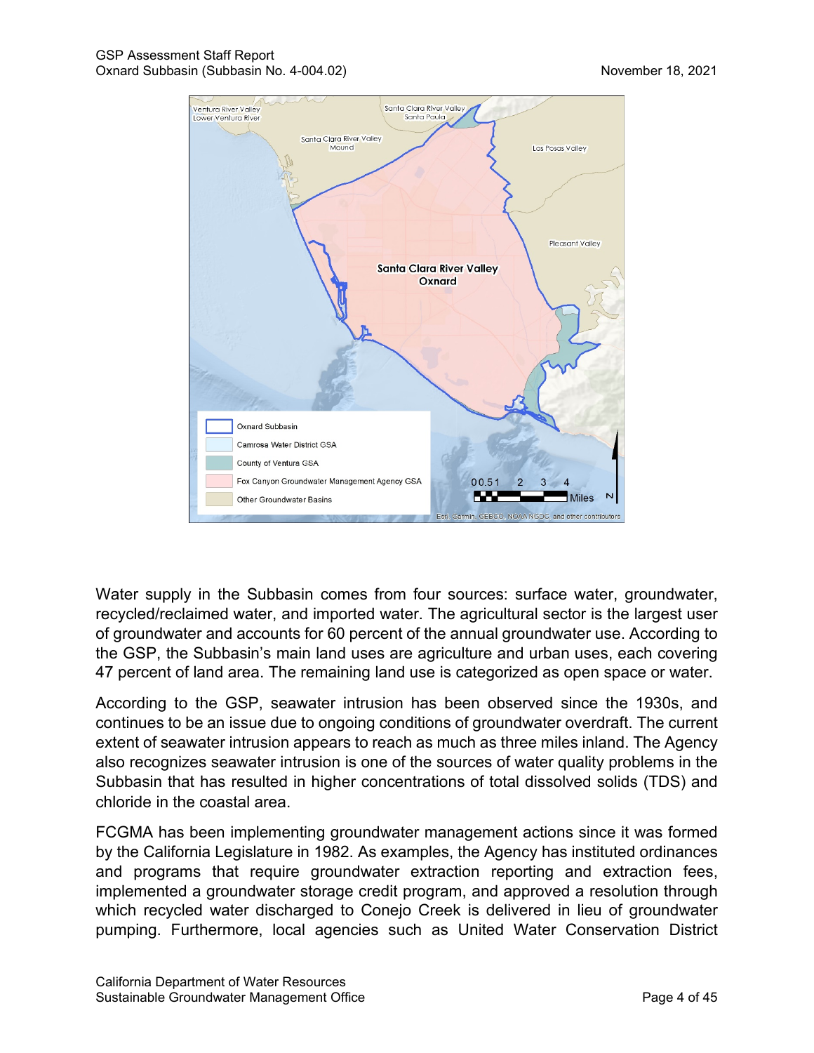Water supply in the Subbasin comes from four sources: surface water, groundwater, recycled/reclaimed water, and imported water. The agricultural sector is the largest user of groundwater and accounts for 60 percent of the annual groundwater use. According to the GSP, the Subbasin's main land uses are agriculture and urban uses, each covering 47 percent of land area. The remaining land use is categorized as open space or water.

According to the GSP, seawater intrusion has been observed since the 1930s, and continues to be an issue due to ongoing conditions of groundwater overdraft. The current extent of seawater intrusion appears to reach as much as three miles inland. The Agency also recognizes seawater intrusion is one of the sources of water quality problems in the Subbasin that has resulted in higher concentrations of total dissolved solids (TDS) and chloride in the coastal area.

FCGMA has been implementing groundwater management actions since it was formed by the California Legislature in 1982. As examples, the Agency has instituted ordinances and programs that require groundwater extraction reporting and extraction fees, implemented a groundwater storage credit program, and approved a resolution through which recycled water discharged to Conejo Creek is delivered in lieu of groundwater pumping. Furthermore, local agencies such as United Water Conservation District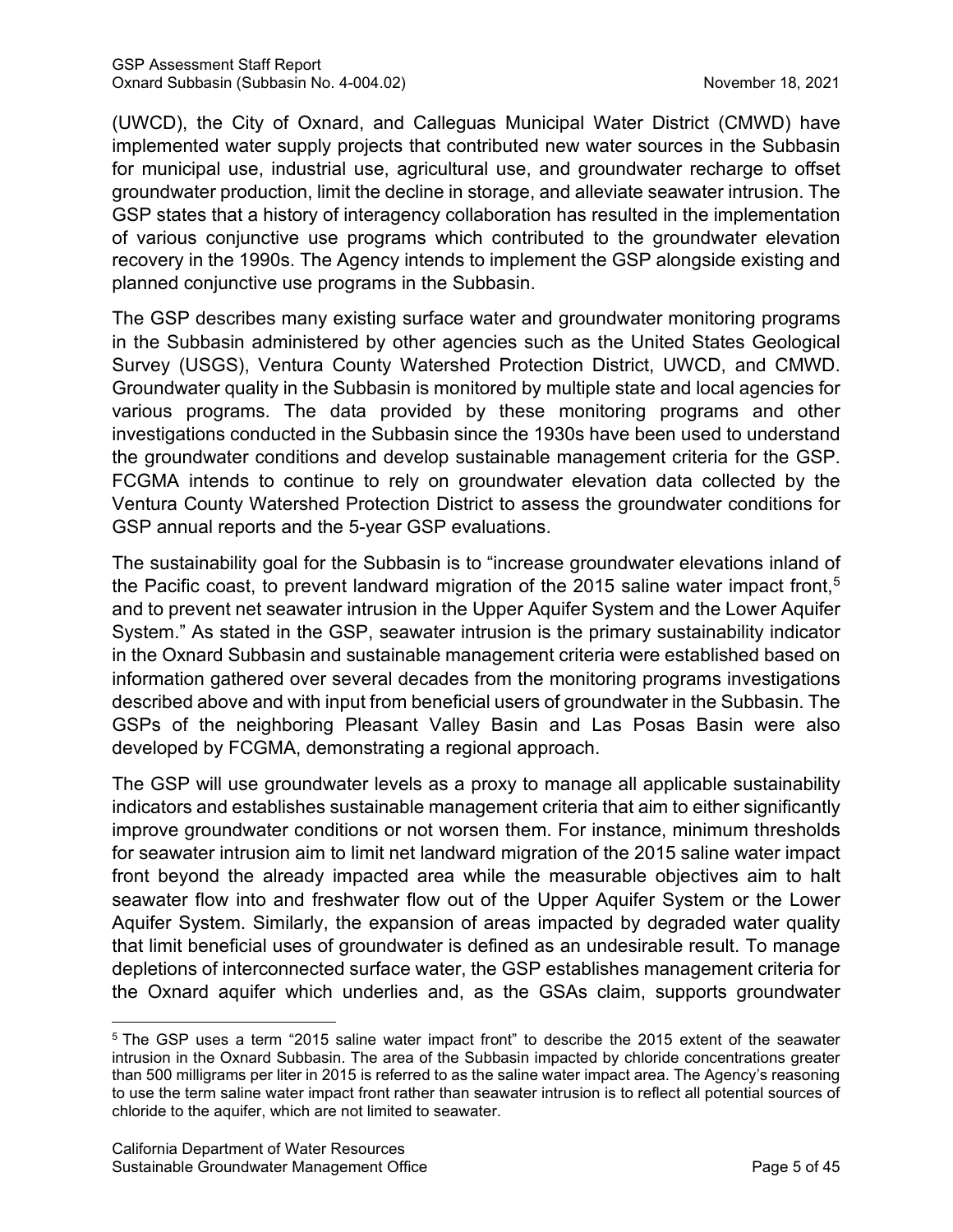(UWCD), the City of Oxnard, and Calleguas Municipal Water District (CMWD) have implemented water supply projects that contributed new water sources in the Subbasin for municipal use, industrial use, agricultural use, and groundwater recharge to offset groundwater production, limit the decline in storage, and alleviate seawater intrusion. The GSP states that a history of interagency collaboration has resulted in the implementation of various conjunctive use programs which contributed to the groundwater elevation recovery in the 1990s. The Agency intends to implement the GSP alongside existing and planned conjunctive use programs in the Subbasin.

The GSP describes many existing surface water and groundwater monitoring programs in the Subbasin administered by other agencies such as the United States Geological Survey (USGS), Ventura County Watershed Protection District, UWCD, and CMWD. Groundwater quality in the Subbasin is monitored by multiple state and local agencies for various programs. The data provided by these monitoring programs and other investigations conducted in the Subbasin since the 1930s have been used to understand the groundwater conditions and develop sustainable management criteria for the GSP. FCGMA intends to continue to rely on groundwater elevation data collected by the Ventura County Watershed Protection District to assess the groundwater conditions for GSP annual reports and the 5-year GSP evaluations.

The sustainability goal for the Subbasin is to "increase groundwater elevations inland of the Pacific coast, to prevent landward migration of the 2015 saline water impact front,[5] and to prevent net seawater intrusion in the Upper Aquifer System and the Lower Aquifer System." As stated in the GSP, seawater intrusion is the primary sustainability indicator in the Oxnard Subbasin and sustainable management criteria were established based on information gathered over several decades from the monitoring programs investigations described above and with input from beneficial users of groundwater in the Subbasin. The GSPs of the neighboring Pleasant Valley Basin and Las Posas Basin were also developed by FCGMA, demonstrating a regional approach.

The GSP will use groundwater levels as a proxy to manage all applicable sustainability indicators and establishes sustainable management criteria that aim to either significantly improve groundwater conditions or not worsen them. For instance, minimum thresholds for seawater intrusion aim to limit net landward migration of the 2015 saline water impact front beyond the already impacted area while the measurable objectives aim to halt seawater flow into and freshwater flow out of the Upper Aquifer System or the Lower Aquifer System. Similarly, the expansion of areas impacted by degraded water quality that limit beneficial uses of groundwater is defined as an undesirable result. To manage depletions of interconnected surface water, the GSP establishes management criteria for the Oxnard aquifer which underlies and, as the GSAs claim, supports groundwater

[5] The GSP uses a term "2015 saline water impact front" to describe the 2015 extent of the seawater intrusion in the Oxnard Subbasin. The area of the Subbasin impacted by chloride concentrations greater than 500 milligrams per liter in 2015 is referred to as the saline water impact area. The Agency's reasoning to use the term saline water impact front rather than seawater intrusion is to reflect all potential sources of chloride to the aquifer, which are not limited to seawater.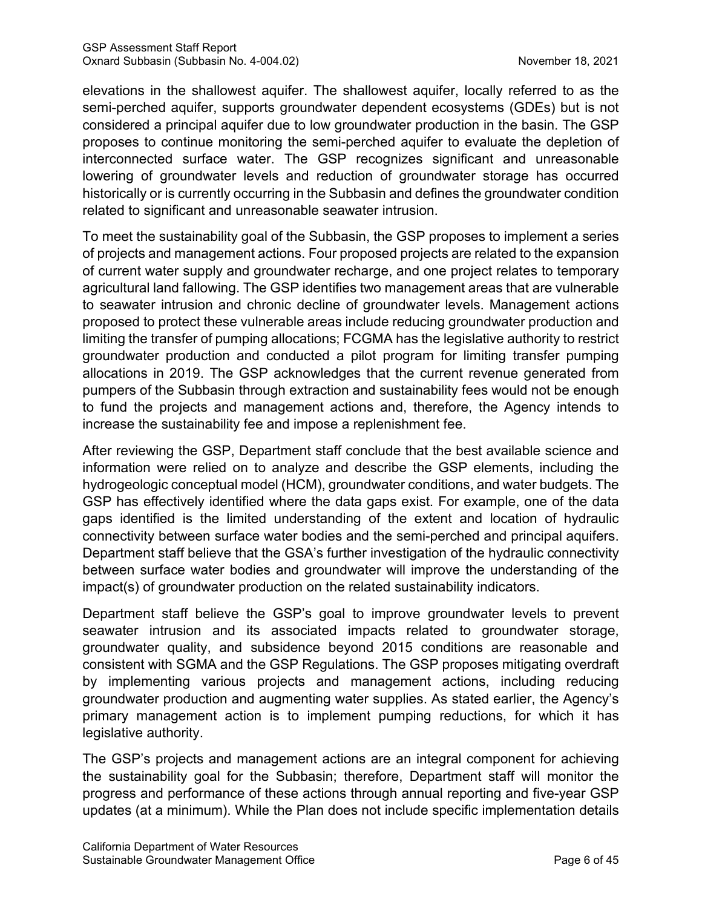elevations in the shallowest aquifer. The shallowest aquifer, locally referred to as the semi-perched aquifer, supports groundwater dependent ecosystems (GDEs) but is not considered a principal aquifer due to low groundwater production in the basin. The GSP proposes to continue monitoring the semi-perched aquifer to evaluate the depletion of interconnected surface water. The GSP recognizes significant and unreasonable lowering of groundwater levels and reduction of groundwater storage has occurred historically or is currently occurring in the Subbasin and defines the groundwater condition related to significant and unreasonable seawater intrusion.

To meet the sustainability goal of the Subbasin, the GSP proposes to implement a series of projects and management actions. Four proposed projects are related to the expansion of current water supply and groundwater recharge, and one project relates to temporary agricultural land fallowing. The GSP identifies two management areas that are vulnerable to seawater intrusion and chronic decline of groundwater levels. Management actions proposed to protect these vulnerable areas include reducing groundwater production and limiting the transfer of pumping allocations; FCGMA has the legislative authority to restrict groundwater production and conducted a pilot program for limiting transfer pumping allocations in 2019. The GSP acknowledges that the current revenue generated from pumpers of the Subbasin through extraction and sustainability fees would not be enough to fund the projects and management actions and, therefore, the Agency intends to increase the sustainability fee and impose a replenishment fee.

After reviewing the GSP, Department staff conclude that the best available science and information were relied on to analyze and describe the GSP elements, including the hydrogeologic conceptual model (HCM), groundwater conditions, and water budgets. The GSP has effectively identified where the data gaps exist. For example, one of the data gaps identified is the limited understanding of the extent and location of hydraulic connectivity between surface water bodies and the semi-perched and principal aquifers. Department staff believe that the GSA's further investigation of the hydraulic connectivity between surface water bodies and groundwater will improve the understanding of the impact(s) of groundwater production on the related sustainability indicators.

Department staff believe the GSP's goal to improve groundwater levels to prevent seawater intrusion and its associated impacts related to groundwater storage, groundwater quality, and subsidence beyond 2015 conditions are reasonable and consistent with SGMA and the GSP Regulations. The GSP proposes mitigating overdraft by implementing various projects and management actions, including reducing groundwater production and augmenting water supplies. As stated earlier, the Agency's primary management action is to implement pumping reductions, for which it has legislative authority.

The GSP's projects and management actions are an integral component for achieving the sustainability goal for the Subbasin; therefore, Department staff will monitor the progress and performance of these actions through annual reporting and five-year GSP updates (at a minimum). While the Plan does not include specific implementation details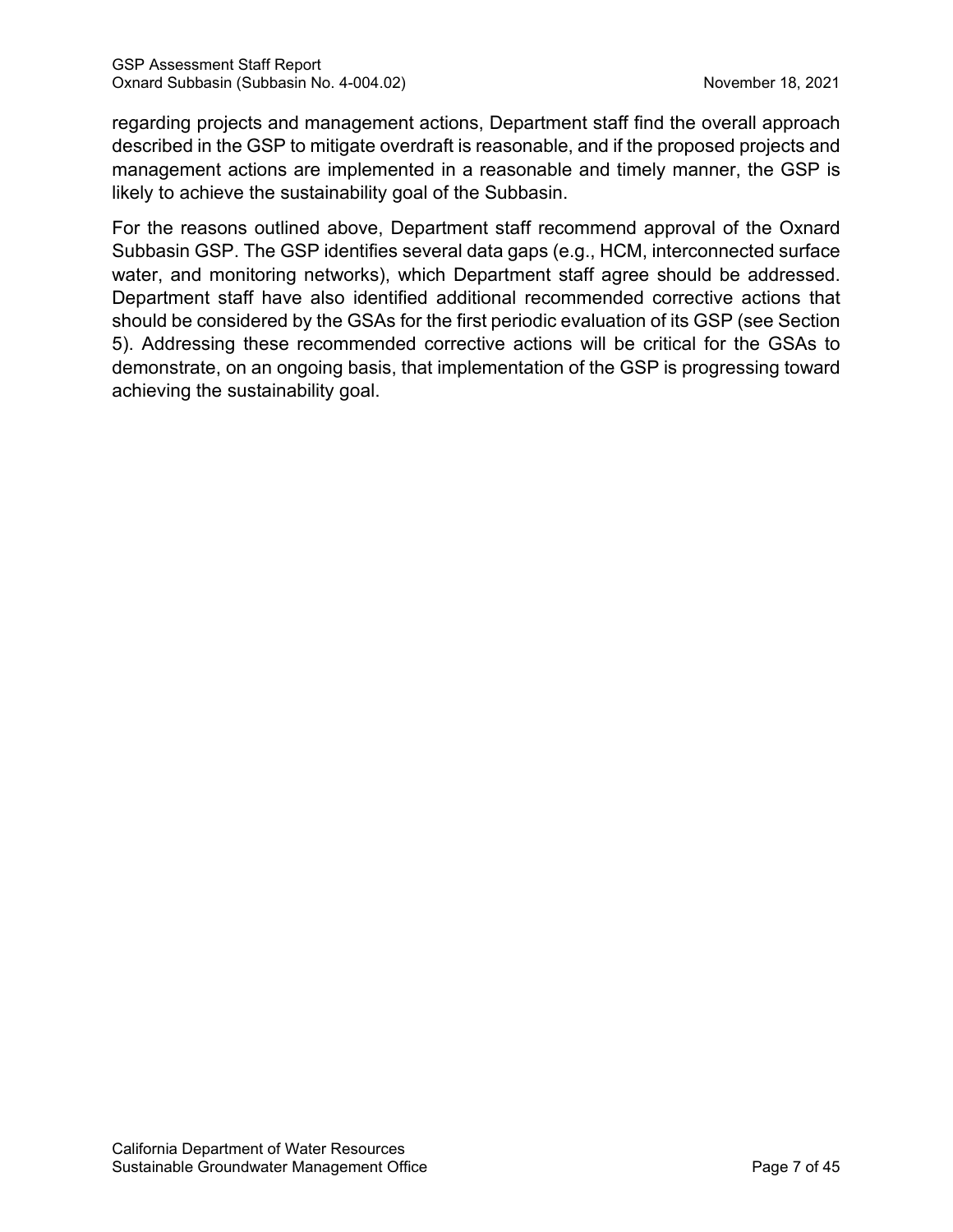regarding projects and management actions, Department staff find the overall approach described in the GSP to mitigate overdraft is reasonable, and if the proposed projects and management actions are implemented in a reasonable and timely manner, the GSP is likely to achieve the sustainability goal of the Subbasin.

For the reasons outlined above, Department staff recommend approval of the Oxnard Subbasin GSP. The GSP identifies several data gaps (e.g., HCM, interconnected surface water, and monitoring networks), which Department staff agree should be addressed. Department staff have also identified additional recommended corrective actions that should be considered by the GSAs for the first periodic evaluation of its GSP (see Section 5). Addressing these recommended corrective actions will be critical for the GSAs to demonstrate, on an ongoing basis, that implementation of the GSP is progressing toward achieving the sustainability goal.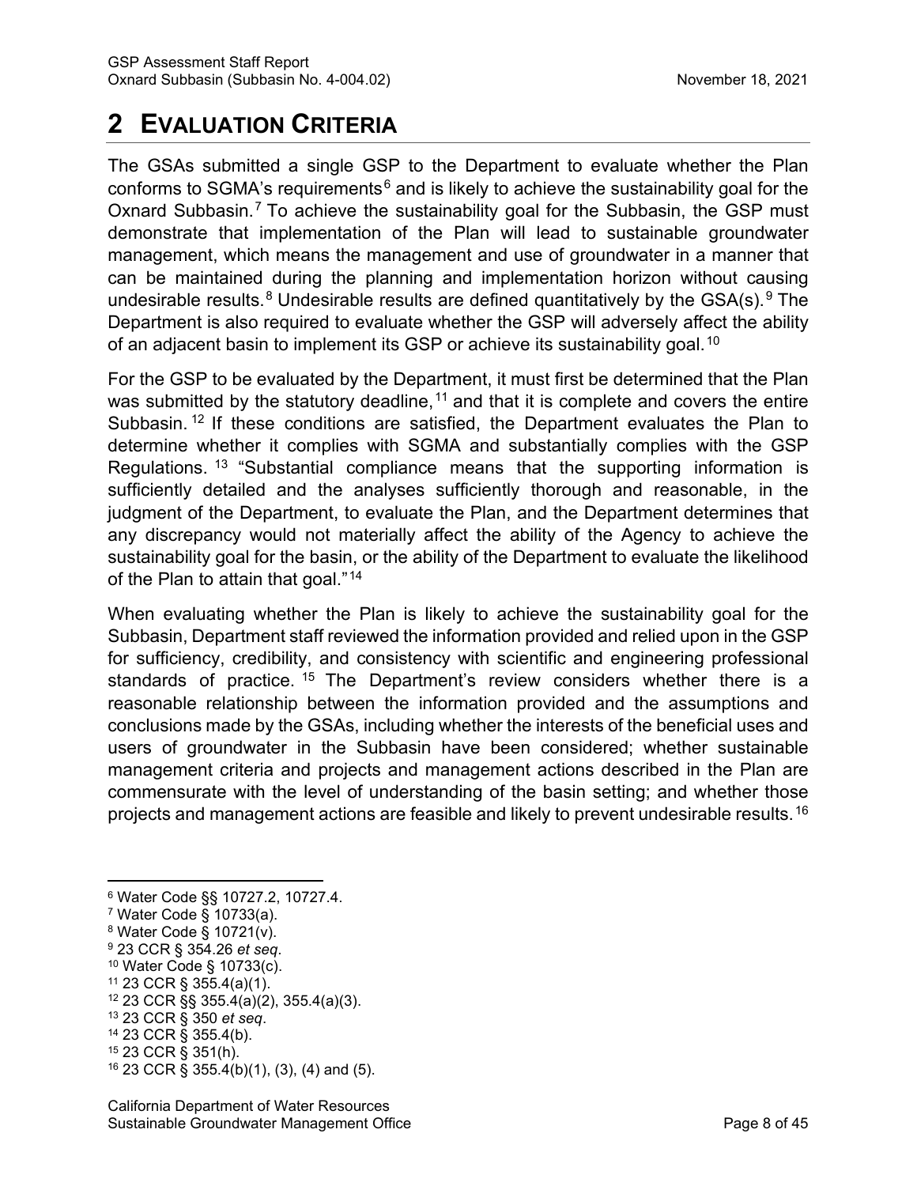# 2 EVALUATION CRITERIA

The GSAs submitted a single GSP to the Department to evaluate whether the Plan conforms to SGMA's requirements[6] and is likely to achieve the sustainability goal for the Oxnard Subbasin.[7] To achieve the sustainability goal for the Subbasin, the GSP must demonstrate that implementation of the Plan will lead to sustainable groundwater management, which means the management and use of groundwater in a manner that can be maintained during the planning and implementation horizon without causing undesirable results.[8] Undesirable results are defined quantitatively by the GSA(s).[9] The Department is also required to evaluate whether the GSP will adversely affect the ability of an adjacent basin to implement its GSP or achieve its sustainability goal.[10]

For the GSP to be evaluated by the Department, it must first be determined that the Plan was submitted by the statutory deadline,[11] and that it is complete and covers the entire Subbasin.[12] If these conditions are satisfied, the Department evaluates the Plan to determine whether it complies with SGMA and substantially complies with the GSP Regulations.[13] "Substantial compliance means that the supporting information is sufficiently detailed and the analyses sufficiently thorough and reasonable, in the judgment of the Department, to evaluate the Plan, and the Department determines that any discrepancy would not materially affect the ability of the Agency to achieve the sustainability goal for the basin, or the ability of the Department to evaluate the likelihood of the Plan to attain that goal."[14]

When evaluating whether the Plan is likely to achieve the sustainability goal for the Subbasin, Department staff reviewed the information provided and relied upon in the GSP for sufficiency, credibility, and consistency with scientific and engineering professional standards of practice.[15] The Department's review considers whether there is a reasonable relationship between the information provided and the assumptions and conclusions made by the GSAs, including whether the interests of the beneficial uses and users of groundwater in the Subbasin have been considered; whether sustainable management criteria and projects and management actions described in the Plan are commensurate with the level of understanding of the basin setting; and whether those projects and management actions are feasible and likely to prevent undesirable results.[16]

---

[6] Water Code §§ 10727.2, 10727.4.
[7] Water Code § 10733(a).
[8] Water Code § 10721(v).
[9] 23 CCR § 354.26 *et seq*.
[10] Water Code § 10733(c).
[11] 23 CCR § 355.4(a)(1).
[12] 23 CCR §§ 355.4(a)(2), 355.4(a)(3).
[13] 23 CCR § 350 *et seq*.
[14] 23 CCR § 355.4(b).
[15] 23 CCR § 351(h).
[16] 23 CCR § 355.4(b)(1), (3), (4) and (5).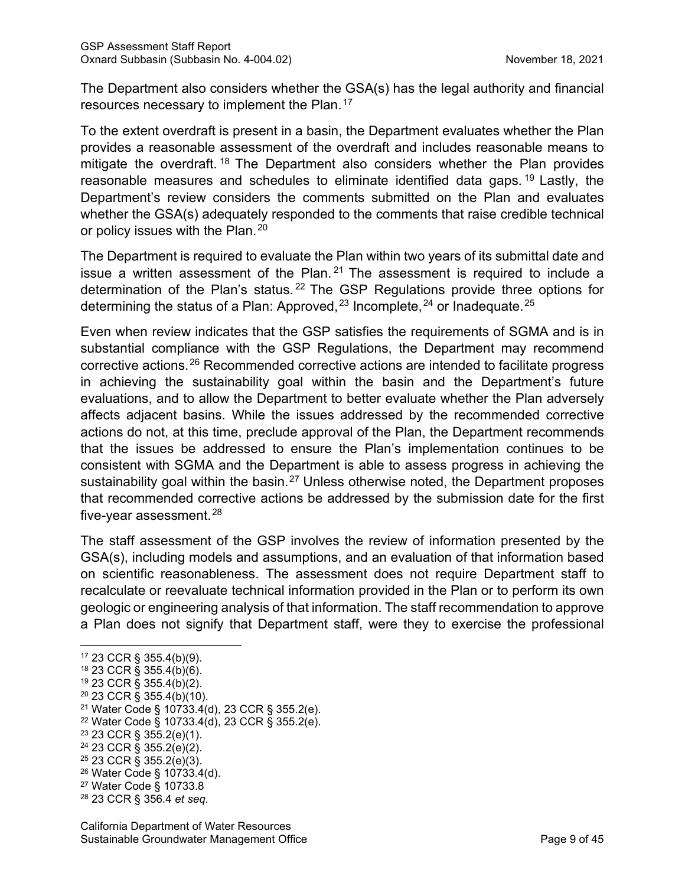The Department also considers whether the GSA(s) has the legal authority and financial resources necessary to implement the Plan.[17]

To the extent overdraft is present in a basin, the Department evaluates whether the Plan provides a reasonable assessment of the overdraft and includes reasonable means to mitigate the overdraft.[18] The Department also considers whether the Plan provides reasonable measures and schedules to eliminate identified data gaps.[19] Lastly, the Department's review considers the comments submitted on the Plan and evaluates whether the GSA(s) adequately responded to the comments that raise credible technical or policy issues with the Plan.[20]

The Department is required to evaluate the Plan within two years of its submittal date and issue a written assessment of the Plan.[21] The assessment is required to include a determination of the Plan's status.[22] The GSP Regulations provide three options for determining the status of a Plan: Approved,[23] Incomplete,[24] or Inadequate.[25]

Even when review indicates that the GSP satisfies the requirements of SGMA and is in substantial compliance with the GSP Regulations, the Department may recommend corrective actions.[26] Recommended corrective actions are intended to facilitate progress in achieving the sustainability goal within the basin and the Department's future evaluations, and to allow the Department to better evaluate whether the Plan adversely affects adjacent basins. While the issues addressed by the recommended corrective actions do not, at this time, preclude approval of the Plan, the Department recommends that the issues be addressed to ensure the Plan's implementation continues to be consistent with SGMA and the Department is able to assess progress in achieving the sustainability goal within the basin.[27] Unless otherwise noted, the Department proposes that recommended corrective actions be addressed by the submission date for the first five-year assessment.[28]

The staff assessment of the GSP involves the review of information presented by the GSA(s), including models and assumptions, and an evaluation of that information based on scientific reasonableness. The assessment does not require Department staff to recalculate or reevaluate technical information provided in the Plan or to perform its own geologic or engineering analysis of that information. The staff recommendation to approve a Plan does not signify that Department staff, were they to exercise the professional

---

[17] 23 CCR § 355.4(b)(9).
[18] 23 CCR § 355.4(b)(6).
[19] 23 CCR § 355.4(b)(2).
[20] 23 CCR § 355.4(b)(10).
[21] Water Code § 10733.4(d), 23 CCR § 355.2(e).
[22] Water Code § 10733.4(d), 23 CCR § 355.2(e).
[23] 23 CCR § 355.2(e)(1).
[24] 23 CCR § 355.2(e)(2).
[25] 23 CCR § 355.2(e)(3).
[26] Water Code § 10733.4(d).
[27] Water Code § 10733.8
[28] 23 CCR § 356.4 *et seq*.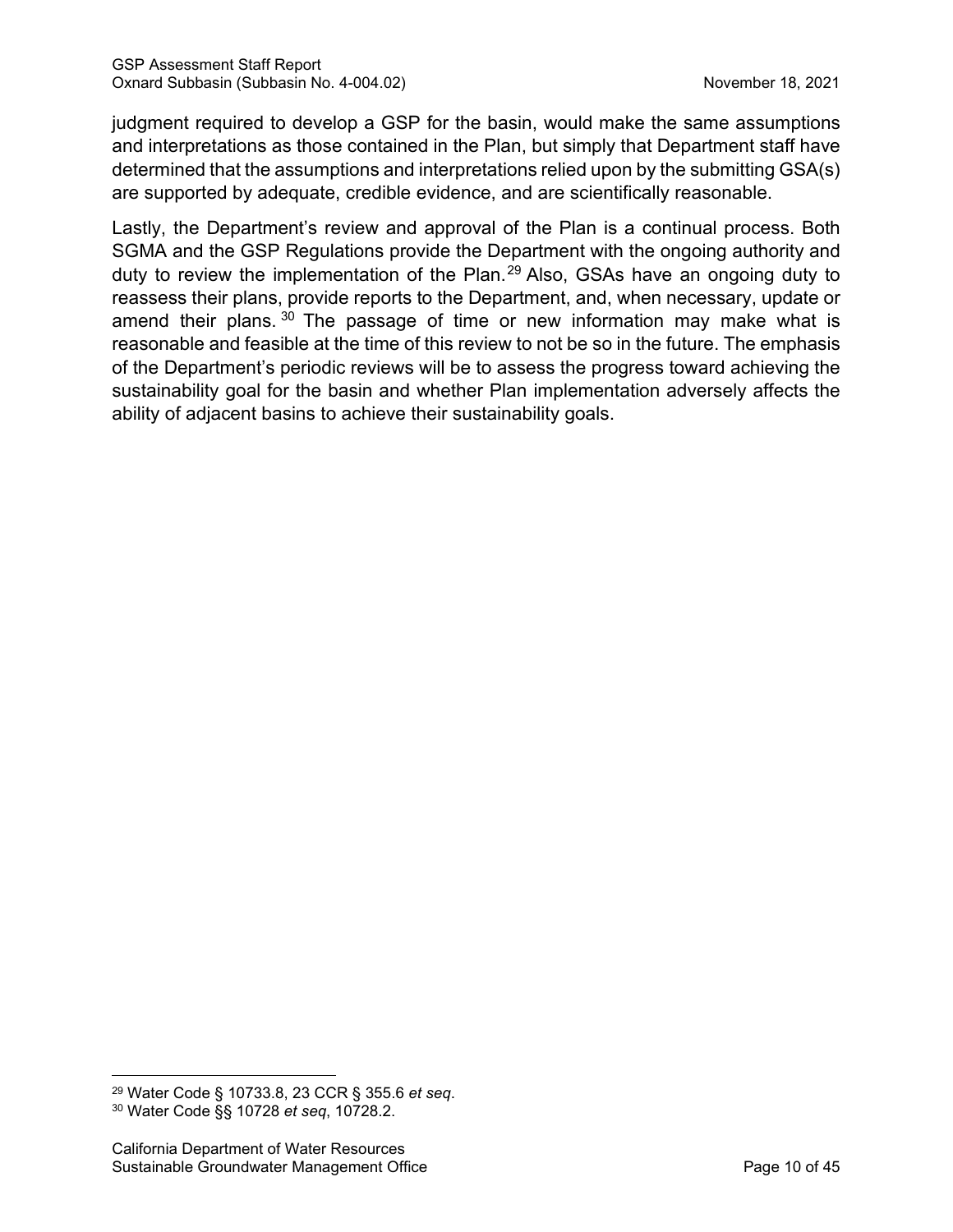judgment required to develop a GSP for the basin, would make the same assumptions and interpretations as those contained in the Plan, but simply that Department staff have determined that the assumptions and interpretations relied upon by the submitting GSA(s) are supported by adequate, credible evidence, and are scientifically reasonable.

Lastly, the Department's review and approval of the Plan is a continual process. Both SGMA and the GSP Regulations provide the Department with the ongoing authority and duty to review the implementation of the Plan.[29] Also, GSAs have an ongoing duty to reassess their plans, provide reports to the Department, and, when necessary, update or amend their plans.[30] The passage of time or new information may make what is reasonable and feasible at the time of this review to not be so in the future. The emphasis of the Department's periodic reviews will be to assess the progress toward achieving the sustainability goal for the basin and whether Plan implementation adversely affects the ability of adjacent basins to achieve their sustainability goals.

---

[29] Water Code § 10733.8, 23 CCR § 355.6 *et seq*.

[30] Water Code §§ 10728 *et seq*, 10728.2.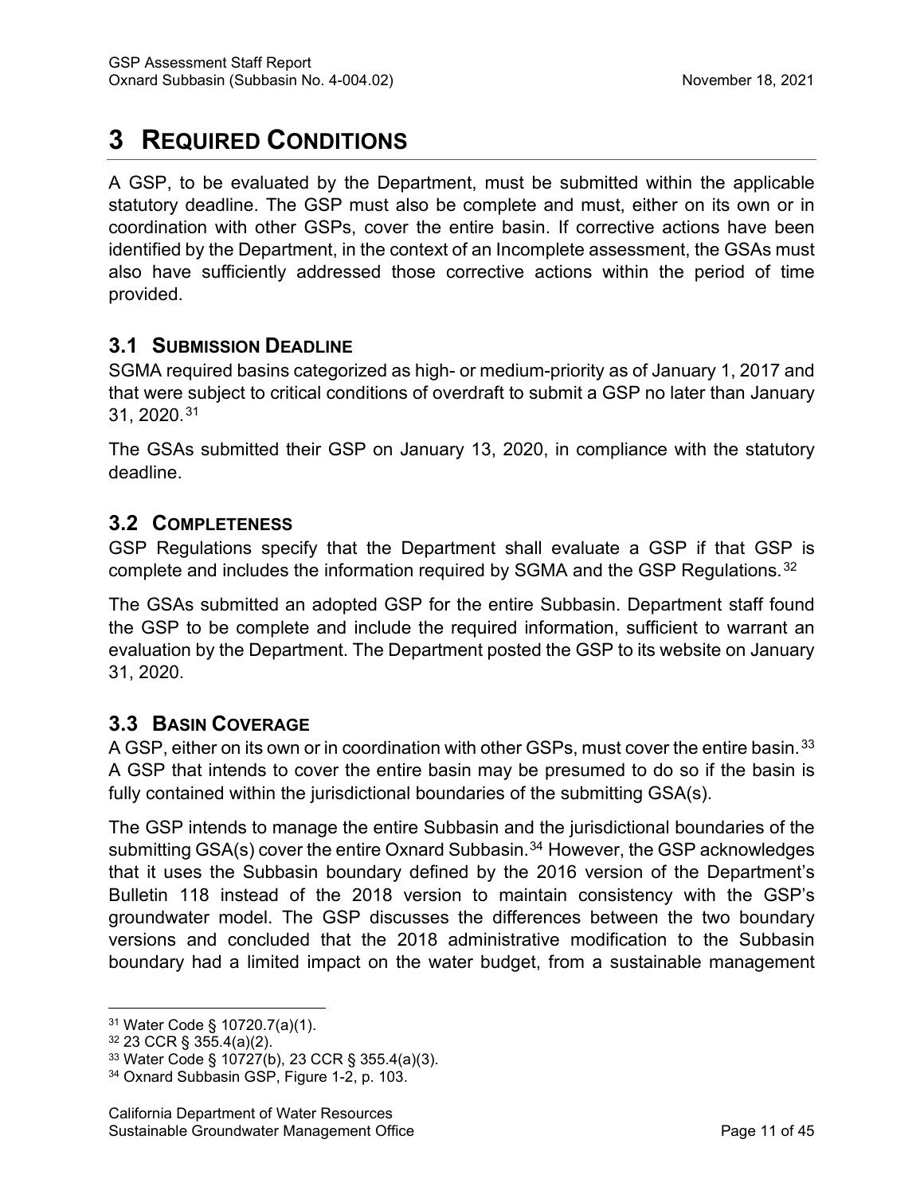# 3 REQUIRED CONDITIONS

A GSP, to be evaluated by the Department, must be submitted within the applicable statutory deadline. The GSP must also be complete and must, either on its own or in coordination with other GSPs, cover the entire basin. If corrective actions have been identified by the Department, in the context of an Incomplete assessment, the GSAs must also have sufficiently addressed those corrective actions within the period of time provided.

## 3.1 SUBMISSION DEADLINE

SGMA required basins categorized as high- or medium-priority as of January 1, 2017 and that were subject to critical conditions of overdraft to submit a GSP no later than January 31, 2020.[31]

The GSAs submitted their GSP on January 13, 2020, in compliance with the statutory deadline.

## 3.2 COMPLETENESS

GSP Regulations specify that the Department shall evaluate a GSP if that GSP is complete and includes the information required by SGMA and the GSP Regulations.[32]

The GSAs submitted an adopted GSP for the entire Subbasin. Department staff found the GSP to be complete and include the required information, sufficient to warrant an evaluation by the Department. The Department posted the GSP to its website on January 31, 2020.

## 3.3 BASIN COVERAGE

A GSP, either on its own or in coordination with other GSPs, must cover the entire basin.[33] A GSP that intends to cover the entire basin may be presumed to do so if the basin is fully contained within the jurisdictional boundaries of the submitting GSA(s).

The GSP intends to manage the entire Subbasin and the jurisdictional boundaries of the submitting GSA(s) cover the entire Oxnard Subbasin.[34] However, the GSP acknowledges that it uses the Subbasin boundary defined by the 2016 version of the Department's Bulletin 118 instead of the 2018 version to maintain consistency with the GSP's groundwater model. The GSP discusses the differences between the two boundary versions and concluded that the 2018 administrative modification to the Subbasin boundary had a limited impact on the water budget, from a sustainable management

---

[31] Water Code § 10720.7(a)(1).

[32] 23 CCR § 355.4(a)(2).

[33] Water Code § 10727(b), 23 CCR § 355.4(a)(3).

[34] Oxnard Subbasin GSP, Figure 1-2, p. 103.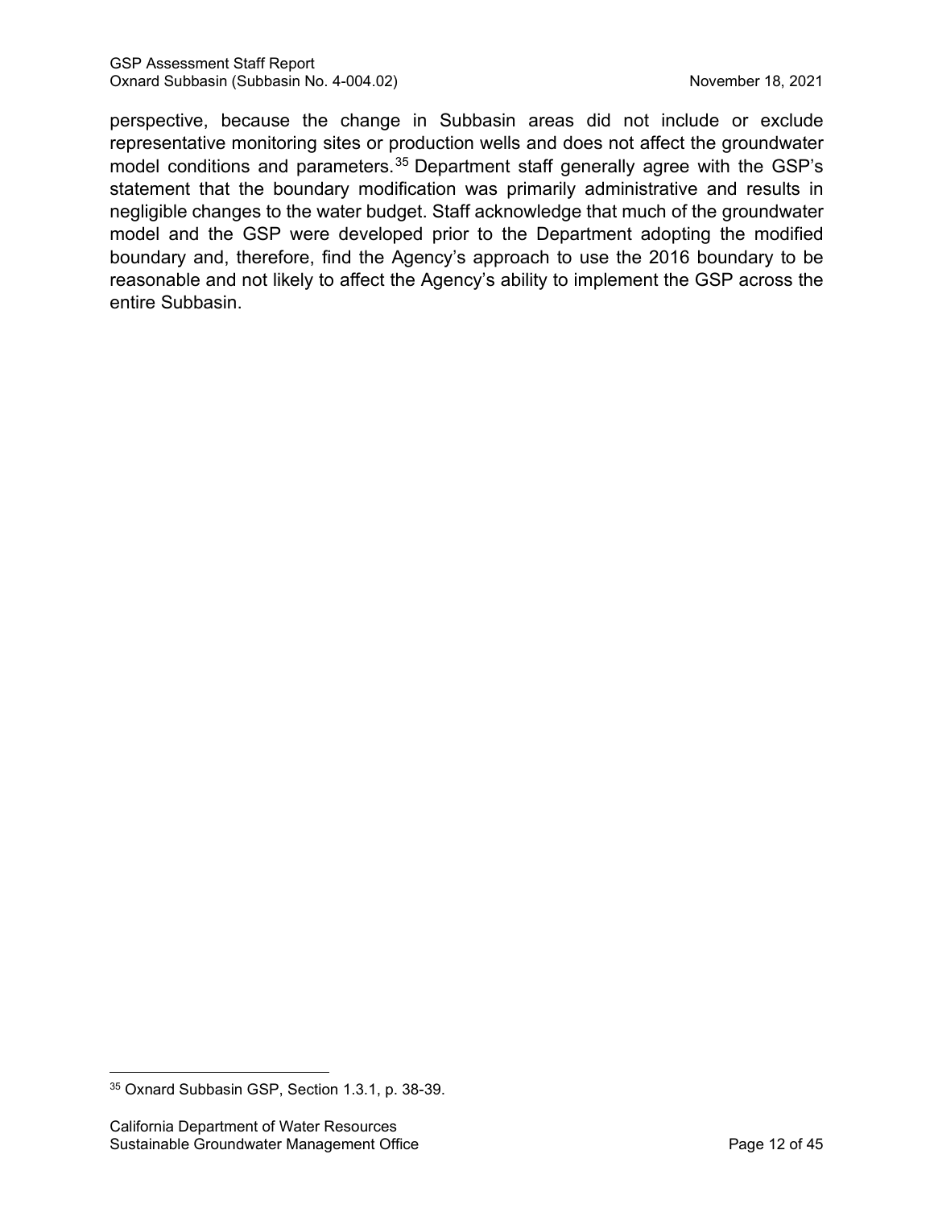perspective, because the change in Subbasin areas did not include or exclude representative monitoring sites or production wells and does not affect the groundwater model conditions and parameters.[35] Department staff generally agree with the GSP's statement that the boundary modification was primarily administrative and results in negligible changes to the water budget. Staff acknowledge that much of the groundwater model and the GSP were developed prior to the Department adopting the modified boundary and, therefore, find the Agency's approach to use the 2016 boundary to be reasonable and not likely to affect the Agency's ability to implement the GSP across the entire Subbasin.

---

[35] Oxnard Subbasin GSP, Section 1.3.1, p. 38-39.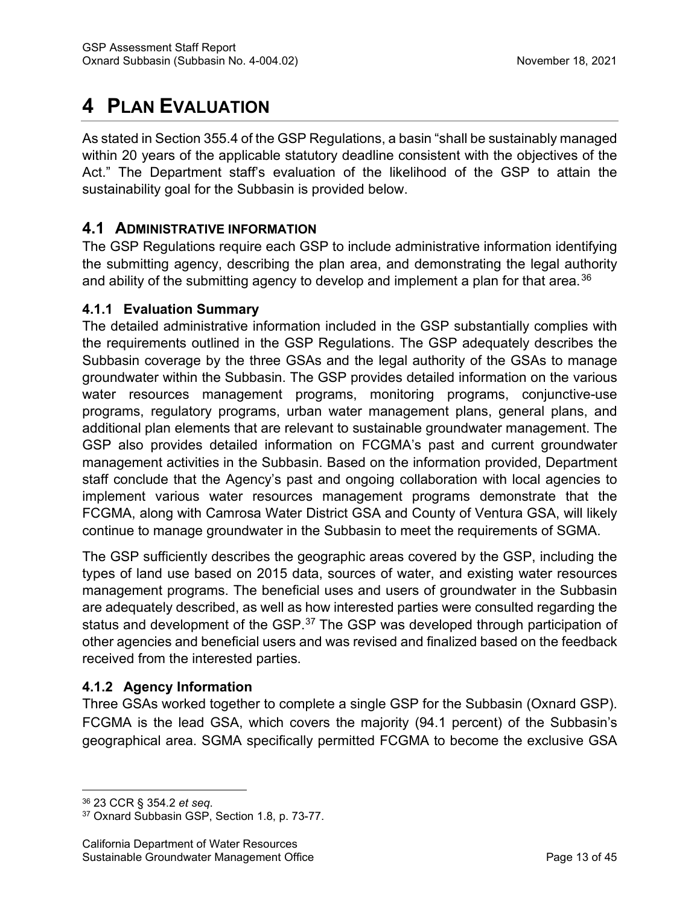# 4 Plan Evaluation

As stated in Section 355.4 of the GSP Regulations, a basin "shall be sustainably managed within 20 years of the applicable statutory deadline consistent with the objectives of the Act." The Department staff's evaluation of the likelihood of the GSP to attain the sustainability goal for the Subbasin is provided below.

## 4.1 Administrative Information

The GSP Regulations require each GSP to include administrative information identifying the submitting agency, describing the plan area, and demonstrating the legal authority and ability of the submitting agency to develop and implement a plan for that area.[36]

### 4.1.1 Evaluation Summary

The detailed administrative information included in the GSP substantially complies with the requirements outlined in the GSP Regulations. The GSP adequately describes the Subbasin coverage by the three GSAs and the legal authority of the GSAs to manage groundwater within the Subbasin. The GSP provides detailed information on the various water resources management programs, monitoring programs, conjunctive-use programs, regulatory programs, urban water management plans, general plans, and additional plan elements that are relevant to sustainable groundwater management. The GSP also provides detailed information on FCGMA's past and current groundwater management activities in the Subbasin. Based on the information provided, Department staff conclude that the Agency's past and ongoing collaboration with local agencies to implement various water resources management programs demonstrate that the FCGMA, along with Camrosa Water District GSA and County of Ventura GSA, will likely continue to manage groundwater in the Subbasin to meet the requirements of SGMA.

The GSP sufficiently describes the geographic areas covered by the GSP, including the types of land use based on 2015 data, sources of water, and existing water resources management programs. The beneficial uses and users of groundwater in the Subbasin are adequately described, as well as how interested parties were consulted regarding the status and development of the GSP.[37] The GSP was developed through participation of other agencies and beneficial users and was revised and finalized based on the feedback received from the interested parties.

### 4.1.2 Agency Information

Three GSAs worked together to complete a single GSP for the Subbasin (Oxnard GSP). FCGMA is the lead GSA, which covers the majority (94.1 percent) of the Subbasin's geographical area. SGMA specifically permitted FCGMA to become the exclusive GSA

---

[36] 23 CCR § 354.2 *et seq*.

[37] Oxnard Subbasin GSP, Section 1.8, p. 73-77.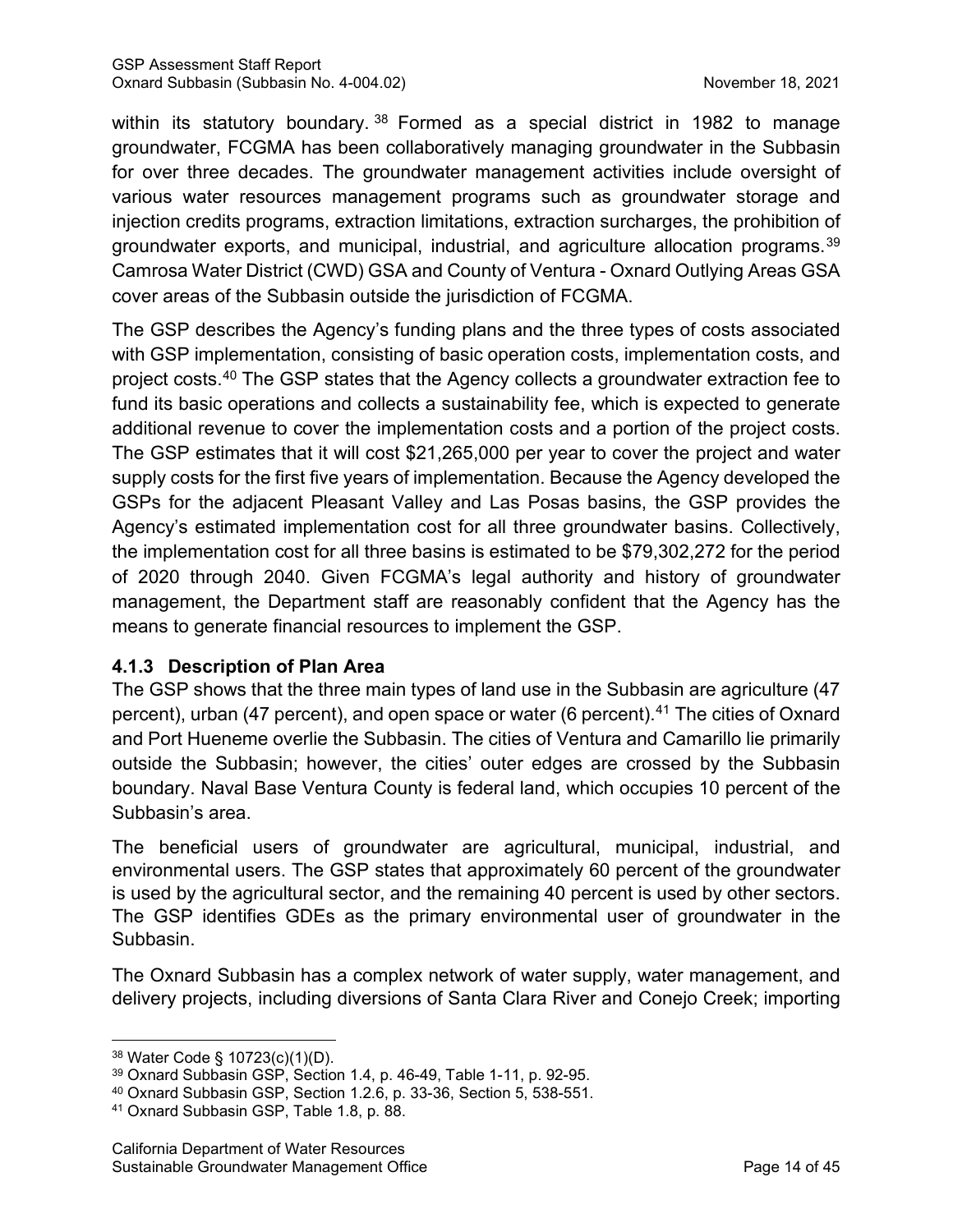within its statutory boundary.[38] Formed as a special district in 1982 to manage groundwater, FCGMA has been collaboratively managing groundwater in the Subbasin for over three decades. The groundwater management activities include oversight of various water resources management programs such as groundwater storage and injection credits programs, extraction limitations, extraction surcharges, the prohibition of groundwater exports, and municipal, industrial, and agriculture allocation programs.[39] Camrosa Water District (CWD) GSA and County of Ventura - Oxnard Outlying Areas GSA cover areas of the Subbasin outside the jurisdiction of FCGMA.

The GSP describes the Agency's funding plans and the three types of costs associated with GSP implementation, consisting of basic operation costs, implementation costs, and project costs.[40] The GSP states that the Agency collects a groundwater extraction fee to fund its basic operations and collects a sustainability fee, which is expected to generate additional revenue to cover the implementation costs and a portion of the project costs. The GSP estimates that it will cost $21,265,000 per year to cover the project and water supply costs for the first five years of implementation. Because the Agency developed the GSPs for the adjacent Pleasant Valley and Las Posas basins, the GSP provides the Agency's estimated implementation cost for all three groundwater basins. Collectively, the implementation cost for all three basins is estimated to be $79,302,272 for the period of 2020 through 2040. Given FCGMA's legal authority and history of groundwater management, the Department staff are reasonably confident that the Agency has the means to generate financial resources to implement the GSP.

### 4.1.3 Description of Plan Area

The GSP shows that the three main types of land use in the Subbasin are agriculture (47 percent), urban (47 percent), and open space or water (6 percent).[41] The cities of Oxnard and Port Hueneme overlie the Subbasin. The cities of Ventura and Camarillo lie primarily outside the Subbasin; however, the cities' outer edges are crossed by the Subbasin boundary. Naval Base Ventura County is federal land, which occupies 10 percent of the Subbasin's area.

The beneficial users of groundwater are agricultural, municipal, industrial, and environmental users. The GSP states that approximately 60 percent of the groundwater is used by the agricultural sector, and the remaining 40 percent is used by other sectors. The GSP identifies GDEs as the primary environmental user of groundwater in the Subbasin.

The Oxnard Subbasin has a complex network of water supply, water management, and delivery projects, including diversions of Santa Clara River and Conejo Creek; importing

---

[38] Water Code § 10723(c)(1)(D).

[39] Oxnard Subbasin GSP, Section 1.4, p. 46-49, Table 1-11, p. 92-95.

[40] Oxnard Subbasin GSP, Section 1.2.6, p. 33-36, Section 5, 538-551.

[41] Oxnard Subbasin GSP, Table 1.8, p. 88.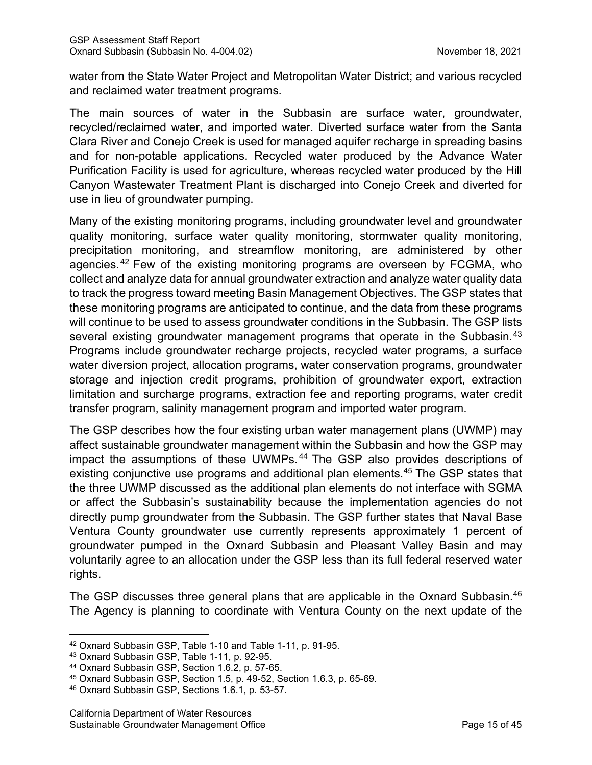water from the State Water Project and Metropolitan Water District; and various recycled and reclaimed water treatment programs.

The main sources of water in the Subbasin are surface water, groundwater, recycled/reclaimed water, and imported water. Diverted surface water from the Santa Clara River and Conejo Creek is used for managed aquifer recharge in spreading basins and for non-potable applications. Recycled water produced by the Advance Water Purification Facility is used for agriculture, whereas recycled water produced by the Hill Canyon Wastewater Treatment Plant is discharged into Conejo Creek and diverted for use in lieu of groundwater pumping.

Many of the existing monitoring programs, including groundwater level and groundwater quality monitoring, surface water quality monitoring, stormwater quality monitoring, precipitation monitoring, and streamflow monitoring, are administered by other agencies.[42] Few of the existing monitoring programs are overseen by FCGMA, who collect and analyze data for annual groundwater extraction and analyze water quality data to track the progress toward meeting Basin Management Objectives. The GSP states that these monitoring programs are anticipated to continue, and the data from these programs will continue to be used to assess groundwater conditions in the Subbasin. The GSP lists several existing groundwater management programs that operate in the Subbasin.[43] Programs include groundwater recharge projects, recycled water programs, a surface water diversion project, allocation programs, water conservation programs, groundwater storage and injection credit programs, prohibition of groundwater export, extraction limitation and surcharge programs, extraction fee and reporting programs, water credit transfer program, salinity management program and imported water program.

The GSP describes how the four existing urban water management plans (UWMP) may affect sustainable groundwater management within the Subbasin and how the GSP may impact the assumptions of these UWMPs.[44] The GSP also provides descriptions of existing conjunctive use programs and additional plan elements.[45] The GSP states that the three UWMP discussed as the additional plan elements do not interface with SGMA or affect the Subbasin's sustainability because the implementation agencies do not directly pump groundwater from the Subbasin. The GSP further states that Naval Base Ventura County groundwater use currently represents approximately 1 percent of groundwater pumped in the Oxnard Subbasin and Pleasant Valley Basin and may voluntarily agree to an allocation under the GSP less than its full federal reserved water rights.

The GSP discusses three general plans that are applicable in the Oxnard Subbasin.[46] The Agency is planning to coordinate with Ventura County on the next update of the

---

[42] Oxnard Subbasin GSP, Table 1-10 and Table 1-11, p. 91-95.
[43] Oxnard Subbasin GSP, Table 1-11, p. 92-95.
[44] Oxnard Subbasin GSP, Section 1.6.2, p. 57-65.
[45] Oxnard Subbasin GSP, Section 1.5, p. 49-52, Section 1.6.3, p. 65-69.
[46] Oxnard Subbasin GSP, Sections 1.6.1, p. 53-57.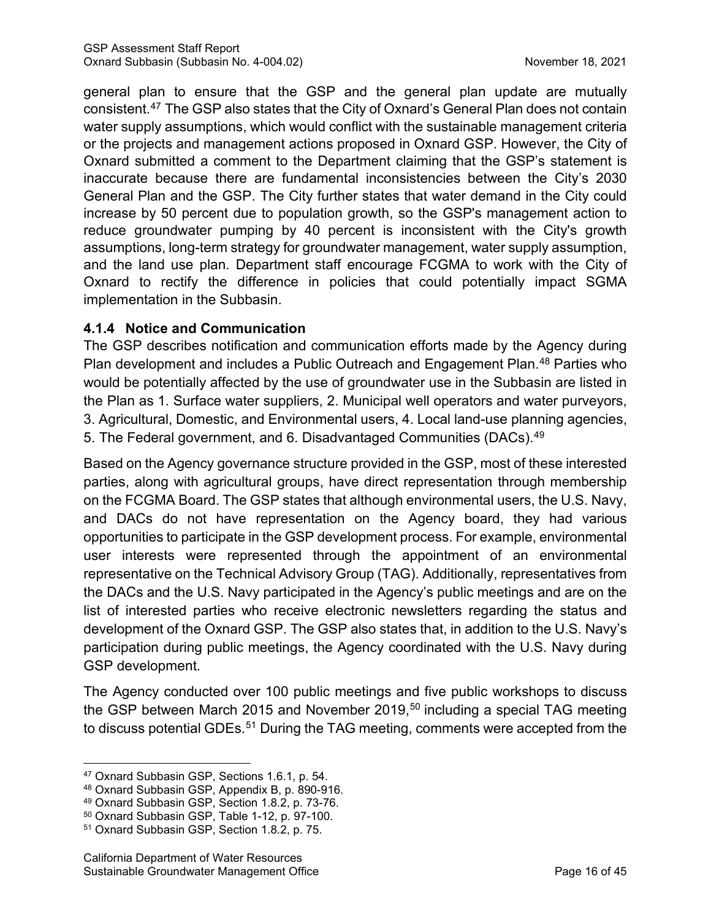general plan to ensure that the GSP and the general plan update are mutually consistent.[47] The GSP also states that the City of Oxnard's General Plan does not contain water supply assumptions, which would conflict with the sustainable management criteria or the projects and management actions proposed in Oxnard GSP. However, the City of Oxnard submitted a comment to the Department claiming that the GSP's statement is inaccurate because there are fundamental inconsistencies between the City's 2030 General Plan and the GSP. The City further states that water demand in the City could increase by 50 percent due to population growth, so the GSP's management action to reduce groundwater pumping by 40 percent is inconsistent with the City's growth assumptions, long-term strategy for groundwater management, water supply assumption, and the land use plan. Department staff encourage FCGMA to work with the City of Oxnard to rectify the difference in policies that could potentially impact SGMA implementation in the Subbasin.

### 4.1.4 Notice and Communication

The GSP describes notification and communication efforts made by the Agency during Plan development and includes a Public Outreach and Engagement Plan.[48] Parties who would be potentially affected by the use of groundwater use in the Subbasin are listed in the Plan as 1. Surface water suppliers, 2. Municipal well operators and water purveyors, 3. Agricultural, Domestic, and Environmental users, 4. Local land-use planning agencies, 5. The Federal government, and 6. Disadvantaged Communities (DACs).[49]

Based on the Agency governance structure provided in the GSP, most of these interested parties, along with agricultural groups, have direct representation through membership on the FCGMA Board. The GSP states that although environmental users, the U.S. Navy, and DACs do not have representation on the Agency board, they had various opportunities to participate in the GSP development process. For example, environmental user interests were represented through the appointment of an environmental representative on the Technical Advisory Group (TAG). Additionally, representatives from the DACs and the U.S. Navy participated in the Agency's public meetings and are on the list of interested parties who receive electronic newsletters regarding the status and development of the Oxnard GSP. The GSP also states that, in addition to the U.S. Navy's participation during public meetings, the Agency coordinated with the U.S. Navy during GSP development.

The Agency conducted over 100 public meetings and five public workshops to discuss the GSP between March 2015 and November 2019,[50] including a special TAG meeting to discuss potential GDEs.[51] During the TAG meeting, comments were accepted from the

---

[47] Oxnard Subbasin GSP, Sections 1.6.1, p. 54.

[48] Oxnard Subbasin GSP, Appendix B, p. 890-916.

[49] Oxnard Subbasin GSP, Section 1.8.2, p. 73-76.

[50] Oxnard Subbasin GSP, Table 1-12, p. 97-100.

[51] Oxnard Subbasin GSP, Section 1.8.2, p. 75.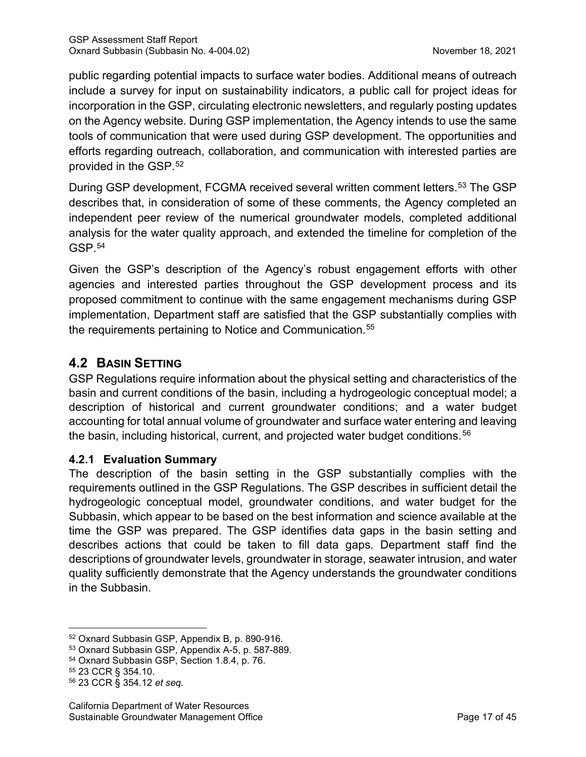public regarding potential impacts to surface water bodies. Additional means of outreach include a survey for input on sustainability indicators, a public call for project ideas for incorporation in the GSP, circulating electronic newsletters, and regularly posting updates on the Agency website. During GSP implementation, the Agency intends to use the same tools of communication that were used during GSP development. The opportunities and efforts regarding outreach, collaboration, and communication with interested parties are provided in the GSP.[52]

During GSP development, FCGMA received several written comment letters.[53] The GSP describes that, in consideration of some of these comments, the Agency completed an independent peer review of the numerical groundwater models, completed additional analysis for the water quality approach, and extended the timeline for completion of the GSP.[54]

Given the GSP's description of the Agency's robust engagement efforts with other agencies and interested parties throughout the GSP development process and its proposed commitment to continue with the same engagement mechanisms during GSP implementation, Department staff are satisfied that the GSP substantially complies with the requirements pertaining to Notice and Communication.[55]

## 4.2 Basin Setting

GSP Regulations require information about the physical setting and characteristics of the basin and current conditions of the basin, including a hydrogeologic conceptual model; a description of historical and current groundwater conditions; and a water budget accounting for total annual volume of groundwater and surface water entering and leaving the basin, including historical, current, and projected water budget conditions.[56]

### 4.2.1 Evaluation Summary

The description of the basin setting in the GSP substantially complies with the requirements outlined in the GSP Regulations. The GSP describes in sufficient detail the hydrogeologic conceptual model, groundwater conditions, and water budget for the Subbasin, which appear to be based on the best information and science available at the time the GSP was prepared. The GSP identifies data gaps in the basin setting and describes actions that could be taken to fill data gaps. Department staff find the descriptions of groundwater levels, groundwater in storage, seawater intrusion, and water quality sufficiently demonstrate that the Agency understands the groundwater conditions in the Subbasin.

---

[52] Oxnard Subbasin GSP, Appendix B, p. 890-916.

[53] Oxnard Subbasin GSP, Appendix A-5, p. 587-889.

[54] Oxnard Subbasin GSP, Section 1.8.4, p. 76.

[55] 23 CCR § 354.10.

[56] 23 CCR § 354.12 *et seq.*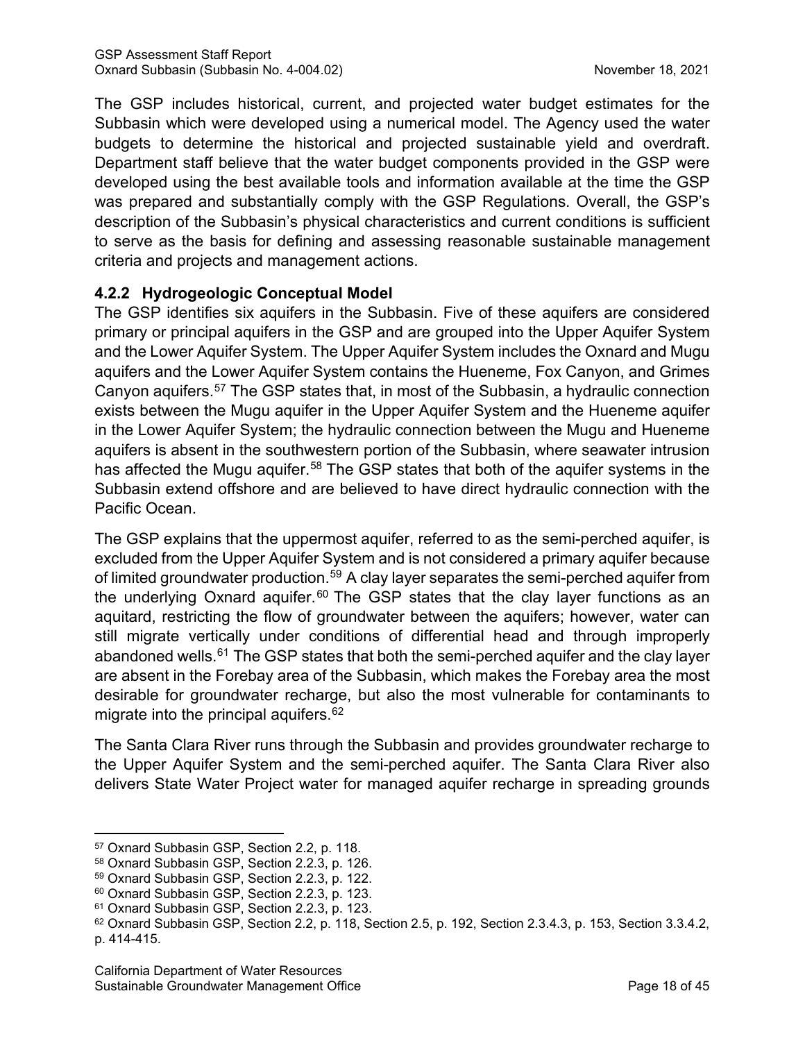The GSP includes historical, current, and projected water budget estimates for the Subbasin which were developed using a numerical model. The Agency used the water budgets to determine the historical and projected sustainable yield and overdraft. Department staff believe that the water budget components provided in the GSP were developed using the best available tools and information available at the time the GSP was prepared and substantially comply with the GSP Regulations. Overall, the GSP's description of the Subbasin's physical characteristics and current conditions is sufficient to serve as the basis for defining and assessing reasonable sustainable management criteria and projects and management actions.

### 4.2.2 Hydrogeologic Conceptual Model

The GSP identifies six aquifers in the Subbasin. Five of these aquifers are considered primary or principal aquifers in the GSP and are grouped into the Upper Aquifer System and the Lower Aquifer System. The Upper Aquifer System includes the Oxnard and Mugu aquifers and the Lower Aquifer System contains the Hueneme, Fox Canyon, and Grimes Canyon aquifers.[57] The GSP states that, in most of the Subbasin, a hydraulic connection exists between the Mugu aquifer in the Upper Aquifer System and the Hueneme aquifer in the Lower Aquifer System; the hydraulic connection between the Mugu and Hueneme aquifers is absent in the southwestern portion of the Subbasin, where seawater intrusion has affected the Mugu aquifer.[58] The GSP states that both of the aquifer systems in the Subbasin extend offshore and are believed to have direct hydraulic connection with the Pacific Ocean.

The GSP explains that the uppermost aquifer, referred to as the semi-perched aquifer, is excluded from the Upper Aquifer System and is not considered a primary aquifer because of limited groundwater production.[59] A clay layer separates the semi-perched aquifer from the underlying Oxnard aquifer.[60] The GSP states that the clay layer functions as an aquitard, restricting the flow of groundwater between the aquifers; however, water can still migrate vertically under conditions of differential head and through improperly abandoned wells.[61] The GSP states that both the semi-perched aquifer and the clay layer are absent in the Forebay area of the Subbasin, which makes the Forebay area the most desirable for groundwater recharge, but also the most vulnerable for contaminants to migrate into the principal aquifers.[62]

The Santa Clara River runs through the Subbasin and provides groundwater recharge to the Upper Aquifer System and the semi-perched aquifer. The Santa Clara River also delivers State Water Project water for managed aquifer recharge in spreading grounds

---

[57] Oxnard Subbasin GSP, Section 2.2, p. 118.

[58] Oxnard Subbasin GSP, Section 2.2.3, p. 126.

[59] Oxnard Subbasin GSP, Section 2.2.3, p. 122.

[60] Oxnard Subbasin GSP, Section 2.2.3, p. 123.

[61] Oxnard Subbasin GSP, Section 2.2.3, p. 123.

[62] Oxnard Subbasin GSP, Section 2.2, p. 118, Section 2.5, p. 192, Section 2.3.4.3, p. 153, Section 3.3.4.2, p. 414-415.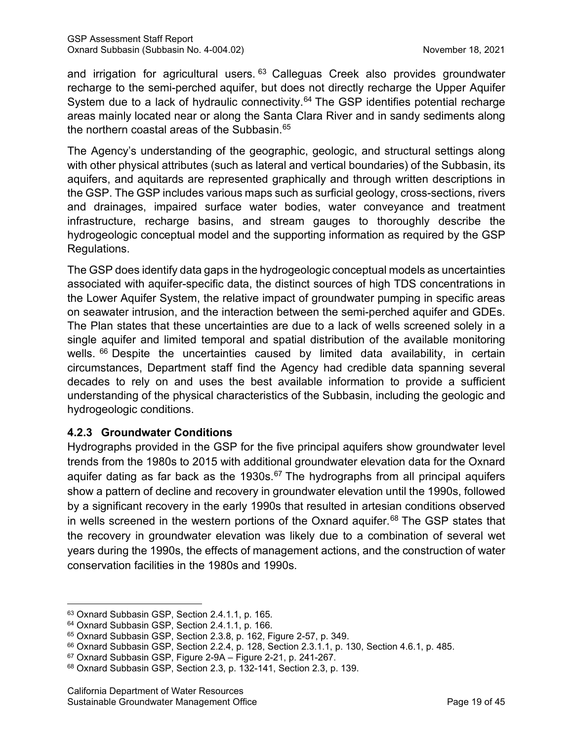and irrigation for agricultural users.[63] Calleguas Creek also provides groundwater recharge to the semi-perched aquifer, but does not directly recharge the Upper Aquifer System due to a lack of hydraulic connectivity.[64] The GSP identifies potential recharge areas mainly located near or along the Santa Clara River and in sandy sediments along the northern coastal areas of the Subbasin.[65]

The Agency's understanding of the geographic, geologic, and structural settings along with other physical attributes (such as lateral and vertical boundaries) of the Subbasin, its aquifers, and aquitards are represented graphically and through written descriptions in the GSP. The GSP includes various maps such as surficial geology, cross-sections, rivers and drainages, impaired surface water bodies, water conveyance and treatment infrastructure, recharge basins, and stream gauges to thoroughly describe the hydrogeologic conceptual model and the supporting information as required by the GSP Regulations.

The GSP does identify data gaps in the hydrogeologic conceptual models as uncertainties associated with aquifer-specific data, the distinct sources of high TDS concentrations in the Lower Aquifer System, the relative impact of groundwater pumping in specific areas on seawater intrusion, and the interaction between the semi-perched aquifer and GDEs. The Plan states that these uncertainties are due to a lack of wells screened solely in a single aquifer and limited temporal and spatial distribution of the available monitoring wells.[66] Despite the uncertainties caused by limited data availability, in certain circumstances, Department staff find the Agency had credible data spanning several decades to rely on and uses the best available information to provide a sufficient understanding of the physical characteristics of the Subbasin, including the geologic and hydrogeologic conditions.

### 4.2.3 Groundwater Conditions

Hydrographs provided in the GSP for the five principal aquifers show groundwater level trends from the 1980s to 2015 with additional groundwater elevation data for the Oxnard aquifer dating as far back as the 1930s.[67] The hydrographs from all principal aquifers show a pattern of decline and recovery in groundwater elevation until the 1990s, followed by a significant recovery in the early 1990s that resulted in artesian conditions observed in wells screened in the western portions of the Oxnard aquifer.[68] The GSP states that the recovery in groundwater elevation was likely due to a combination of several wet years during the 1990s, the effects of management actions, and the construction of water conservation facilities in the 1980s and 1990s.

---

[63] Oxnard Subbasin GSP, Section 2.4.1.1, p. 165.
[64] Oxnard Subbasin GSP, Section 2.4.1.1, p. 166.
[65] Oxnard Subbasin GSP, Section 2.3.8, p. 162, Figure 2-57, p. 349.
[66] Oxnard Subbasin GSP, Section 2.2.4, p. 128, Section 2.3.1.1, p. 130, Section 4.6.1, p. 485.
[67] Oxnard Subbasin GSP, Figure 2-9A – Figure 2-21, p. 241-267.
[68] Oxnard Subbasin GSP, Section 2.3, p. 132-141, Section 2.3, p. 139.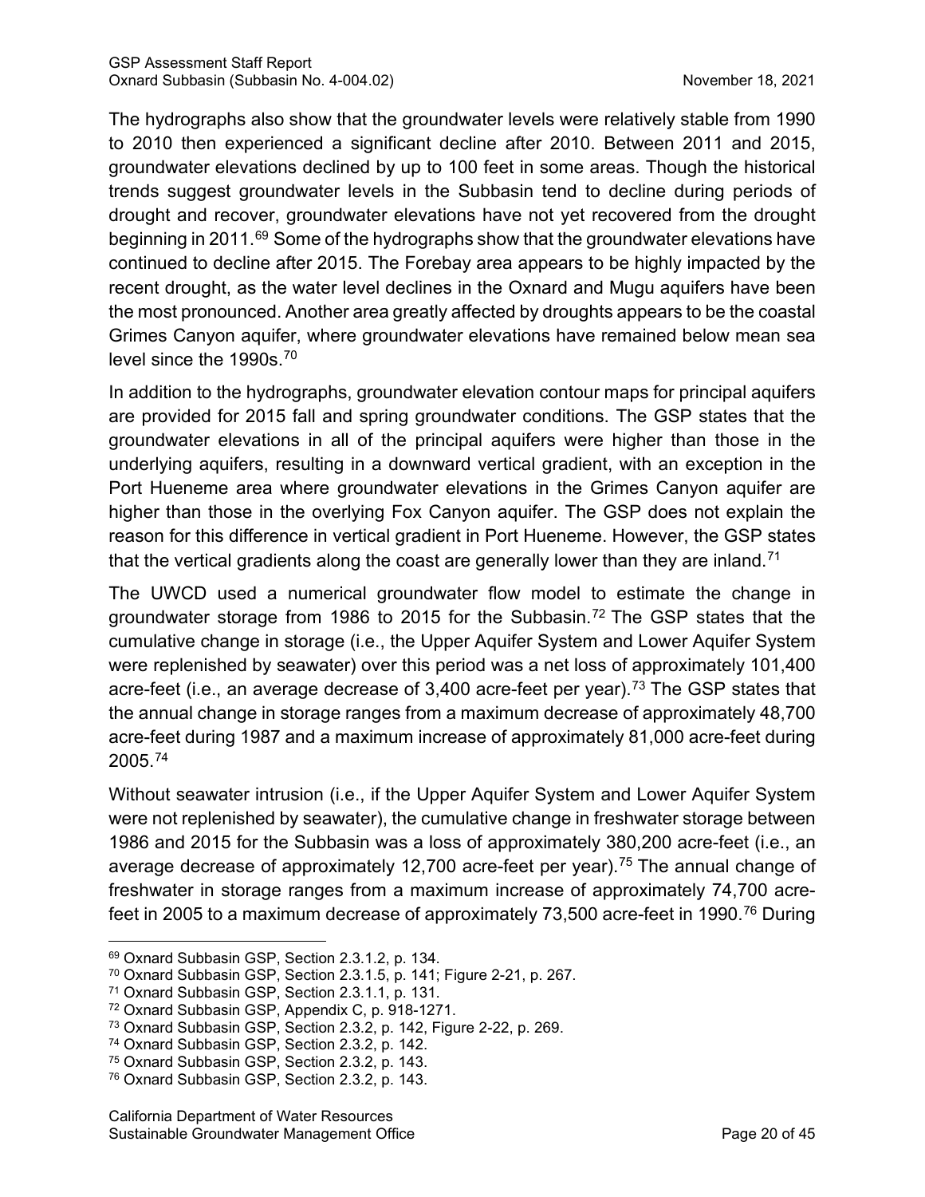The hydrographs also show that the groundwater levels were relatively stable from 1990 to 2010 then experienced a significant decline after 2010. Between 2011 and 2015, groundwater elevations declined by up to 100 feet in some areas. Though the historical trends suggest groundwater levels in the Subbasin tend to decline during periods of drought and recover, groundwater elevations have not yet recovered from the drought beginning in 2011.[69] Some of the hydrographs show that the groundwater elevations have continued to decline after 2015. The Forebay area appears to be highly impacted by the recent drought, as the water level declines in the Oxnard and Mugu aquifers have been the most pronounced. Another area greatly affected by droughts appears to be the coastal Grimes Canyon aquifer, where groundwater elevations have remained below mean sea level since the 1990s.[70]

In addition to the hydrographs, groundwater elevation contour maps for principal aquifers are provided for 2015 fall and spring groundwater conditions. The GSP states that the groundwater elevations in all of the principal aquifers were higher than those in the underlying aquifers, resulting in a downward vertical gradient, with an exception in the Port Hueneme area where groundwater elevations in the Grimes Canyon aquifer are higher than those in the overlying Fox Canyon aquifer. The GSP does not explain the reason for this difference in vertical gradient in Port Hueneme. However, the GSP states that the vertical gradients along the coast are generally lower than they are inland.[71]

The UWCD used a numerical groundwater flow model to estimate the change in groundwater storage from 1986 to 2015 for the Subbasin.[72] The GSP states that the cumulative change in storage (i.e., the Upper Aquifer System and Lower Aquifer System were replenished by seawater) over this period was a net loss of approximately 101,400 acre-feet (i.e., an average decrease of 3,400 acre-feet per year).[73] The GSP states that the annual change in storage ranges from a maximum decrease of approximately 48,700 acre-feet during 1987 and a maximum increase of approximately 81,000 acre-feet during 2005.[74]

Without seawater intrusion (i.e., if the Upper Aquifer System and Lower Aquifer System were not replenished by seawater), the cumulative change in freshwater storage between 1986 and 2015 for the Subbasin was a loss of approximately 380,200 acre-feet (i.e., an average decrease of approximately 12,700 acre-feet per year).[75] The annual change of freshwater in storage ranges from a maximum increase of approximately 74,700 acre-feet in 2005 to a maximum decrease of approximately 73,500 acre-feet in 1990.[76] During

[69] Oxnard Subbasin GSP, Section 2.3.1.2, p. 134.

[70] Oxnard Subbasin GSP, Section 2.3.1.5, p. 141; Figure 2-21, p. 267.

[71] Oxnard Subbasin GSP, Section 2.3.1.1, p. 131.

[72] Oxnard Subbasin GSP, Appendix C, p. 918-1271.

[73] Oxnard Subbasin GSP, Section 2.3.2, p. 142, Figure 2-22, p. 269.

[74] Oxnard Subbasin GSP, Section 2.3.2, p. 142.

[75] Oxnard Subbasin GSP, Section 2.3.2, p. 143.

[76] Oxnard Subbasin GSP, Section 2.3.2, p. 143.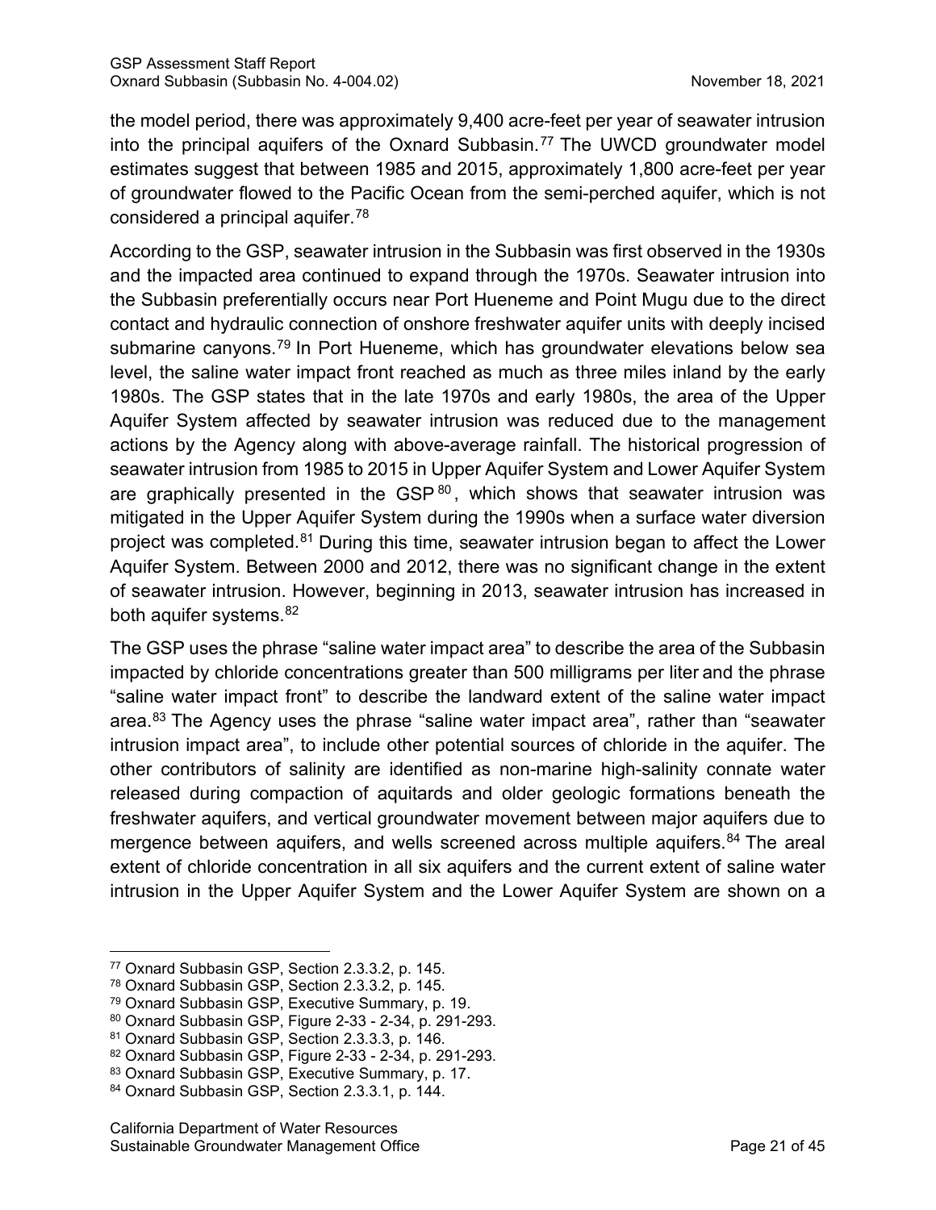the model period, there was approximately 9,400 acre-feet per year of seawater intrusion into the principal aquifers of the Oxnard Subbasin.[77] The UWCD groundwater model estimates suggest that between 1985 and 2015, approximately 1,800 acre-feet per year of groundwater flowed to the Pacific Ocean from the semi-perched aquifer, which is not considered a principal aquifer.[78]

According to the GSP, seawater intrusion in the Subbasin was first observed in the 1930s and the impacted area continued to expand through the 1970s. Seawater intrusion into the Subbasin preferentially occurs near Port Hueneme and Point Mugu due to the direct contact and hydraulic connection of onshore freshwater aquifer units with deeply incised submarine canyons.[79] In Port Hueneme, which has groundwater elevations below sea level, the saline water impact front reached as much as three miles inland by the early 1980s. The GSP states that in the late 1970s and early 1980s, the area of the Upper Aquifer System affected by seawater intrusion was reduced due to the management actions by the Agency along with above-average rainfall. The historical progression of seawater intrusion from 1985 to 2015 in Upper Aquifer System and Lower Aquifer System are graphically presented in the GSP[80], which shows that seawater intrusion was mitigated in the Upper Aquifer System during the 1990s when a surface water diversion project was completed.[81] During this time, seawater intrusion began to affect the Lower Aquifer System. Between 2000 and 2012, there was no significant change in the extent of seawater intrusion. However, beginning in 2013, seawater intrusion has increased in both aquifer systems.[82]

The GSP uses the phrase "saline water impact area" to describe the area of the Subbasin impacted by chloride concentrations greater than 500 milligrams per liter and the phrase "saline water impact front" to describe the landward extent of the saline water impact area.[83] The Agency uses the phrase "saline water impact area", rather than "seawater intrusion impact area", to include other potential sources of chloride in the aquifer. The other contributors of salinity are identified as non-marine high-salinity connate water released during compaction of aquitards and older geologic formations beneath the freshwater aquifers, and vertical groundwater movement between major aquifers due to mergence between aquifers, and wells screened across multiple aquifers.[84] The areal extent of chloride concentration in all six aquifers and the current extent of saline water intrusion in the Upper Aquifer System and the Lower Aquifer System are shown on a

---

[77] Oxnard Subbasin GSP, Section 2.3.3.2, p. 145.
[78] Oxnard Subbasin GSP, Section 2.3.3.2, p. 145.
[79] Oxnard Subbasin GSP, Executive Summary, p. 19.
[80] Oxnard Subbasin GSP, Figure 2-33 - 2-34, p. 291-293.
[81] Oxnard Subbasin GSP, Section 2.3.3.3, p. 146.
[82] Oxnard Subbasin GSP, Figure 2-33 - 2-34, p. 291-293.
[83] Oxnard Subbasin GSP, Executive Summary, p. 17.
[84] Oxnard Subbasin GSP, Section 2.3.3.1, p. 144.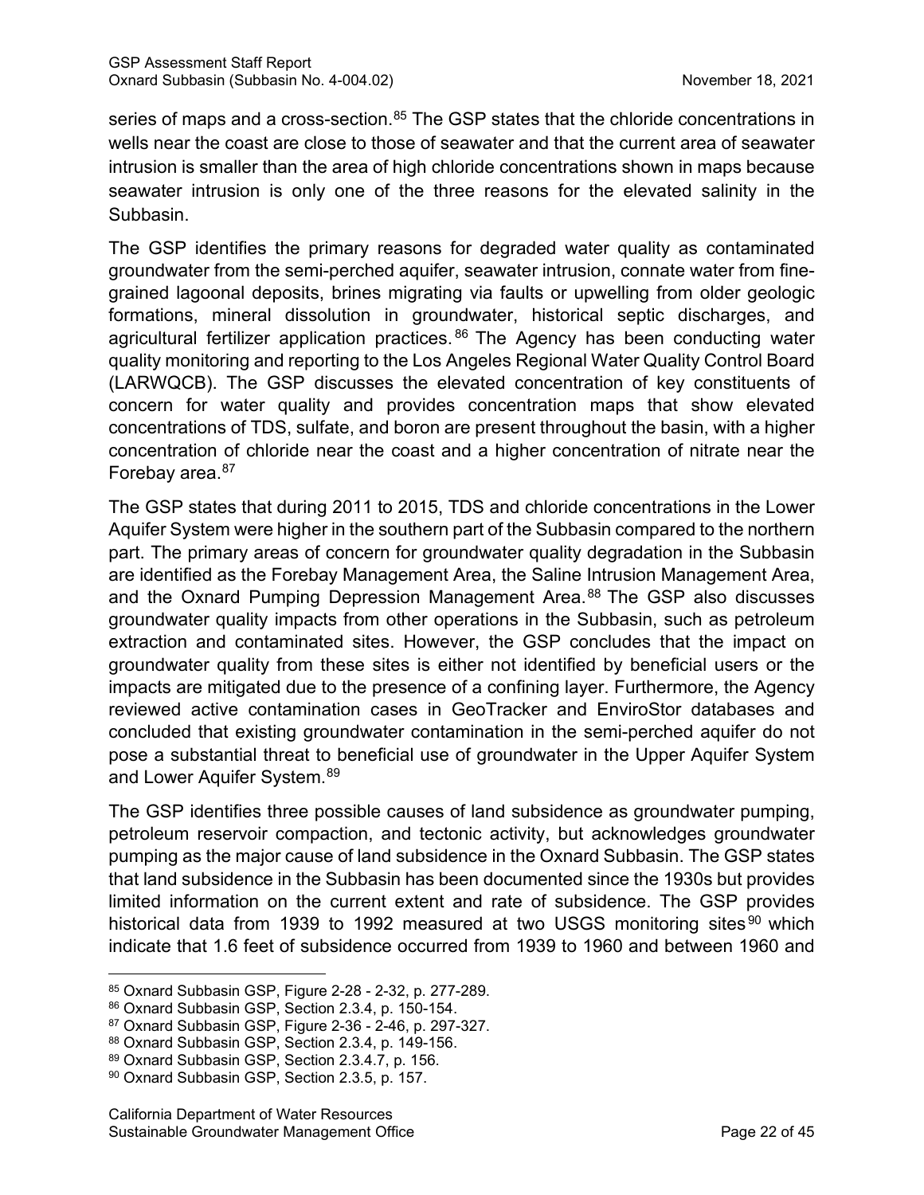series of maps and a cross-section.[85] The GSP states that the chloride concentrations in wells near the coast are close to those of seawater and that the current area of seawater intrusion is smaller than the area of high chloride concentrations shown in maps because seawater intrusion is only one of the three reasons for the elevated salinity in the Subbasin.

The GSP identifies the primary reasons for degraded water quality as contaminated groundwater from the semi-perched aquifer, seawater intrusion, connate water from fine-grained lagoonal deposits, brines migrating via faults or upwelling from older geologic formations, mineral dissolution in groundwater, historical septic discharges, and agricultural fertilizer application practices.[86] The Agency has been conducting water quality monitoring and reporting to the Los Angeles Regional Water Quality Control Board (LARWQCB). The GSP discusses the elevated concentration of key constituents of concern for water quality and provides concentration maps that show elevated concentrations of TDS, sulfate, and boron are present throughout the basin, with a higher concentration of chloride near the coast and a higher concentration of nitrate near the Forebay area.[87]

The GSP states that during 2011 to 2015, TDS and chloride concentrations in the Lower Aquifer System were higher in the southern part of the Subbasin compared to the northern part. The primary areas of concern for groundwater quality degradation in the Subbasin are identified as the Forebay Management Area, the Saline Intrusion Management Area, and the Oxnard Pumping Depression Management Area.[88] The GSP also discusses groundwater quality impacts from other operations in the Subbasin, such as petroleum extraction and contaminated sites. However, the GSP concludes that the impact on groundwater quality from these sites is either not identified by beneficial users or the impacts are mitigated due to the presence of a confining layer. Furthermore, the Agency reviewed active contamination cases in GeoTracker and EnviroStor databases and concluded that existing groundwater contamination in the semi-perched aquifer do not pose a substantial threat to beneficial use of groundwater in the Upper Aquifer System and Lower Aquifer System.[89]

The GSP identifies three possible causes of land subsidence as groundwater pumping, petroleum reservoir compaction, and tectonic activity, but acknowledges groundwater pumping as the major cause of land subsidence in the Oxnard Subbasin. The GSP states that land subsidence in the Subbasin has been documented since the 1930s but provides limited information on the current extent and rate of subsidence. The GSP provides historical data from 1939 to 1992 measured at two USGS monitoring sites[90] which indicate that 1.6 feet of subsidence occurred from 1939 to 1960 and between 1960 and

---

[85] Oxnard Subbasin GSP, Figure 2-28 - 2-32, p. 277-289.

[86] Oxnard Subbasin GSP, Section 2.3.4, p. 150-154.

[87] Oxnard Subbasin GSP, Figure 2-36 - 2-46, p. 297-327.

[88] Oxnard Subbasin GSP, Section 2.3.4, p. 149-156.

[89] Oxnard Subbasin GSP, Section 2.3.4.7, p. 156.

[90] Oxnard Subbasin GSP, Section 2.3.5, p. 157.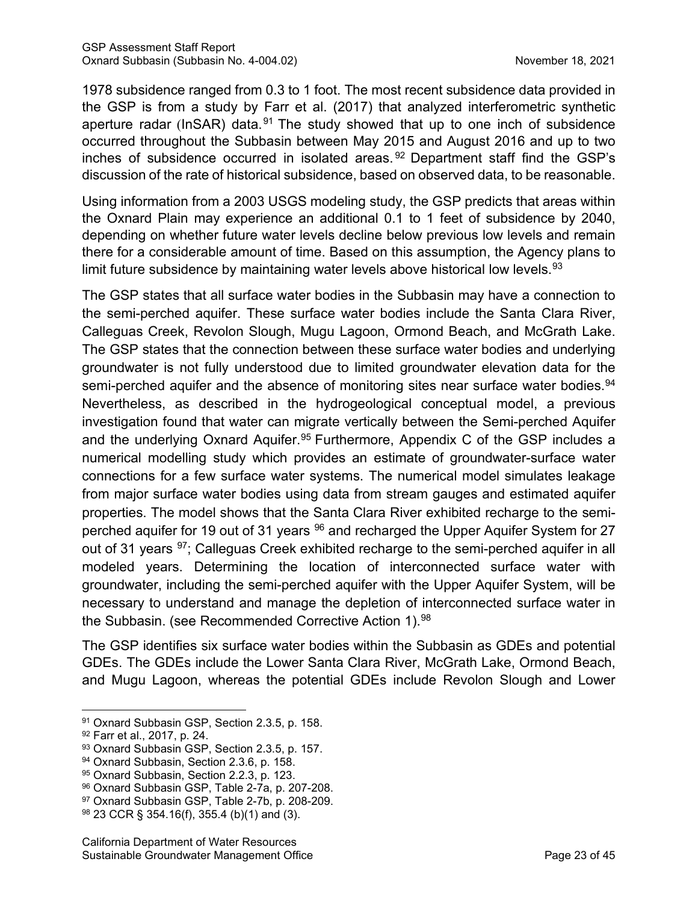1978 subsidence ranged from 0.3 to 1 foot. The most recent subsidence data provided in the GSP is from a study by Farr et al. (2017) that analyzed interferometric synthetic aperture radar (InSAR) data.[91] The study showed that up to one inch of subsidence occurred throughout the Subbasin between May 2015 and August 2016 and up to two inches of subsidence occurred in isolated areas.[92] Department staff find the GSP's discussion of the rate of historical subsidence, based on observed data, to be reasonable.

Using information from a 2003 USGS modeling study, the GSP predicts that areas within the Oxnard Plain may experience an additional 0.1 to 1 feet of subsidence by 2040, depending on whether future water levels decline below previous low levels and remain there for a considerable amount of time. Based on this assumption, the Agency plans to limit future subsidence by maintaining water levels above historical low levels.[93]

The GSP states that all surface water bodies in the Subbasin may have a connection to the semi-perched aquifer. These surface water bodies include the Santa Clara River, Calleguas Creek, Revolon Slough, Mugu Lagoon, Ormond Beach, and McGrath Lake. The GSP states that the connection between these surface water bodies and underlying groundwater is not fully understood due to limited groundwater elevation data for the semi-perched aquifer and the absence of monitoring sites near surface water bodies.[94] Nevertheless, as described in the hydrogeological conceptual model, a previous investigation found that water can migrate vertically between the Semi-perched Aquifer and the underlying Oxnard Aquifer.[95] Furthermore, Appendix C of the GSP includes a numerical modelling study which provides an estimate of groundwater-surface water connections for a few surface water systems. The numerical model simulates leakage from major surface water bodies using data from stream gauges and estimated aquifer properties. The model shows that the Santa Clara River exhibited recharge to the semi-perched aquifer for 19 out of 31 years [96] and recharged the Upper Aquifer System for 27 out of 31 years [97]; Calleguas Creek exhibited recharge to the semi-perched aquifer in all modeled years. Determining the location of interconnected surface water with groundwater, including the semi-perched aquifer with the Upper Aquifer System, will be necessary to understand and manage the depletion of interconnected surface water in the Subbasin. (see Recommended Corrective Action 1).[98]

The GSP identifies six surface water bodies within the Subbasin as GDEs and potential GDEs. The GDEs include the Lower Santa Clara River, McGrath Lake, Ormond Beach, and Mugu Lagoon, whereas the potential GDEs include Revolon Slough and Lower

---

[91] Oxnard Subbasin GSP, Section 2.3.5, p. 158.
[92] Farr et al., 2017, p. 24.
[93] Oxnard Subbasin GSP, Section 2.3.5, p. 157.
[94] Oxnard Subbasin, Section 2.3.6, p. 158.
[95] Oxnard Subbasin, Section 2.2.3, p. 123.
[96] Oxnard Subbasin GSP, Table 2-7a, p. 207-208.
[97] Oxnard Subbasin GSP, Table 2-7b, p. 208-209.
[98] 23 CCR § 354.16(f), 355.4 (b)(1) and (3).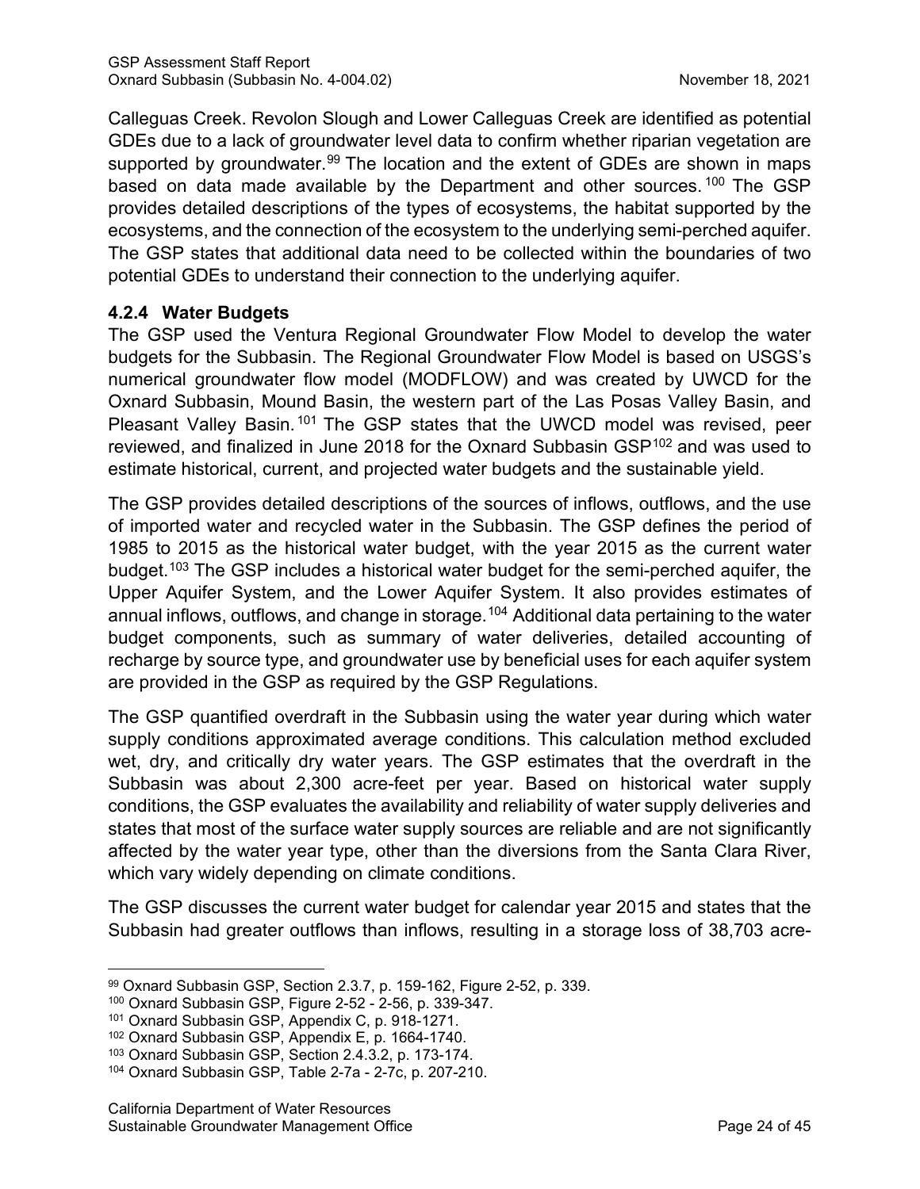Calleguas Creek. Revolon Slough and Lower Calleguas Creek are identified as potential GDEs due to a lack of groundwater level data to confirm whether riparian vegetation are supported by groundwater.[99] The location and the extent of GDEs are shown in maps based on data made available by the Department and other sources.[100] The GSP provides detailed descriptions of the types of ecosystems, the habitat supported by the ecosystems, and the connection of the ecosystem to the underlying semi-perched aquifer. The GSP states that additional data need to be collected within the boundaries of two potential GDEs to understand their connection to the underlying aquifer.

### 4.2.4 Water Budgets

The GSP used the Ventura Regional Groundwater Flow Model to develop the water budgets for the Subbasin. The Regional Groundwater Flow Model is based on USGS's numerical groundwater flow model (MODFLOW) and was created by UWCD for the Oxnard Subbasin, Mound Basin, the western part of the Las Posas Valley Basin, and Pleasant Valley Basin.[101] The GSP states that the UWCD model was revised, peer reviewed, and finalized in June 2018 for the Oxnard Subbasin GSP[102] and was used to estimate historical, current, and projected water budgets and the sustainable yield.

The GSP provides detailed descriptions of the sources of inflows, outflows, and the use of imported water and recycled water in the Subbasin. The GSP defines the period of 1985 to 2015 as the historical water budget, with the year 2015 as the current water budget.[103] The GSP includes a historical water budget for the semi-perched aquifer, the Upper Aquifer System, and the Lower Aquifer System. It also provides estimates of annual inflows, outflows, and change in storage.[104] Additional data pertaining to the water budget components, such as summary of water deliveries, detailed accounting of recharge by source type, and groundwater use by beneficial uses for each aquifer system are provided in the GSP as required by the GSP Regulations.

The GSP quantified overdraft in the Subbasin using the water year during which water supply conditions approximated average conditions. This calculation method excluded wet, dry, and critically dry water years. The GSP estimates that the overdraft in the Subbasin was about 2,300 acre-feet per year. Based on historical water supply conditions, the GSP evaluates the availability and reliability of water supply deliveries and states that most of the surface water supply sources are reliable and are not significantly affected by the water year type, other than the diversions from the Santa Clara River, which vary widely depending on climate conditions.

The GSP discusses the current water budget for calendar year 2015 and states that the Subbasin had greater outflows than inflows, resulting in a storage loss of 38,703 acre-

---

[99] Oxnard Subbasin GSP, Section 2.3.7, p. 159-162, Figure 2-52, p. 339.

[100] Oxnard Subbasin GSP, Figure 2-52 - 2-56, p. 339-347.

[101] Oxnard Subbasin GSP, Appendix C, p. 918-1271.

[102] Oxnard Subbasin GSP, Appendix E, p. 1664-1740.

[103] Oxnard Subbasin GSP, Section 2.4.3.2, p. 173-174.

[104] Oxnard Subbasin GSP, Table 2-7a - 2-7c, p. 207-210.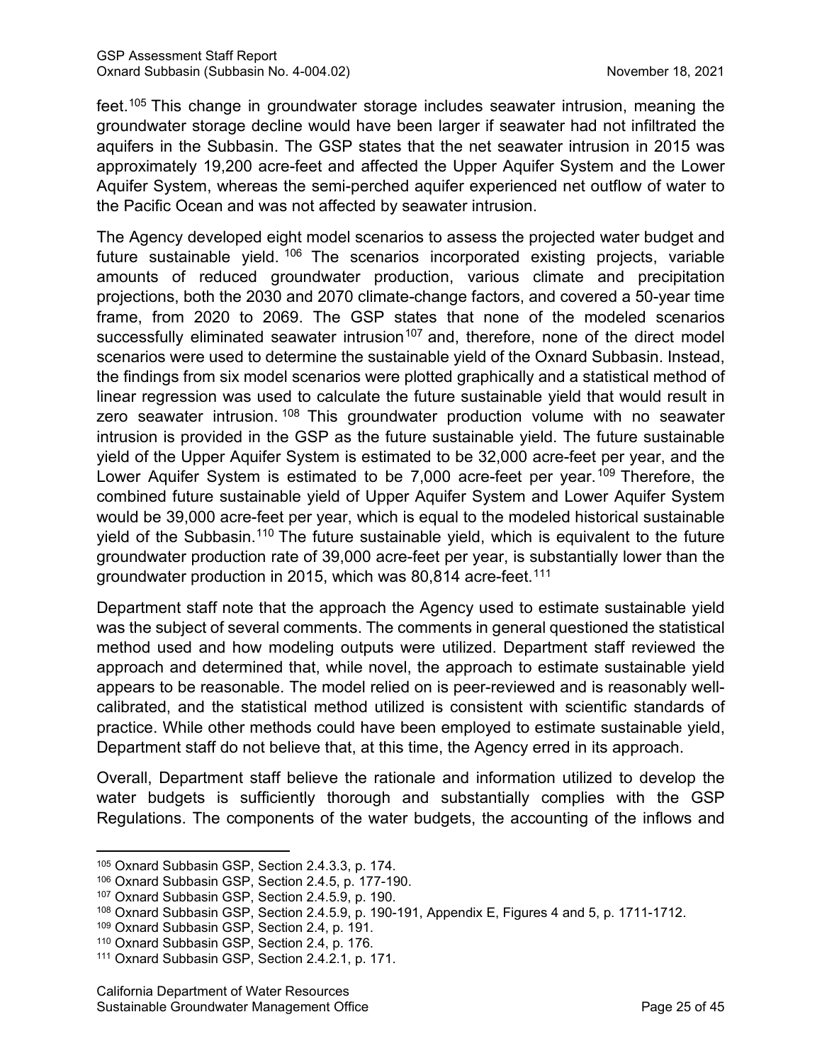feet.[105] This change in groundwater storage includes seawater intrusion, meaning the groundwater storage decline would have been larger if seawater had not infiltrated the aquifers in the Subbasin. The GSP states that the net seawater intrusion in 2015 was approximately 19,200 acre-feet and affected the Upper Aquifer System and the Lower Aquifer System, whereas the semi-perched aquifer experienced net outflow of water to the Pacific Ocean and was not affected by seawater intrusion.

The Agency developed eight model scenarios to assess the projected water budget and future sustainable yield.[106] The scenarios incorporated existing projects, variable amounts of reduced groundwater production, various climate and precipitation projections, both the 2030 and 2070 climate-change factors, and covered a 50-year time frame, from 2020 to 2069. The GSP states that none of the modeled scenarios successfully eliminated seawater intrusion[107] and, therefore, none of the direct model scenarios were used to determine the sustainable yield of the Oxnard Subbasin. Instead, the findings from six model scenarios were plotted graphically and a statistical method of linear regression was used to calculate the future sustainable yield that would result in zero seawater intrusion.[108] This groundwater production volume with no seawater intrusion is provided in the GSP as the future sustainable yield. The future sustainable yield of the Upper Aquifer System is estimated to be 32,000 acre-feet per year, and the Lower Aquifer System is estimated to be 7,000 acre-feet per year.[109] Therefore, the combined future sustainable yield of Upper Aquifer System and Lower Aquifer System would be 39,000 acre-feet per year, which is equal to the modeled historical sustainable yield of the Subbasin.[110] The future sustainable yield, which is equivalent to the future groundwater production rate of 39,000 acre-feet per year, is substantially lower than the groundwater production in 2015, which was 80,814 acre-feet.[111]

Department staff note that the approach the Agency used to estimate sustainable yield was the subject of several comments. The comments in general questioned the statistical method used and how modeling outputs were utilized. Department staff reviewed the approach and determined that, while novel, the approach to estimate sustainable yield appears to be reasonable. The model relied on is peer-reviewed and is reasonably well-calibrated, and the statistical method utilized is consistent with scientific standards of practice. While other methods could have been employed to estimate sustainable yield, Department staff do not believe that, at this time, the Agency erred in its approach.

Overall, Department staff believe the rationale and information utilized to develop the water budgets is sufficiently thorough and substantially complies with the GSP Regulations. The components of the water budgets, the accounting of the inflows and

---

[105] Oxnard Subbasin GSP, Section 2.4.3.3, p. 174.
[106] Oxnard Subbasin GSP, Section 2.4.5, p. 177-190.
[107] Oxnard Subbasin GSP, Section 2.4.5.9, p. 190.
[108] Oxnard Subbasin GSP, Section 2.4.5.9, p. 190-191, Appendix E, Figures 4 and 5, p. 1711-1712.
[109] Oxnard Subbasin GSP, Section 2.4, p. 191.
[110] Oxnard Subbasin GSP, Section 2.4, p. 176.
[111] Oxnard Subbasin GSP, Section 2.4.2.1, p. 171.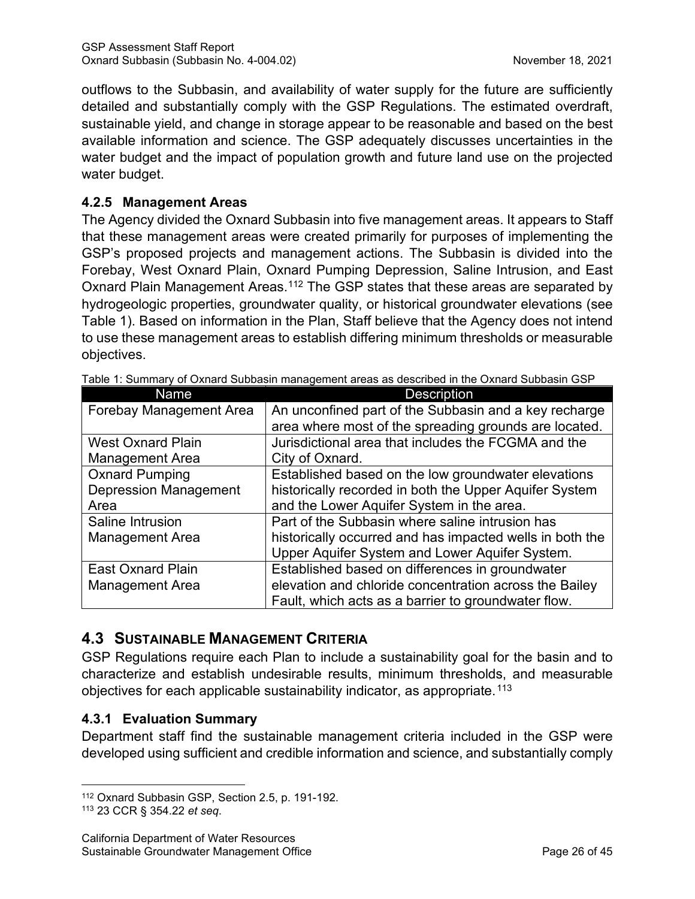outflows to the Subbasin, and availability of water supply for the future are sufficiently detailed and substantially comply with the GSP Regulations. The estimated overdraft, sustainable yield, and change in storage appear to be reasonable and based on the best available information and science. The GSP adequately discusses uncertainties in the water budget and the impact of population growth and future land use on the projected water budget.

### 4.2.5 Management Areas

The Agency divided the Oxnard Subbasin into five management areas. It appears to Staff that these management areas were created primarily for purposes of implementing the GSP's proposed projects and management actions. The Subbasin is divided into the Forebay, West Oxnard Plain, Oxnard Pumping Depression, Saline Intrusion, and East Oxnard Plain Management Areas.[112] The GSP states that these areas are separated by hydrogeologic properties, groundwater quality, or historical groundwater elevations (see Table 1). Based on information in the Plan, Staff believe that the Agency does not intend to use these management areas to establish differing minimum thresholds or measurable objectives.

Table 1: Summary of Oxnard Subbasin management areas as described in the Oxnard Subbasin GSP

| Name | Description |
|---|---|
| Forebay Management Area | An unconfined part of the Subbasin and a key recharge area where most of the spreading grounds are located. |
| West Oxnard Plain Management Area | Jurisdictional area that includes the FCGMA and the City of Oxnard. |
| Oxnard Pumping Depression Management Area | Established based on the low groundwater elevations historically recorded in both the Upper Aquifer System and the Lower Aquifer System in the area. |
| Saline Intrusion Management Area | Part of the Subbasin where saline intrusion has historically occurred and has impacted wells in both the Upper Aquifer System and Lower Aquifer System. |
| East Oxnard Plain Management Area | Established based on differences in groundwater elevation and chloride concentration across the Bailey Fault, which acts as a barrier to groundwater flow. |

## 4.3 Sustainable Management Criteria

GSP Regulations require each Plan to include a sustainability goal for the basin and to characterize and establish undesirable results, minimum thresholds, and measurable objectives for each applicable sustainability indicator, as appropriate.[113]

### 4.3.1 Evaluation Summary

Department staff find the sustainable management criteria included in the GSP were developed using sufficient and credible information and science, and substantially comply

[112] Oxnard Subbasin GSP, Section 2.5, p. 191-192.

[113] 23 CCR § 354.22 *et seq.*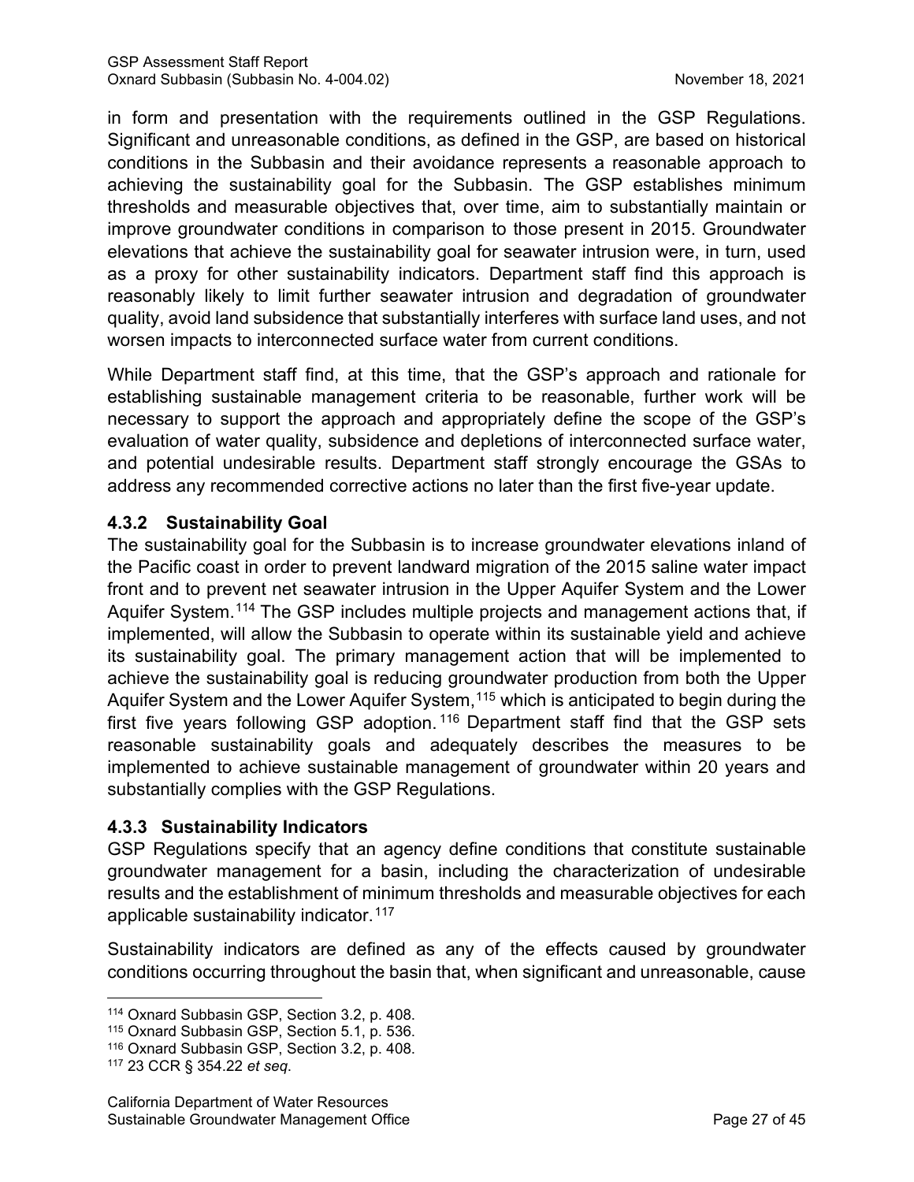in form and presentation with the requirements outlined in the GSP Regulations. Significant and unreasonable conditions, as defined in the GSP, are based on historical conditions in the Subbasin and their avoidance represents a reasonable approach to achieving the sustainability goal for the Subbasin. The GSP establishes minimum thresholds and measurable objectives that, over time, aim to substantially maintain or improve groundwater conditions in comparison to those present in 2015. Groundwater elevations that achieve the sustainability goal for seawater intrusion were, in turn, used as a proxy for other sustainability indicators. Department staff find this approach is reasonably likely to limit further seawater intrusion and degradation of groundwater quality, avoid land subsidence that substantially interferes with surface land uses, and not worsen impacts to interconnected surface water from current conditions.

While Department staff find, at this time, that the GSP's approach and rationale for establishing sustainable management criteria to be reasonable, further work will be necessary to support the approach and appropriately define the scope of the GSP's evaluation of water quality, subsidence and depletions of interconnected surface water, and potential undesirable results. Department staff strongly encourage the GSAs to address any recommended corrective actions no later than the first five-year update.

### 4.3.2 Sustainability Goal

The sustainability goal for the Subbasin is to increase groundwater elevations inland of the Pacific coast in order to prevent landward migration of the 2015 saline water impact front and to prevent net seawater intrusion in the Upper Aquifer System and the Lower Aquifer System.[114] The GSP includes multiple projects and management actions that, if implemented, will allow the Subbasin to operate within its sustainable yield and achieve its sustainability goal. The primary management action that will be implemented to achieve the sustainability goal is reducing groundwater production from both the Upper Aquifer System and the Lower Aquifer System,[115] which is anticipated to begin during the first five years following GSP adoption.[116] Department staff find that the GSP sets reasonable sustainability goals and adequately describes the measures to be implemented to achieve sustainable management of groundwater within 20 years and substantially complies with the GSP Regulations.

### 4.3.3 Sustainability Indicators

GSP Regulations specify that an agency define conditions that constitute sustainable groundwater management for a basin, including the characterization of undesirable results and the establishment of minimum thresholds and measurable objectives for each applicable sustainability indicator.[117]

Sustainability indicators are defined as any of the effects caused by groundwater conditions occurring throughout the basin that, when significant and unreasonable, cause

---

[114] Oxnard Subbasin GSP, Section 3.2, p. 408.

[115] Oxnard Subbasin GSP, Section 5.1, p. 536.

[116] Oxnard Subbasin GSP, Section 3.2, p. 408.

[117] 23 CCR § 354.22 *et seq*.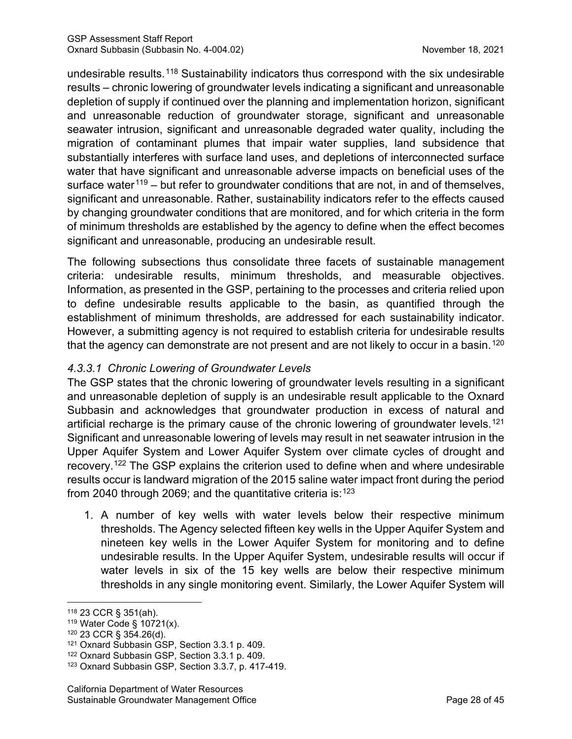undesirable results.[118] Sustainability indicators thus correspond with the six undesirable results – chronic lowering of groundwater levels indicating a significant and unreasonable depletion of supply if continued over the planning and implementation horizon, significant and unreasonable reduction of groundwater storage, significant and unreasonable seawater intrusion, significant and unreasonable degraded water quality, including the migration of contaminant plumes that impair water supplies, land subsidence that substantially interferes with surface land uses, and depletions of interconnected surface water that have significant and unreasonable adverse impacts on beneficial uses of the surface water[119] – but refer to groundwater conditions that are not, in and of themselves, significant and unreasonable. Rather, sustainability indicators refer to the effects caused by changing groundwater conditions that are monitored, and for which criteria in the form of minimum thresholds are established by the agency to define when the effect becomes significant and unreasonable, producing an undesirable result.

The following subsections thus consolidate three facets of sustainable management criteria: undesirable results, minimum thresholds, and measurable objectives. Information, as presented in the GSP, pertaining to the processes and criteria relied upon to define undesirable results applicable to the basin, as quantified through the establishment of minimum thresholds, are addressed for each sustainability indicator. However, a submitting agency is not required to establish criteria for undesirable results that the agency can demonstrate are not present and are not likely to occur in a basin.[120]

#### *4.3.3.1 Chronic Lowering of Groundwater Levels*

The GSP states that the chronic lowering of groundwater levels resulting in a significant and unreasonable depletion of supply is an undesirable result applicable to the Oxnard Subbasin and acknowledges that groundwater production in excess of natural and artificial recharge is the primary cause of the chronic lowering of groundwater levels.[121] Significant and unreasonable lowering of levels may result in net seawater intrusion in the Upper Aquifer System and Lower Aquifer System over climate cycles of drought and recovery.[122] The GSP explains the criterion used to define when and where undesirable results occur is landward migration of the 2015 saline water impact front during the period from 2040 through 2069; and the quantitative criteria is:[123]

1. A number of key wells with water levels below their respective minimum thresholds. The Agency selected fifteen key wells in the Upper Aquifer System and nineteen key wells in the Lower Aquifer System for monitoring and to define undesirable results. In the Upper Aquifer System, undesirable results will occur if water levels in six of the 15 key wells are below their respective minimum thresholds in any single monitoring event. Similarly, the Lower Aquifer System will

---

[118] 23 CCR § 351(ah).

[119] Water Code § 10721(x).

[120] 23 CCR § 354.26(d).

[121] Oxnard Subbasin GSP, Section 3.3.1 p. 409.

[122] Oxnard Subbasin GSP, Section 3.3.1 p. 409.

[123] Oxnard Subbasin GSP, Section 3.3.7, p. 417-419.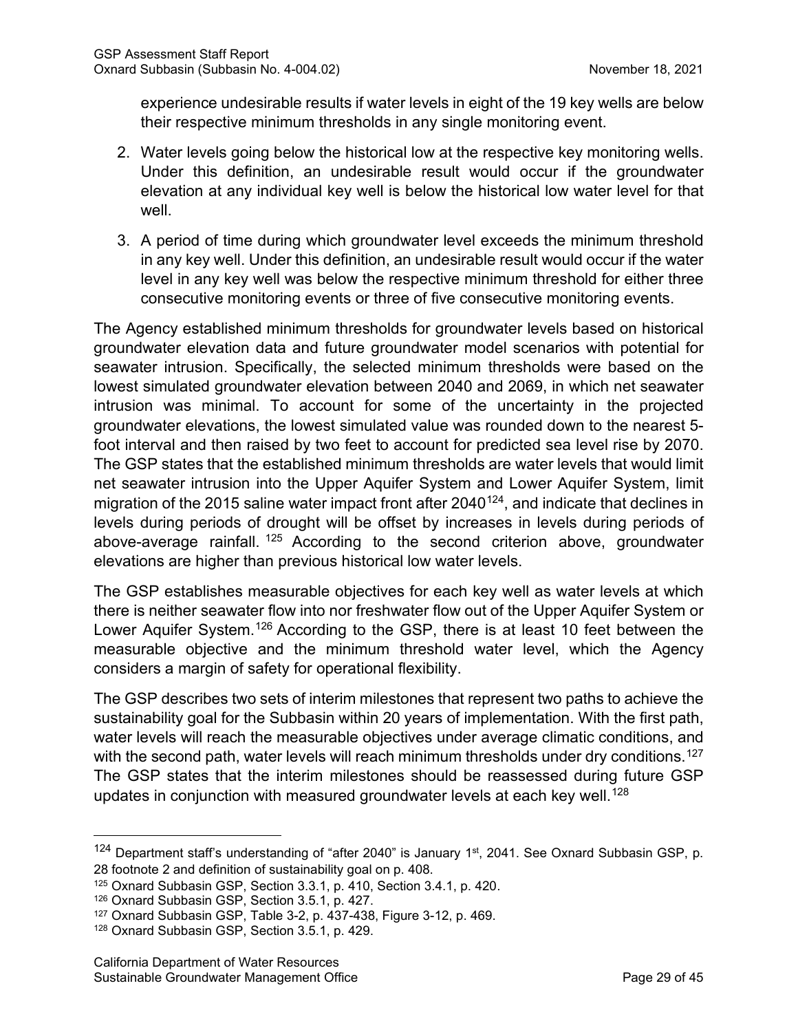experience undesirable results if water levels in eight of the 19 key wells are below their respective minimum thresholds in any single monitoring event.

2. Water levels going below the historical low at the respective key monitoring wells. Under this definition, an undesirable result would occur if the groundwater elevation at any individual key well is below the historical low water level for that well.

3. A period of time during which groundwater level exceeds the minimum threshold in any key well. Under this definition, an undesirable result would occur if the water level in any key well was below the respective minimum threshold for either three consecutive monitoring events or three of five consecutive monitoring events.

The Agency established minimum thresholds for groundwater levels based on historical groundwater elevation data and future groundwater model scenarios with potential for seawater intrusion. Specifically, the selected minimum thresholds were based on the lowest simulated groundwater elevation between 2040 and 2069, in which net seawater intrusion was minimal. To account for some of the uncertainty in the projected groundwater elevations, the lowest simulated value was rounded down to the nearest 5-foot interval and then raised by two feet to account for predicted sea level rise by 2070. The GSP states that the established minimum thresholds are water levels that would limit net seawater intrusion into the Upper Aquifer System and Lower Aquifer System, limit migration of the 2015 saline water impact front after 2040[124], and indicate that declines in levels during periods of drought will be offset by increases in levels during periods of above-average rainfall. [125] According to the second criterion above, groundwater elevations are higher than previous historical low water levels.

The GSP establishes measurable objectives for each key well as water levels at which there is neither seawater flow into nor freshwater flow out of the Upper Aquifer System or Lower Aquifer System.[126] According to the GSP, there is at least 10 feet between the measurable objective and the minimum threshold water level, which the Agency considers a margin of safety for operational flexibility.

The GSP describes two sets of interim milestones that represent two paths to achieve the sustainability goal for the Subbasin within 20 years of implementation. With the first path, water levels will reach the measurable objectives under average climatic conditions, and with the second path, water levels will reach minimum thresholds under dry conditions.[127] The GSP states that the interim milestones should be reassessed during future GSP updates in conjunction with measured groundwater levels at each key well.[128]

---

[124] Department staff's understanding of "after 2040" is January 1st, 2041. See Oxnard Subbasin GSP, p. 28 footnote 2 and definition of sustainability goal on p. 408.

[125] Oxnard Subbasin GSP, Section 3.3.1, p. 410, Section 3.4.1, p. 420.

[126] Oxnard Subbasin GSP, Section 3.5.1, p. 427.

[127] Oxnard Subbasin GSP, Table 3-2, p. 437-438, Figure 3-12, p. 469.

[128] Oxnard Subbasin GSP, Section 3.5.1, p. 429.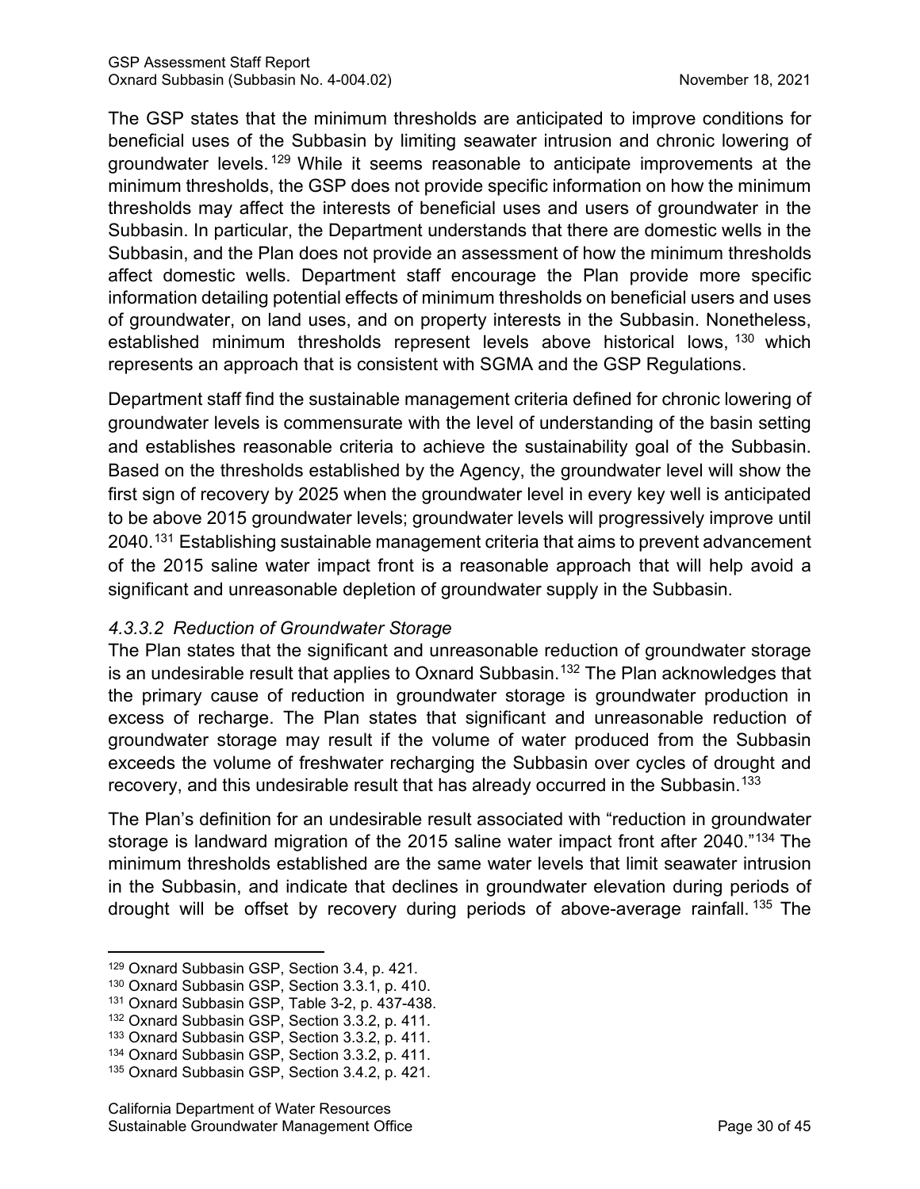The GSP states that the minimum thresholds are anticipated to improve conditions for beneficial uses of the Subbasin by limiting seawater intrusion and chronic lowering of groundwater levels.[129] While it seems reasonable to anticipate improvements at the minimum thresholds, the GSP does not provide specific information on how the minimum thresholds may affect the interests of beneficial uses and users of groundwater in the Subbasin. In particular, the Department understands that there are domestic wells in the Subbasin, and the Plan does not provide an assessment of how the minimum thresholds affect domestic wells. Department staff encourage the Plan provide more specific information detailing potential effects of minimum thresholds on beneficial users and uses of groundwater, on land uses, and on property interests in the Subbasin. Nonetheless, established minimum thresholds represent levels above historical lows, [130] which represents an approach that is consistent with SGMA and the GSP Regulations.

Department staff find the sustainable management criteria defined for chronic lowering of groundwater levels is commensurate with the level of understanding of the basin setting and establishes reasonable criteria to achieve the sustainability goal of the Subbasin. Based on the thresholds established by the Agency, the groundwater level will show the first sign of recovery by 2025 when the groundwater level in every key well is anticipated to be above 2015 groundwater levels; groundwater levels will progressively improve until 2040.[131] Establishing sustainable management criteria that aims to prevent advancement of the 2015 saline water impact front is a reasonable approach that will help avoid a significant and unreasonable depletion of groundwater supply in the Subbasin.

#### *4.3.3.2 Reduction of Groundwater Storage*

The Plan states that the significant and unreasonable reduction of groundwater storage is an undesirable result that applies to Oxnard Subbasin.[132] The Plan acknowledges that the primary cause of reduction in groundwater storage is groundwater production in excess of recharge. The Plan states that significant and unreasonable reduction of groundwater storage may result if the volume of water produced from the Subbasin exceeds the volume of freshwater recharging the Subbasin over cycles of drought and recovery, and this undesirable result that has already occurred in the Subbasin.[133]

The Plan's definition for an undesirable result associated with "reduction in groundwater storage is landward migration of the 2015 saline water impact front after 2040."[134] The minimum thresholds established are the same water levels that limit seawater intrusion in the Subbasin, and indicate that declines in groundwater elevation during periods of drought will be offset by recovery during periods of above-average rainfall.[135] The

---

[129] Oxnard Subbasin GSP, Section 3.4, p. 421.
[130] Oxnard Subbasin GSP, Section 3.3.1, p. 410.
[131] Oxnard Subbasin GSP, Table 3-2, p. 437-438.
[132] Oxnard Subbasin GSP, Section 3.3.2, p. 411.
[133] Oxnard Subbasin GSP, Section 3.3.2, p. 411.
[134] Oxnard Subbasin GSP, Section 3.3.2, p. 411.
[135] Oxnard Subbasin GSP, Section 3.4.2, p. 421.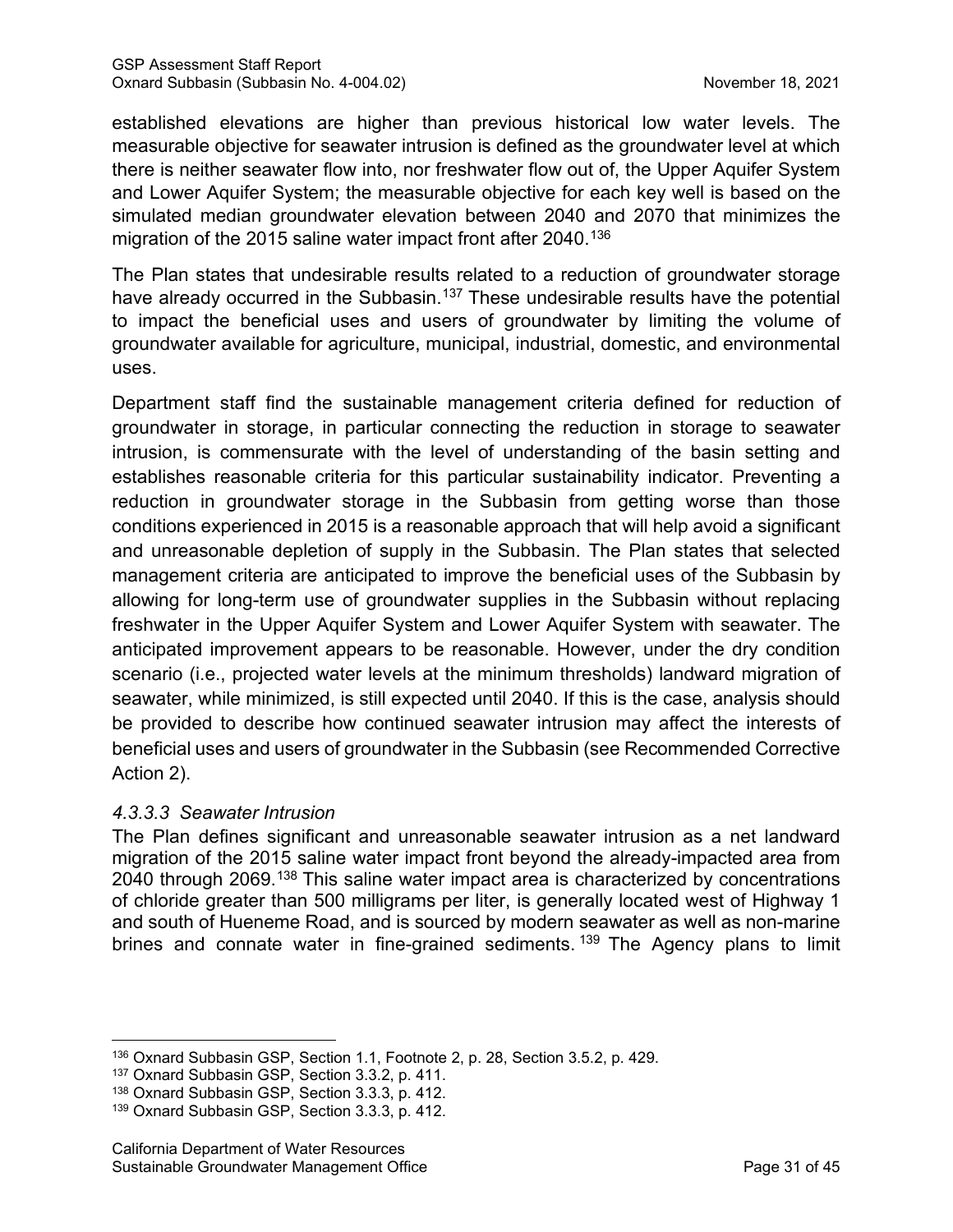established elevations are higher than previous historical low water levels. The measurable objective for seawater intrusion is defined as the groundwater level at which there is neither seawater flow into, nor freshwater flow out of, the Upper Aquifer System and Lower Aquifer System; the measurable objective for each key well is based on the simulated median groundwater elevation between 2040 and 2070 that minimizes the migration of the 2015 saline water impact front after 2040.[136]

The Plan states that undesirable results related to a reduction of groundwater storage have already occurred in the Subbasin.[137] These undesirable results have the potential to impact the beneficial uses and users of groundwater by limiting the volume of groundwater available for agriculture, municipal, industrial, domestic, and environmental uses.

Department staff find the sustainable management criteria defined for reduction of groundwater in storage, in particular connecting the reduction in storage to seawater intrusion, is commensurate with the level of understanding of the basin setting and establishes reasonable criteria for this particular sustainability indicator. Preventing a reduction in groundwater storage in the Subbasin from getting worse than those conditions experienced in 2015 is a reasonable approach that will help avoid a significant and unreasonable depletion of supply in the Subbasin. The Plan states that selected management criteria are anticipated to improve the beneficial uses of the Subbasin by allowing for long-term use of groundwater supplies in the Subbasin without replacing freshwater in the Upper Aquifer System and Lower Aquifer System with seawater. The anticipated improvement appears to be reasonable. However, under the dry condition scenario (i.e., projected water levels at the minimum thresholds) landward migration of seawater, while minimized, is still expected until 2040. If this is the case, analysis should be provided to describe how continued seawater intrusion may affect the interests of beneficial uses and users of groundwater in the Subbasin (see Recommended Corrective Action 2).

#### *4.3.3.3 Seawater Intrusion*

The Plan defines significant and unreasonable seawater intrusion as a net landward migration of the 2015 saline water impact front beyond the already-impacted area from 2040 through 2069.[138] This saline water impact area is characterized by concentrations of chloride greater than 500 milligrams per liter, is generally located west of Highway 1 and south of Hueneme Road, and is sourced by modern seawater as well as non-marine brines and connate water in fine-grained sediments.[139] The Agency plans to limit

---

[136] Oxnard Subbasin GSP, Section 1.1, Footnote 2, p. 28, Section 3.5.2, p. 429.

[137] Oxnard Subbasin GSP, Section 3.3.2, p. 411.

[138] Oxnard Subbasin GSP, Section 3.3.3, p. 412.

[139] Oxnard Subbasin GSP, Section 3.3.3, p. 412.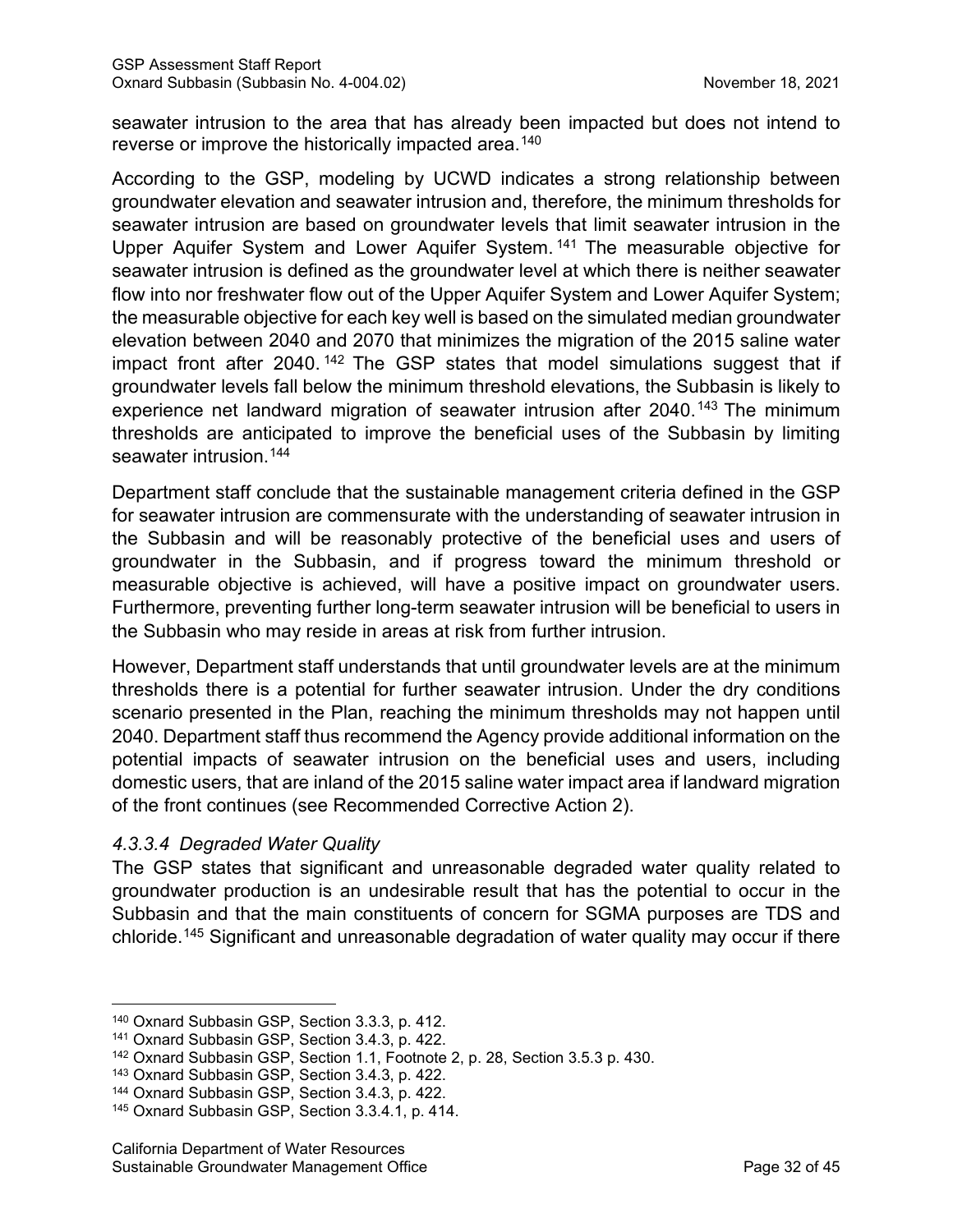seawater intrusion to the area that has already been impacted but does not intend to reverse or improve the historically impacted area.[140]

According to the GSP, modeling by UCWD indicates a strong relationship between groundwater elevation and seawater intrusion and, therefore, the minimum thresholds for seawater intrusion are based on groundwater levels that limit seawater intrusion in the Upper Aquifer System and Lower Aquifer System.[141] The measurable objective for seawater intrusion is defined as the groundwater level at which there is neither seawater flow into nor freshwater flow out of the Upper Aquifer System and Lower Aquifer System; the measurable objective for each key well is based on the simulated median groundwater elevation between 2040 and 2070 that minimizes the migration of the 2015 saline water impact front after 2040.[142] The GSP states that model simulations suggest that if groundwater levels fall below the minimum threshold elevations, the Subbasin is likely to experience net landward migration of seawater intrusion after 2040.[143] The minimum thresholds are anticipated to improve the beneficial uses of the Subbasin by limiting seawater intrusion.[144]

Department staff conclude that the sustainable management criteria defined in the GSP for seawater intrusion are commensurate with the understanding of seawater intrusion in the Subbasin and will be reasonably protective of the beneficial uses and users of groundwater in the Subbasin, and if progress toward the minimum threshold or measurable objective is achieved, will have a positive impact on groundwater users. Furthermore, preventing further long-term seawater intrusion will be beneficial to users in the Subbasin who may reside in areas at risk from further intrusion.

However, Department staff understands that until groundwater levels are at the minimum thresholds there is a potential for further seawater intrusion. Under the dry conditions scenario presented in the Plan, reaching the minimum thresholds may not happen until 2040. Department staff thus recommend the Agency provide additional information on the potential impacts of seawater intrusion on the beneficial uses and users, including domestic users, that are inland of the 2015 saline water impact area if landward migration of the front continues (see Recommended Corrective Action 2).

#### *4.3.3.4 Degraded Water Quality*

The GSP states that significant and unreasonable degraded water quality related to groundwater production is an undesirable result that has the potential to occur in the Subbasin and that the main constituents of concern for SGMA purposes are TDS and chloride.[145] Significant and unreasonable degradation of water quality may occur if there

---

[140] Oxnard Subbasin GSP, Section 3.3.3, p. 412.

[141] Oxnard Subbasin GSP, Section 3.4.3, p. 422.

[142] Oxnard Subbasin GSP, Section 1.1, Footnote 2, p. 28, Section 3.5.3 p. 430.

[143] Oxnard Subbasin GSP, Section 3.4.3, p. 422.

[144] Oxnard Subbasin GSP, Section 3.4.3, p. 422.

[145] Oxnard Subbasin GSP, Section 3.3.4.1, p. 414.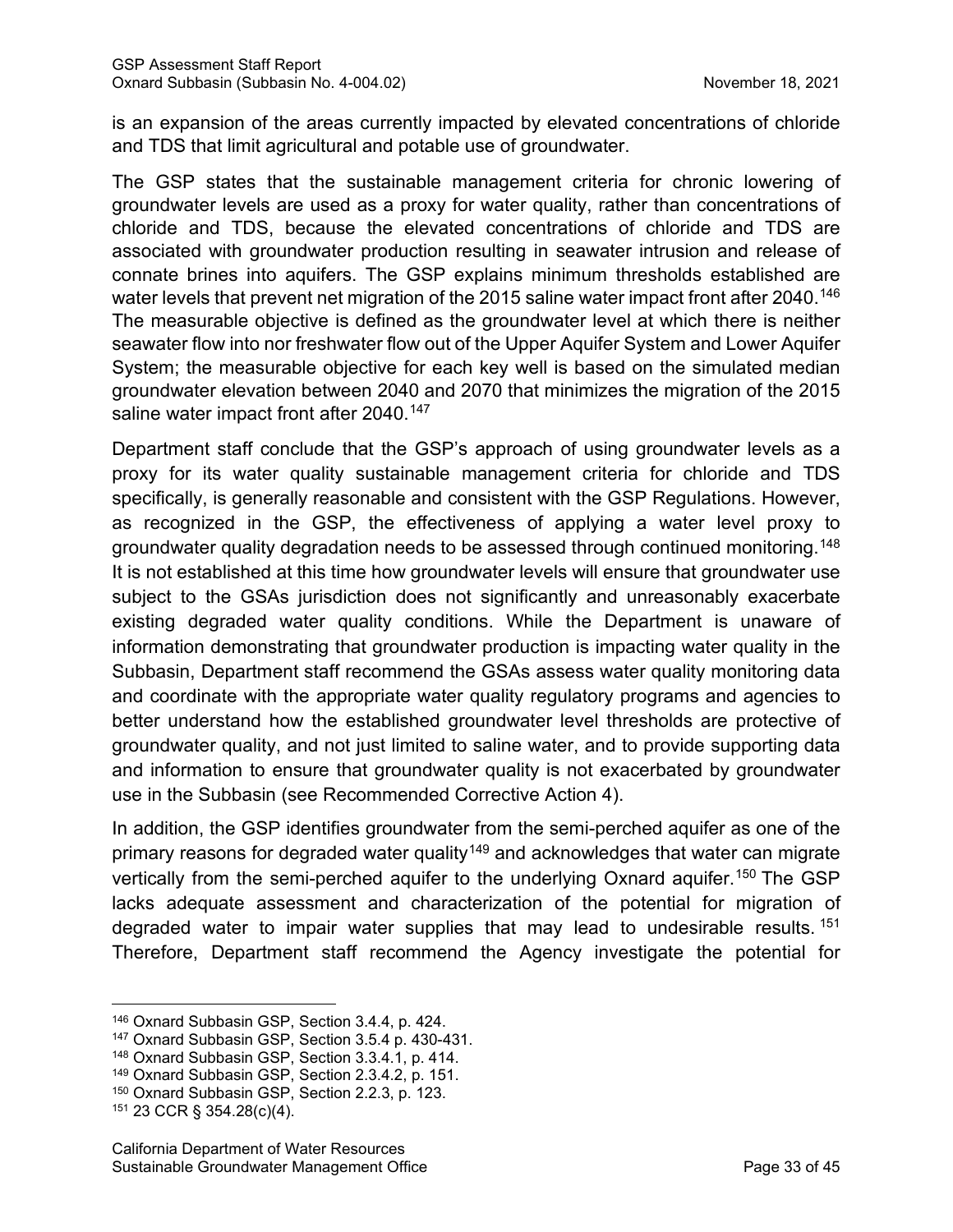is an expansion of the areas currently impacted by elevated concentrations of chloride and TDS that limit agricultural and potable use of groundwater.

The GSP states that the sustainable management criteria for chronic lowering of groundwater levels are used as a proxy for water quality, rather than concentrations of chloride and TDS, because the elevated concentrations of chloride and TDS are associated with groundwater production resulting in seawater intrusion and release of connate brines into aquifers. The GSP explains minimum thresholds established are water levels that prevent net migration of the 2015 saline water impact front after 2040.[146] The measurable objective is defined as the groundwater level at which there is neither seawater flow into nor freshwater flow out of the Upper Aquifer System and Lower Aquifer System; the measurable objective for each key well is based on the simulated median groundwater elevation between 2040 and 2070 that minimizes the migration of the 2015 saline water impact front after 2040.[147]

Department staff conclude that the GSP's approach of using groundwater levels as a proxy for its water quality sustainable management criteria for chloride and TDS specifically, is generally reasonable and consistent with the GSP Regulations. However, as recognized in the GSP, the effectiveness of applying a water level proxy to groundwater quality degradation needs to be assessed through continued monitoring.[148] It is not established at this time how groundwater levels will ensure that groundwater use subject to the GSAs jurisdiction does not significantly and unreasonably exacerbate existing degraded water quality conditions. While the Department is unaware of information demonstrating that groundwater production is impacting water quality in the Subbasin, Department staff recommend the GSAs assess water quality monitoring data and coordinate with the appropriate water quality regulatory programs and agencies to better understand how the established groundwater level thresholds are protective of groundwater quality, and not just limited to saline water, and to provide supporting data and information to ensure that groundwater quality is not exacerbated by groundwater use in the Subbasin (see Recommended Corrective Action 4).

In addition, the GSP identifies groundwater from the semi-perched aquifer as one of the primary reasons for degraded water quality[149] and acknowledges that water can migrate vertically from the semi-perched aquifer to the underlying Oxnard aquifer.[150] The GSP lacks adequate assessment and characterization of the potential for migration of degraded water to impair water supplies that may lead to undesirable results.[151] Therefore, Department staff recommend the Agency investigate the potential for

---

[146] Oxnard Subbasin GSP, Section 3.4.4, p. 424.

[147] Oxnard Subbasin GSP, Section 3.5.4 p. 430-431.

[148] Oxnard Subbasin GSP, Section 3.3.4.1, p. 414.

[149] Oxnard Subbasin GSP, Section 2.3.4.2, p. 151.

[150] Oxnard Subbasin GSP, Section 2.2.3, p. 123.

[151] 23 CCR § 354.28(c)(4).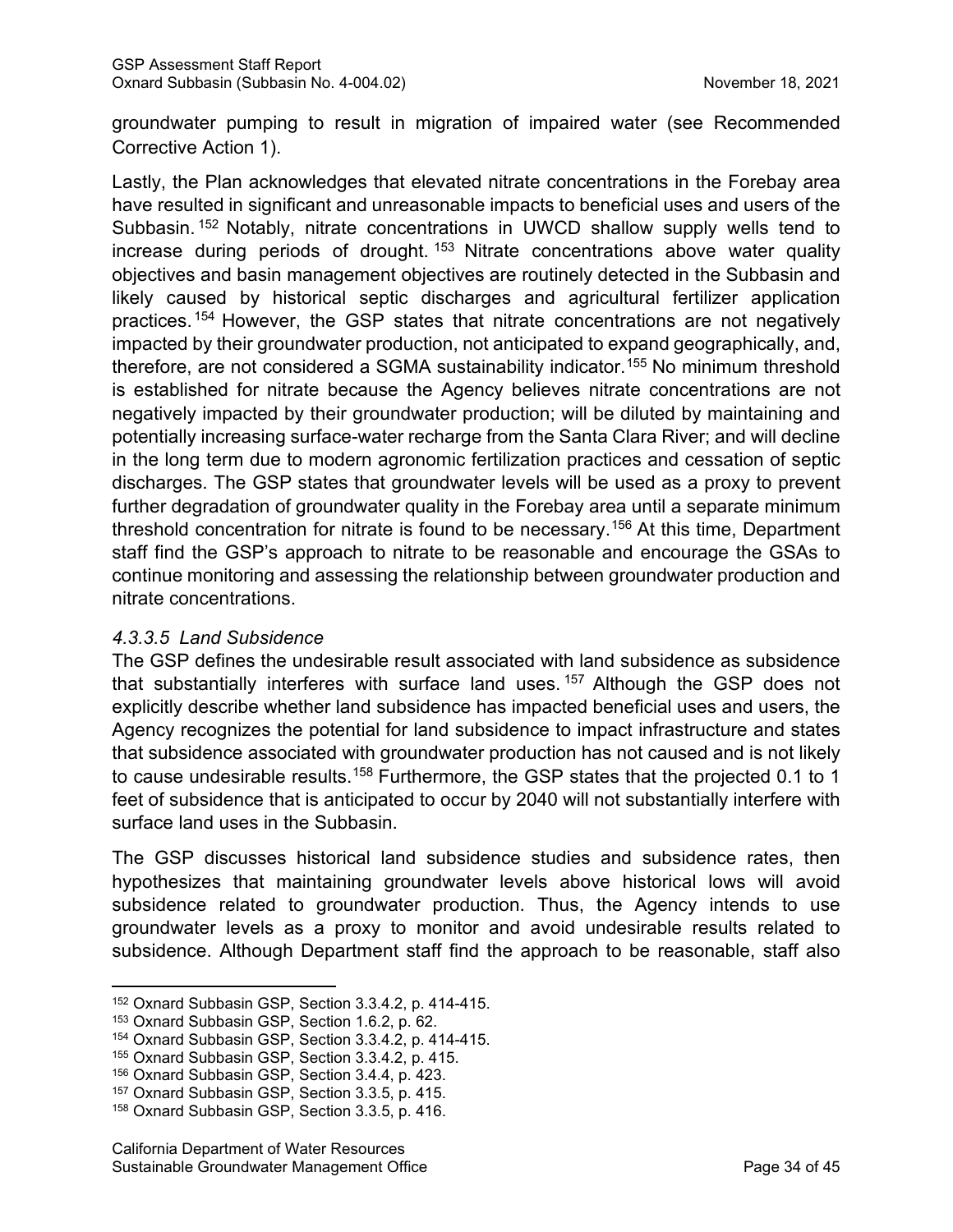groundwater pumping to result in migration of impaired water (see Recommended Corrective Action 1).

Lastly, the Plan acknowledges that elevated nitrate concentrations in the Forebay area have resulted in significant and unreasonable impacts to beneficial uses and users of the Subbasin.[152] Notably, nitrate concentrations in UWCD shallow supply wells tend to increase during periods of drought.[153] Nitrate concentrations above water quality objectives and basin management objectives are routinely detected in the Subbasin and likely caused by historical septic discharges and agricultural fertilizer application practices.[154] However, the GSP states that nitrate concentrations are not negatively impacted by their groundwater production, not anticipated to expand geographically, and, therefore, are not considered a SGMA sustainability indicator.[155] No minimum threshold is established for nitrate because the Agency believes nitrate concentrations are not negatively impacted by their groundwater production; will be diluted by maintaining and potentially increasing surface-water recharge from the Santa Clara River; and will decline in the long term due to modern agronomic fertilization practices and cessation of septic discharges. The GSP states that groundwater levels will be used as a proxy to prevent further degradation of groundwater quality in the Forebay area until a separate minimum threshold concentration for nitrate is found to be necessary.[156] At this time, Department staff find the GSP's approach to nitrate to be reasonable and encourage the GSAs to continue monitoring and assessing the relationship between groundwater production and nitrate concentrations.

#### *4.3.3.5 Land Subsidence*

The GSP defines the undesirable result associated with land subsidence as subsidence that substantially interferes with surface land uses.[157] Although the GSP does not explicitly describe whether land subsidence has impacted beneficial uses and users, the Agency recognizes the potential for land subsidence to impact infrastructure and states that subsidence associated with groundwater production has not caused and is not likely to cause undesirable results.[158] Furthermore, the GSP states that the projected 0.1 to 1 feet of subsidence that is anticipated to occur by 2040 will not substantially interfere with surface land uses in the Subbasin.

The GSP discusses historical land subsidence studies and subsidence rates, then hypothesizes that maintaining groundwater levels above historical lows will avoid subsidence related to groundwater production. Thus, the Agency intends to use groundwater levels as a proxy to monitor and avoid undesirable results related to subsidence. Although Department staff find the approach to be reasonable, staff also

---

[152] Oxnard Subbasin GSP, Section 3.3.4.2, p. 414-415.

[153] Oxnard Subbasin GSP, Section 1.6.2, p. 62.

[154] Oxnard Subbasin GSP, Section 3.3.4.2, p. 414-415.

[155] Oxnard Subbasin GSP, Section 3.3.4.2, p. 415.

[156] Oxnard Subbasin GSP, Section 3.4.4, p. 423.

[157] Oxnard Subbasin GSP, Section 3.3.5, p. 415.

[158] Oxnard Subbasin GSP, Section 3.3.5, p. 416.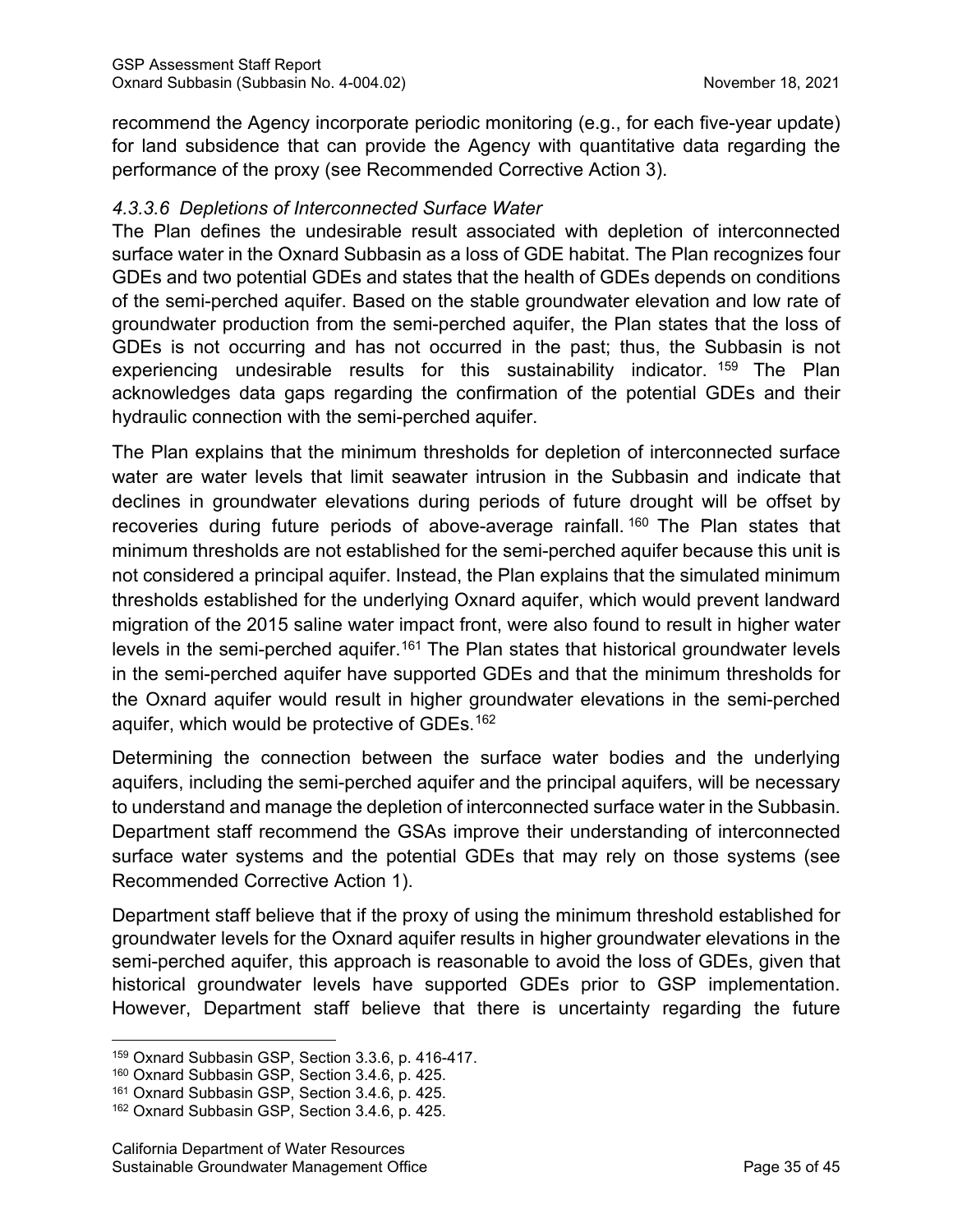recommend the Agency incorporate periodic monitoring (e.g., for each five-year update) for land subsidence that can provide the Agency with quantitative data regarding the performance of the proxy (see Recommended Corrective Action 3).

#### *4.3.3.6 Depletions of Interconnected Surface Water*

The Plan defines the undesirable result associated with depletion of interconnected surface water in the Oxnard Subbasin as a loss of GDE habitat. The Plan recognizes four GDEs and two potential GDEs and states that the health of GDEs depends on conditions of the semi-perched aquifer. Based on the stable groundwater elevation and low rate of groundwater production from the semi-perched aquifer, the Plan states that the loss of GDEs is not occurring and has not occurred in the past; thus, the Subbasin is not experiencing undesirable results for this sustainability indicator.[159] The Plan acknowledges data gaps regarding the confirmation of the potential GDEs and their hydraulic connection with the semi-perched aquifer.

The Plan explains that the minimum thresholds for depletion of interconnected surface water are water levels that limit seawater intrusion in the Subbasin and indicate that declines in groundwater elevations during periods of future drought will be offset by recoveries during future periods of above-average rainfall.[160] The Plan states that minimum thresholds are not established for the semi-perched aquifer because this unit is not considered a principal aquifer. Instead, the Plan explains that the simulated minimum thresholds established for the underlying Oxnard aquifer, which would prevent landward migration of the 2015 saline water impact front, were also found to result in higher water levels in the semi-perched aquifer.[161] The Plan states that historical groundwater levels in the semi-perched aquifer have supported GDEs and that the minimum thresholds for the Oxnard aquifer would result in higher groundwater elevations in the semi-perched aquifer, which would be protective of GDEs.[162]

Determining the connection between the surface water bodies and the underlying aquifers, including the semi-perched aquifer and the principal aquifers, will be necessary to understand and manage the depletion of interconnected surface water in the Subbasin. Department staff recommend the GSAs improve their understanding of interconnected surface water systems and the potential GDEs that may rely on those systems (see Recommended Corrective Action 1).

Department staff believe that if the proxy of using the minimum threshold established for groundwater levels for the Oxnard aquifer results in higher groundwater elevations in the semi-perched aquifer, this approach is reasonable to avoid the loss of GDEs, given that historical groundwater levels have supported GDEs prior to GSP implementation. However, Department staff believe that there is uncertainty regarding the future

---

[159] Oxnard Subbasin GSP, Section 3.3.6, p. 416-417.
[160] Oxnard Subbasin GSP, Section 3.4.6, p. 425.
[161] Oxnard Subbasin GSP, Section 3.4.6, p. 425.
[162] Oxnard Subbasin GSP, Section 3.4.6, p. 425.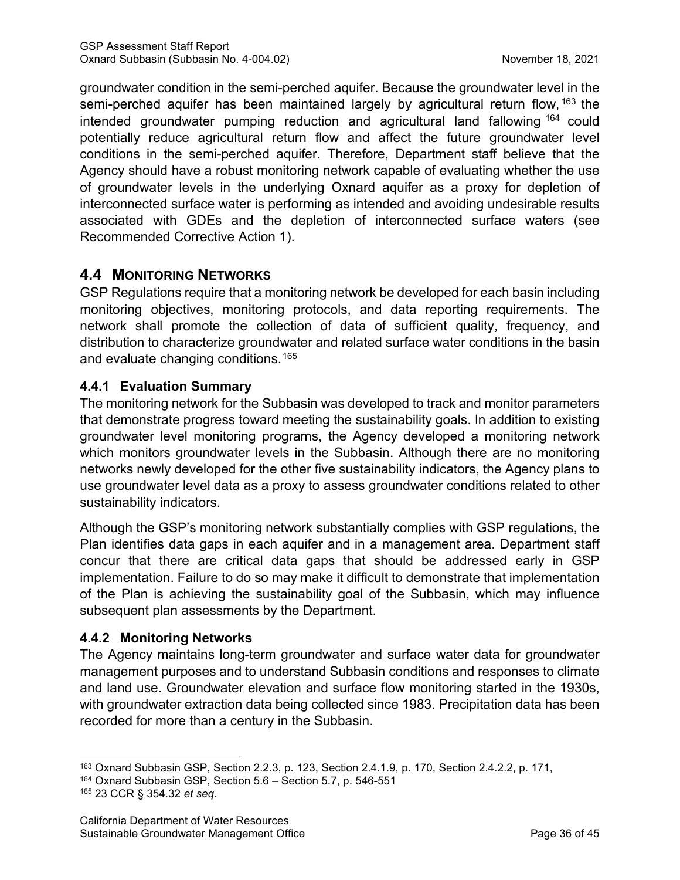groundwater condition in the semi-perched aquifer. Because the groundwater level in the semi-perched aquifer has been maintained largely by agricultural return flow,[163] the intended groundwater pumping reduction and agricultural land fallowing[164] could potentially reduce agricultural return flow and affect the future groundwater level conditions in the semi-perched aquifer. Therefore, Department staff believe that the Agency should have a robust monitoring network capable of evaluating whether the use of groundwater levels in the underlying Oxnard aquifer as a proxy for depletion of interconnected surface water is performing as intended and avoiding undesirable results associated with GDEs and the depletion of interconnected surface waters (see Recommended Corrective Action 1).

## 4.4 Monitoring Networks

GSP Regulations require that a monitoring network be developed for each basin including monitoring objectives, monitoring protocols, and data reporting requirements. The network shall promote the collection of data of sufficient quality, frequency, and distribution to characterize groundwater and related surface water conditions in the basin and evaluate changing conditions.[165]

### 4.4.1 Evaluation Summary

The monitoring network for the Subbasin was developed to track and monitor parameters that demonstrate progress toward meeting the sustainability goals. In addition to existing groundwater level monitoring programs, the Agency developed a monitoring network which monitors groundwater levels in the Subbasin. Although there are no monitoring networks newly developed for the other five sustainability indicators, the Agency plans to use groundwater level data as a proxy to assess groundwater conditions related to other sustainability indicators.

Although the GSP's monitoring network substantially complies with GSP regulations, the Plan identifies data gaps in each aquifer and in a management area. Department staff concur that there are critical data gaps that should be addressed early in GSP implementation. Failure to do so may make it difficult to demonstrate that implementation of the Plan is achieving the sustainability goal of the Subbasin, which may influence subsequent plan assessments by the Department.

### 4.4.2 Monitoring Networks

The Agency maintains long-term groundwater and surface water data for groundwater management purposes and to understand Subbasin conditions and responses to climate and land use. Groundwater elevation and surface flow monitoring started in the 1930s, with groundwater extraction data being collected since 1983. Precipitation data has been recorded for more than a century in the Subbasin.

[163] Oxnard Subbasin GSP, Section 2.2.3, p. 123, Section 2.4.1.9, p. 170, Section 2.4.2.2, p. 171,

[164] Oxnard Subbasin GSP, Section 5.6 – Section 5.7, p. 546-551

[165] 23 CCR § 354.32 *et seq.*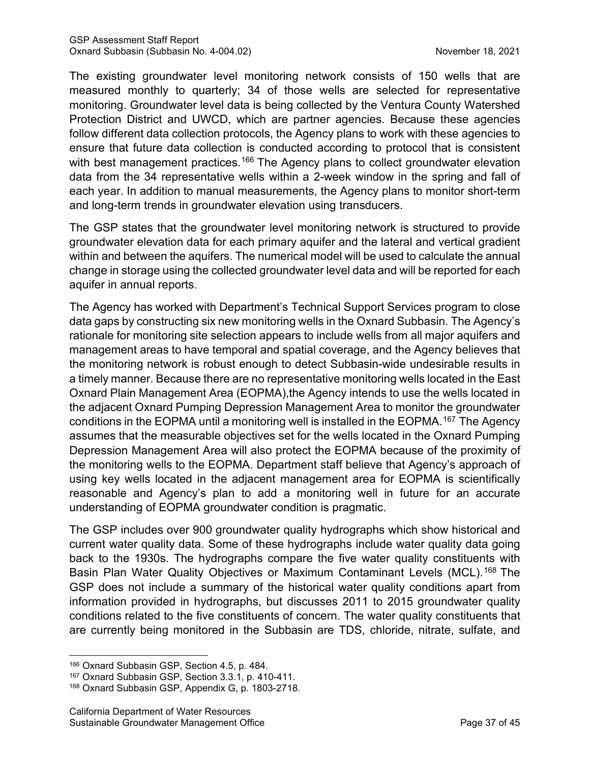The existing groundwater level monitoring network consists of 150 wells that are measured monthly to quarterly; 34 of those wells are selected for representative monitoring. Groundwater level data is being collected by the Ventura County Watershed Protection District and UWCD, which are partner agencies. Because these agencies follow different data collection protocols, the Agency plans to work with these agencies to ensure that future data collection is conducted according to protocol that is consistent with best management practices.[166] The Agency plans to collect groundwater elevation data from the 34 representative wells within a 2-week window in the spring and fall of each year. In addition to manual measurements, the Agency plans to monitor short-term and long-term trends in groundwater elevation using transducers.

The GSP states that the groundwater level monitoring network is structured to provide groundwater elevation data for each primary aquifer and the lateral and vertical gradient within and between the aquifers. The numerical model will be used to calculate the annual change in storage using the collected groundwater level data and will be reported for each aquifer in annual reports.

The Agency has worked with Department's Technical Support Services program to close data gaps by constructing six new monitoring wells in the Oxnard Subbasin. The Agency's rationale for monitoring site selection appears to include wells from all major aquifers and management areas to have temporal and spatial coverage, and the Agency believes that the monitoring network is robust enough to detect Subbasin-wide undesirable results in a timely manner. Because there are no representative monitoring wells located in the East Oxnard Plain Management Area (EOPMA),the Agency intends to use the wells located in the adjacent Oxnard Pumping Depression Management Area to monitor the groundwater conditions in the EOPMA until a monitoring well is installed in the EOPMA.[167] The Agency assumes that the measurable objectives set for the wells located in the Oxnard Pumping Depression Management Area will also protect the EOPMA because of the proximity of the monitoring wells to the EOPMA. Department staff believe that Agency's approach of using key wells located in the adjacent management area for EOPMA is scientifically reasonable and Agency's plan to add a monitoring well in future for an accurate understanding of EOPMA groundwater condition is pragmatic.

The GSP includes over 900 groundwater quality hydrographs which show historical and current water quality data. Some of these hydrographs include water quality data going back to the 1930s. The hydrographs compare the five water quality constituents with Basin Plan Water Quality Objectives or Maximum Contaminant Levels (MCL).[168] The GSP does not include a summary of the historical water quality conditions apart from information provided in hydrographs, but discusses 2011 to 2015 groundwater quality conditions related to the five constituents of concern. The water quality constituents that are currently being monitored in the Subbasin are TDS, chloride, nitrate, sulfate, and

---

[166] Oxnard Subbasin GSP, Section 4.5, p. 484.

[167] Oxnard Subbasin GSP, Section 3.3.1, p. 410-411.

[168] Oxnard Subbasin GSP, Appendix G, p. 1803-2718.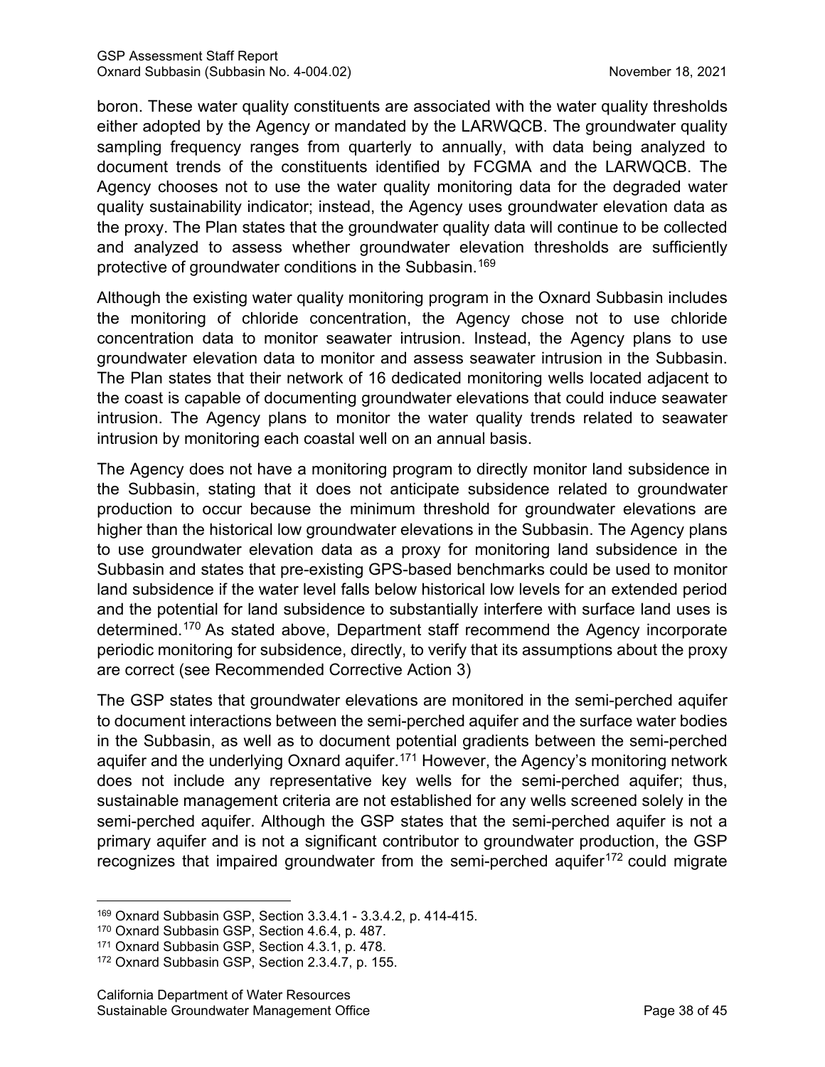boron. These water quality constituents are associated with the water quality thresholds either adopted by the Agency or mandated by the LARWQCB. The groundwater quality sampling frequency ranges from quarterly to annually, with data being analyzed to document trends of the constituents identified by FCGMA and the LARWQCB. The Agency chooses not to use the water quality monitoring data for the degraded water quality sustainability indicator; instead, the Agency uses groundwater elevation data as the proxy. The Plan states that the groundwater quality data will continue to be collected and analyzed to assess whether groundwater elevation thresholds are sufficiently protective of groundwater conditions in the Subbasin.[169]

Although the existing water quality monitoring program in the Oxnard Subbasin includes the monitoring of chloride concentration, the Agency chose not to use chloride concentration data to monitor seawater intrusion. Instead, the Agency plans to use groundwater elevation data to monitor and assess seawater intrusion in the Subbasin. The Plan states that their network of 16 dedicated monitoring wells located adjacent to the coast is capable of documenting groundwater elevations that could induce seawater intrusion. The Agency plans to monitor the water quality trends related to seawater intrusion by monitoring each coastal well on an annual basis.

The Agency does not have a monitoring program to directly monitor land subsidence in the Subbasin, stating that it does not anticipate subsidence related to groundwater production to occur because the minimum threshold for groundwater elevations are higher than the historical low groundwater elevations in the Subbasin. The Agency plans to use groundwater elevation data as a proxy for monitoring land subsidence in the Subbasin and states that pre-existing GPS-based benchmarks could be used to monitor land subsidence if the water level falls below historical low levels for an extended period and the potential for land subsidence to substantially interfere with surface land uses is determined.[170] As stated above, Department staff recommend the Agency incorporate periodic monitoring for subsidence, directly, to verify that its assumptions about the proxy are correct (see Recommended Corrective Action 3)

The GSP states that groundwater elevations are monitored in the semi-perched aquifer to document interactions between the semi-perched aquifer and the surface water bodies in the Subbasin, as well as to document potential gradients between the semi-perched aquifer and the underlying Oxnard aquifer.[171] However, the Agency's monitoring network does not include any representative key wells for the semi-perched aquifer; thus, sustainable management criteria are not established for any wells screened solely in the semi-perched aquifer. Although the GSP states that the semi-perched aquifer is not a primary aquifer and is not a significant contributor to groundwater production, the GSP recognizes that impaired groundwater from the semi-perched aquifer[172] could migrate

---

[169] Oxnard Subbasin GSP, Section 3.3.4.1 - 3.3.4.2, p. 414-415.

[170] Oxnard Subbasin GSP, Section 4.6.4, p. 487.

[171] Oxnard Subbasin GSP, Section 4.3.1, p. 478.

[172] Oxnard Subbasin GSP, Section 2.3.4.7, p. 155.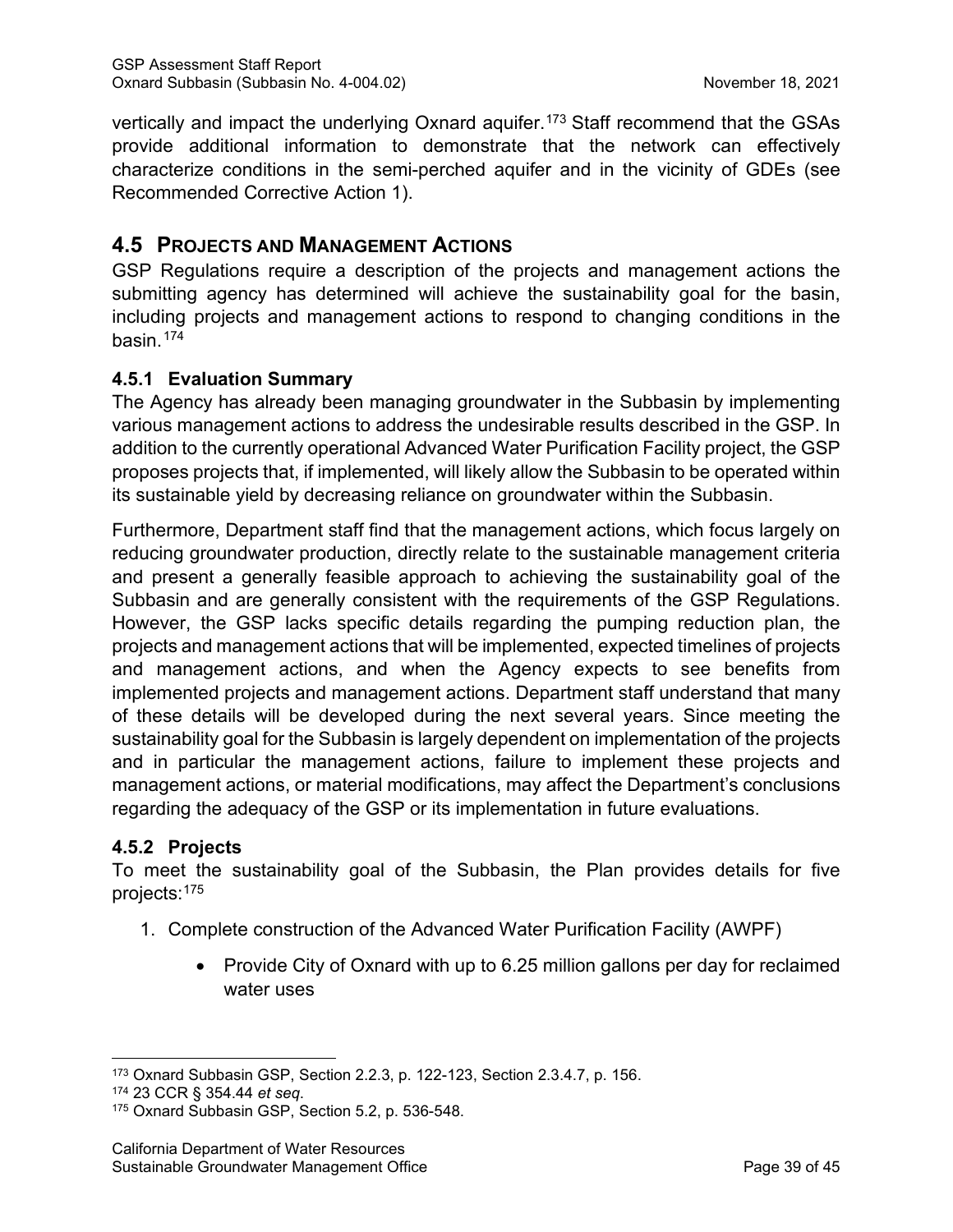vertically and impact the underlying Oxnard aquifer.[173] Staff recommend that the GSAs provide additional information to demonstrate that the network can effectively characterize conditions in the semi-perched aquifer and in the vicinity of GDEs (see Recommended Corrective Action 1).

## 4.5 Projects and Management Actions

GSP Regulations require a description of the projects and management actions the submitting agency has determined will achieve the sustainability goal for the basin, including projects and management actions to respond to changing conditions in the basin.[174]

### 4.5.1 Evaluation Summary

The Agency has already been managing groundwater in the Subbasin by implementing various management actions to address the undesirable results described in the GSP. In addition to the currently operational Advanced Water Purification Facility project, the GSP proposes projects that, if implemented, will likely allow the Subbasin to be operated within its sustainable yield by decreasing reliance on groundwater within the Subbasin.

Furthermore, Department staff find that the management actions, which focus largely on reducing groundwater production, directly relate to the sustainable management criteria and present a generally feasible approach to achieving the sustainability goal of the Subbasin and are generally consistent with the requirements of the GSP Regulations. However, the GSP lacks specific details regarding the pumping reduction plan, the projects and management actions that will be implemented, expected timelines of projects and management actions, and when the Agency expects to see benefits from implemented projects and management actions. Department staff understand that many of these details will be developed during the next several years. Since meeting the sustainability goal for the Subbasin is largely dependent on implementation of the projects and in particular the management actions, failure to implement these projects and management actions, or material modifications, may affect the Department's conclusions regarding the adequacy of the GSP or its implementation in future evaluations.

### 4.5.2 Projects

To meet the sustainability goal of the Subbasin, the Plan provides details for five projects:[175]

1. Complete construction of the Advanced Water Purification Facility (AWPF)
    - Provide City of Oxnard with up to 6.25 million gallons per day for reclaimed water uses

---

[173] Oxnard Subbasin GSP, Section 2.2.3, p. 122-123, Section 2.3.4.7, p. 156.

[174] 23 CCR § 354.44 *et seq*.

[175] Oxnard Subbasin GSP, Section 5.2, p. 536-548.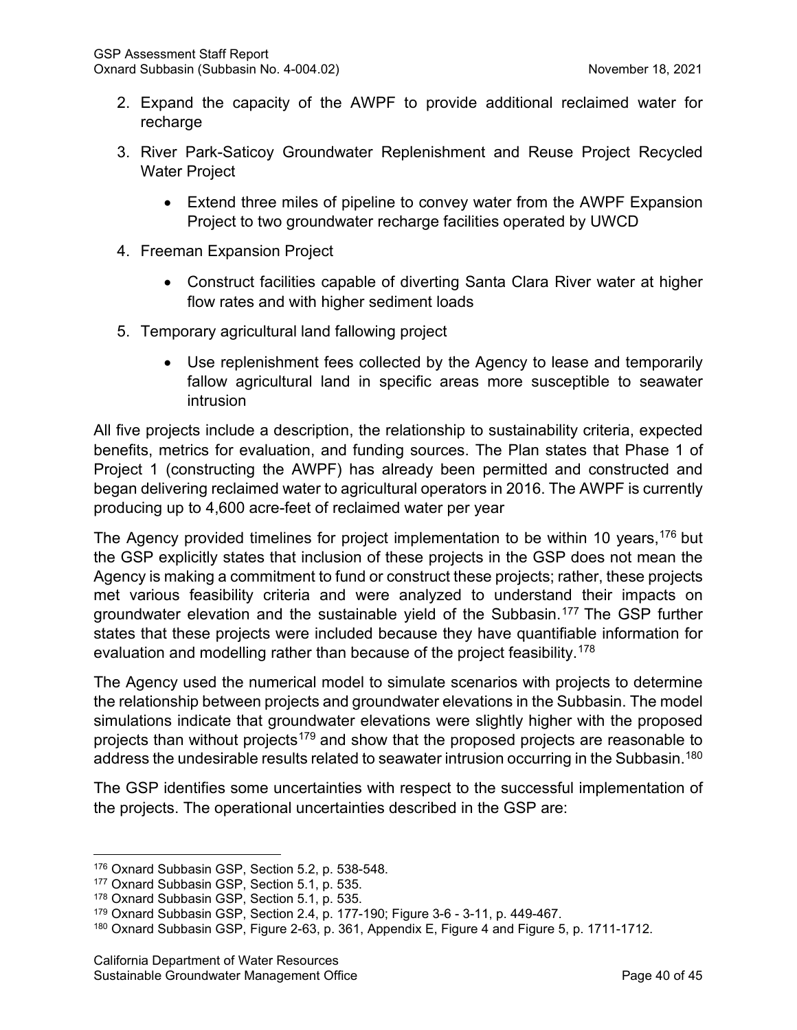2. Expand the capacity of the AWPF to provide additional reclaimed water for recharge

3. River Park-Saticoy Groundwater Replenishment and Reuse Project Recycled Water Project

    - Extend three miles of pipeline to convey water from the AWPF Expansion Project to two groundwater recharge facilities operated by UWCD

4. Freeman Expansion Project

    - Construct facilities capable of diverting Santa Clara River water at higher flow rates and with higher sediment loads

5. Temporary agricultural land fallowing project

    - Use replenishment fees collected by the Agency to lease and temporarily fallow agricultural land in specific areas more susceptible to seawater intrusion

All five projects include a description, the relationship to sustainability criteria, expected benefits, metrics for evaluation, and funding sources. The Plan states that Phase 1 of Project 1 (constructing the AWPF) has already been permitted and constructed and began delivering reclaimed water to agricultural operators in 2016. The AWPF is currently producing up to 4,600 acre-feet of reclaimed water per year

The Agency provided timelines for project implementation to be within 10 years,[176] but the GSP explicitly states that inclusion of these projects in the GSP does not mean the Agency is making a commitment to fund or construct these projects; rather, these projects met various feasibility criteria and were analyzed to understand their impacts on groundwater elevation and the sustainable yield of the Subbasin.[177] The GSP further states that these projects were included because they have quantifiable information for evaluation and modelling rather than because of the project feasibility.[178]

The Agency used the numerical model to simulate scenarios with projects to determine the relationship between projects and groundwater elevations in the Subbasin. The model simulations indicate that groundwater elevations were slightly higher with the proposed projects than without projects[179] and show that the proposed projects are reasonable to address the undesirable results related to seawater intrusion occurring in the Subbasin.[180]

The GSP identifies some uncertainties with respect to the successful implementation of the projects. The operational uncertainties described in the GSP are:

---

[176] Oxnard Subbasin GSP, Section 5.2, p. 538-548.

[177] Oxnard Subbasin GSP, Section 5.1, p. 535.

[178] Oxnard Subbasin GSP, Section 5.1, p. 535.

[179] Oxnard Subbasin GSP, Section 2.4, p. 177-190; Figure 3-6 - 3-11, p. 449-467.

[180] Oxnard Subbasin GSP, Figure 2-63, p. 361, Appendix E, Figure 4 and Figure 5, p. 1711-1712.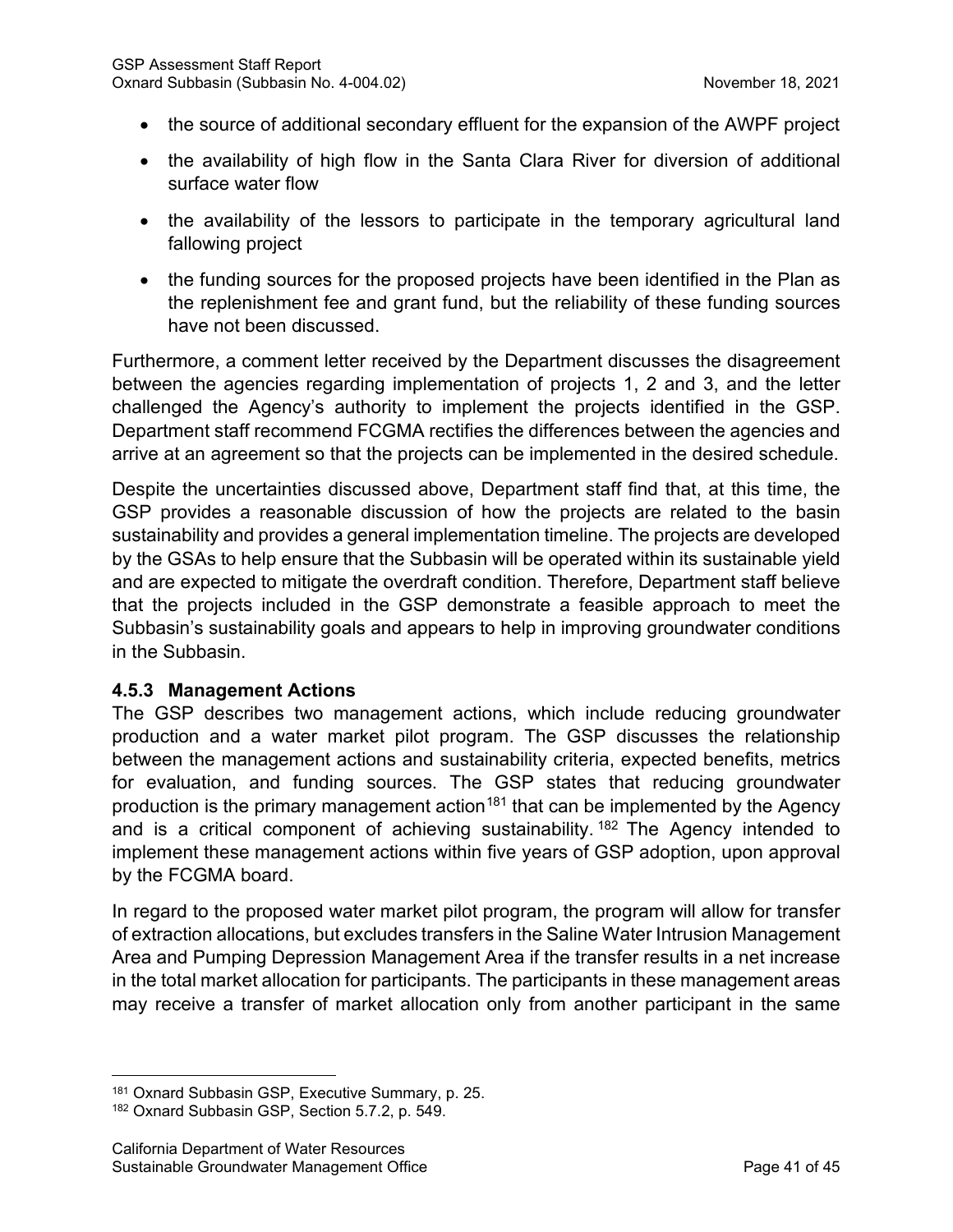- the source of additional secondary effluent for the expansion of the AWPF project
- the availability of high flow in the Santa Clara River for diversion of additional surface water flow
- the availability of the lessors to participate in the temporary agricultural land fallowing project
- the funding sources for the proposed projects have been identified in the Plan as the replenishment fee and grant fund, but the reliability of these funding sources have not been discussed.

Furthermore, a comment letter received by the Department discusses the disagreement between the agencies regarding implementation of projects 1, 2 and 3, and the letter challenged the Agency's authority to implement the projects identified in the GSP. Department staff recommend FCGMA rectifies the differences between the agencies and arrive at an agreement so that the projects can be implemented in the desired schedule.

Despite the uncertainties discussed above, Department staff find that, at this time, the GSP provides a reasonable discussion of how the projects are related to the basin sustainability and provides a general implementation timeline. The projects are developed by the GSAs to help ensure that the Subbasin will be operated within its sustainable yield and are expected to mitigate the overdraft condition. Therefore, Department staff believe that the projects included in the GSP demonstrate a feasible approach to meet the Subbasin's sustainability goals and appears to help in improving groundwater conditions in the Subbasin.

### 4.5.3 Management Actions

The GSP describes two management actions, which include reducing groundwater production and a water market pilot program. The GSP discusses the relationship between the management actions and sustainability criteria, expected benefits, metrics for evaluation, and funding sources. The GSP states that reducing groundwater production is the primary management action[181] that can be implemented by the Agency and is a critical component of achieving sustainability.[182] The Agency intended to implement these management actions within five years of GSP adoption, upon approval by the FCGMA board.

In regard to the proposed water market pilot program, the program will allow for transfer of extraction allocations, but excludes transfers in the Saline Water Intrusion Management Area and Pumping Depression Management Area if the transfer results in a net increase in the total market allocation for participants. The participants in these management areas may receive a transfer of market allocation only from another participant in the same

---

[181] Oxnard Subbasin GSP, Executive Summary, p. 25.

[182] Oxnard Subbasin GSP, Section 5.7.2, p. 549.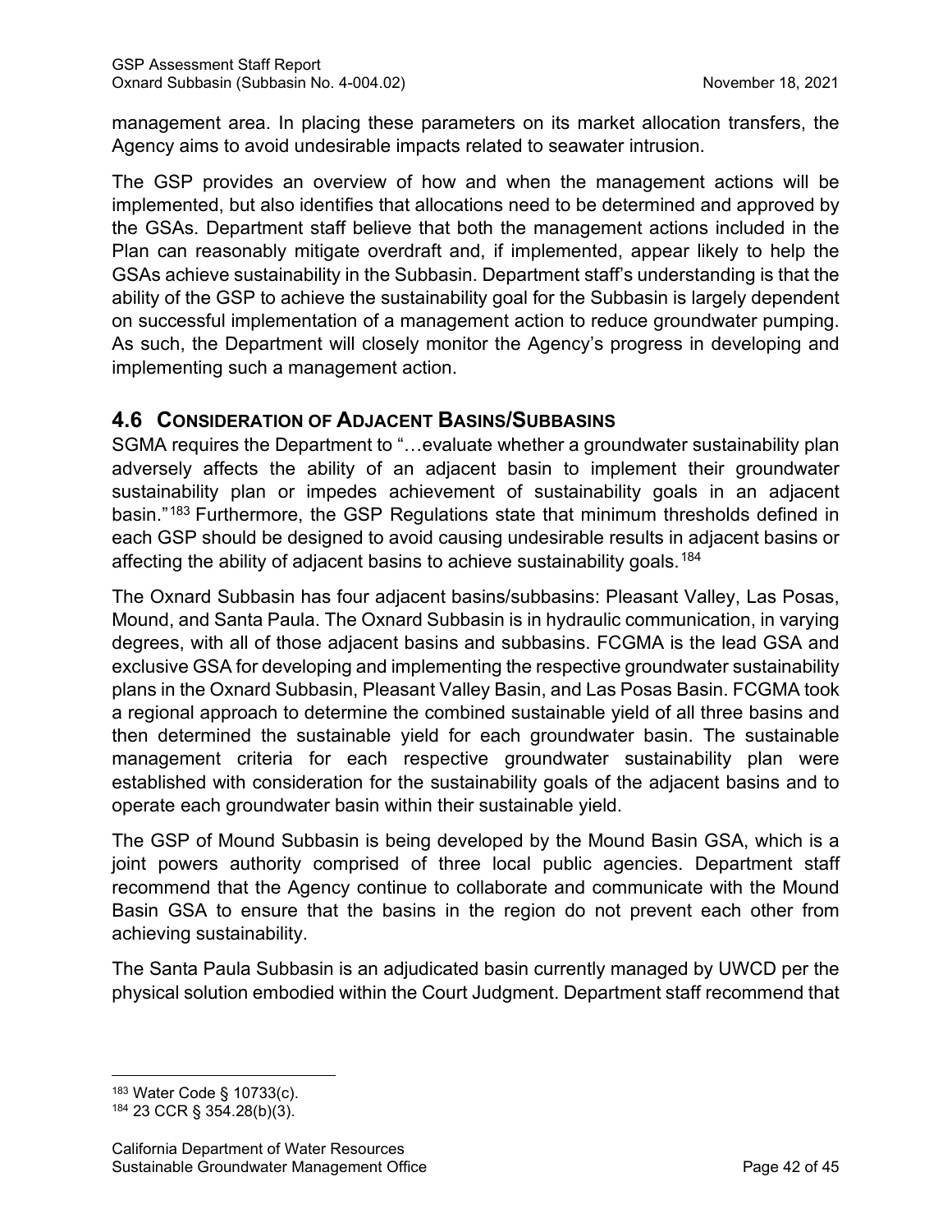management area. In placing these parameters on its market allocation transfers, the Agency aims to avoid undesirable impacts related to seawater intrusion.

The GSP provides an overview of how and when the management actions will be implemented, but also identifies that allocations need to be determined and approved by the GSAs. Department staff believe that both the management actions included in the Plan can reasonably mitigate overdraft and, if implemented, appear likely to help the GSAs achieve sustainability in the Subbasin. Department staff's understanding is that the ability of the GSP to achieve the sustainability goal for the Subbasin is largely dependent on successful implementation of a management action to reduce groundwater pumping. As such, the Department will closely monitor the Agency's progress in developing and implementing such a management action.

## 4.6 Consideration of Adjacent Basins/Subbasins

SGMA requires the Department to "…evaluate whether a groundwater sustainability plan adversely affects the ability of an adjacent basin to implement their groundwater sustainability plan or impedes achievement of sustainability goals in an adjacent basin."[183] Furthermore, the GSP Regulations state that minimum thresholds defined in each GSP should be designed to avoid causing undesirable results in adjacent basins or affecting the ability of adjacent basins to achieve sustainability goals.[184]

The Oxnard Subbasin has four adjacent basins/subbasins: Pleasant Valley, Las Posas, Mound, and Santa Paula. The Oxnard Subbasin is in hydraulic communication, in varying degrees, with all of those adjacent basins and subbasins. FCGMA is the lead GSA and exclusive GSA for developing and implementing the respective groundwater sustainability plans in the Oxnard Subbasin, Pleasant Valley Basin, and Las Posas Basin. FCGMA took a regional approach to determine the combined sustainable yield of all three basins and then determined the sustainable yield for each groundwater basin. The sustainable management criteria for each respective groundwater sustainability plan were established with consideration for the sustainability goals of the adjacent basins and to operate each groundwater basin within their sustainable yield.

The GSP of Mound Subbasin is being developed by the Mound Basin GSA, which is a joint powers authority comprised of three local public agencies. Department staff recommend that the Agency continue to collaborate and communicate with the Mound Basin GSA to ensure that the basins in the region do not prevent each other from achieving sustainability.

The Santa Paula Subbasin is an adjudicated basin currently managed by UWCD per the physical solution embodied within the Court Judgment. Department staff recommend that

---

[183] Water Code § 10733(c).

[184] 23 CCR § 354.28(b)(3).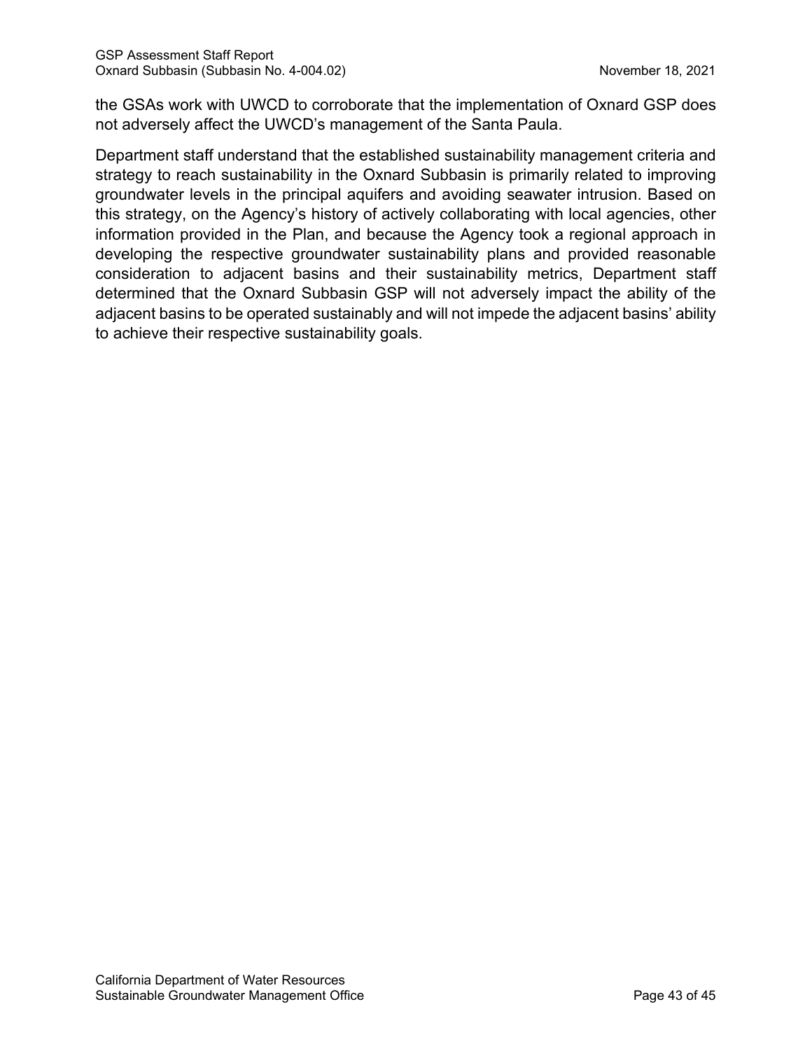the GSAs work with UWCD to corroborate that the implementation of Oxnard GSP does not adversely affect the UWCD's management of the Santa Paula.

Department staff understand that the established sustainability management criteria and strategy to reach sustainability in the Oxnard Subbasin is primarily related to improving groundwater levels in the principal aquifers and avoiding seawater intrusion. Based on this strategy, on the Agency's history of actively collaborating with local agencies, other information provided in the Plan, and because the Agency took a regional approach in developing the respective groundwater sustainability plans and provided reasonable consideration to adjacent basins and their sustainability metrics, Department staff determined that the Oxnard Subbasin GSP will not adversely impact the ability of the adjacent basins to be operated sustainably and will not impede the adjacent basins' ability to achieve their respective sustainability goals.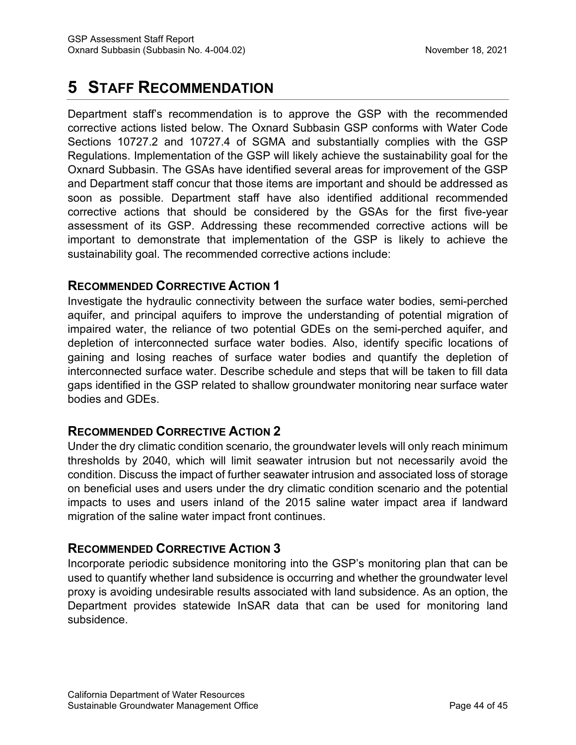# 5 STAFF RECOMMENDATION

Department staff's recommendation is to approve the GSP with the recommended corrective actions listed below. The Oxnard Subbasin GSP conforms with Water Code Sections 10727.2 and 10727.4 of SGMA and substantially complies with the GSP Regulations. Implementation of the GSP will likely achieve the sustainability goal for the Oxnard Subbasin. The GSAs have identified several areas for improvement of the GSP and Department staff concur that those items are important and should be addressed as soon as possible. Department staff have also identified additional recommended corrective actions that should be considered by the GSAs for the first five-year assessment of its GSP. Addressing these recommended corrective actions will be important to demonstrate that implementation of the GSP is likely to achieve the sustainability goal. The recommended corrective actions include:

## RECOMMENDED CORRECTIVE ACTION 1

Investigate the hydraulic connectivity between the surface water bodies, semi-perched aquifer, and principal aquifers to improve the understanding of potential migration of impaired water, the reliance of two potential GDEs on the semi-perched aquifer, and depletion of interconnected surface water bodies. Also, identify specific locations of gaining and losing reaches of surface water bodies and quantify the depletion of interconnected surface water. Describe schedule and steps that will be taken to fill data gaps identified in the GSP related to shallow groundwater monitoring near surface water bodies and GDEs.

## RECOMMENDED CORRECTIVE ACTION 2

Under the dry climatic condition scenario, the groundwater levels will only reach minimum thresholds by 2040, which will limit seawater intrusion but not necessarily avoid the condition. Discuss the impact of further seawater intrusion and associated loss of storage on beneficial uses and users under the dry climatic condition scenario and the potential impacts to uses and users inland of the 2015 saline water impact area if landward migration of the saline water impact front continues.

## RECOMMENDED CORRECTIVE ACTION 3

Incorporate periodic subsidence monitoring into the GSP's monitoring plan that can be used to quantify whether land subsidence is occurring and whether the groundwater level proxy is avoiding undesirable results associated with land subsidence. As an option, the Department provides statewide InSAR data that can be used for monitoring land subsidence.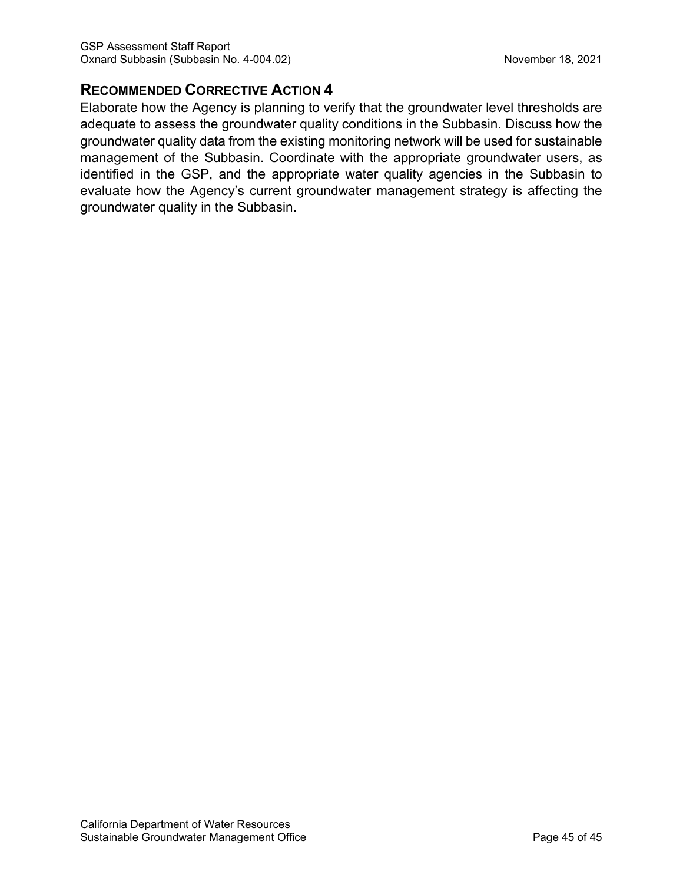## Recommended Corrective Action 4

Elaborate how the Agency is planning to verify that the groundwater level thresholds are adequate to assess the groundwater quality conditions in the Subbasin. Discuss how the groundwater quality data from the existing monitoring network will be used for sustainable management of the Subbasin. Coordinate with the appropriate groundwater users, as identified in the GSP, and the appropriate water quality agencies in the Subbasin to evaluate how the Agency's current groundwater management strategy is affecting the groundwater quality in the Subbasin.